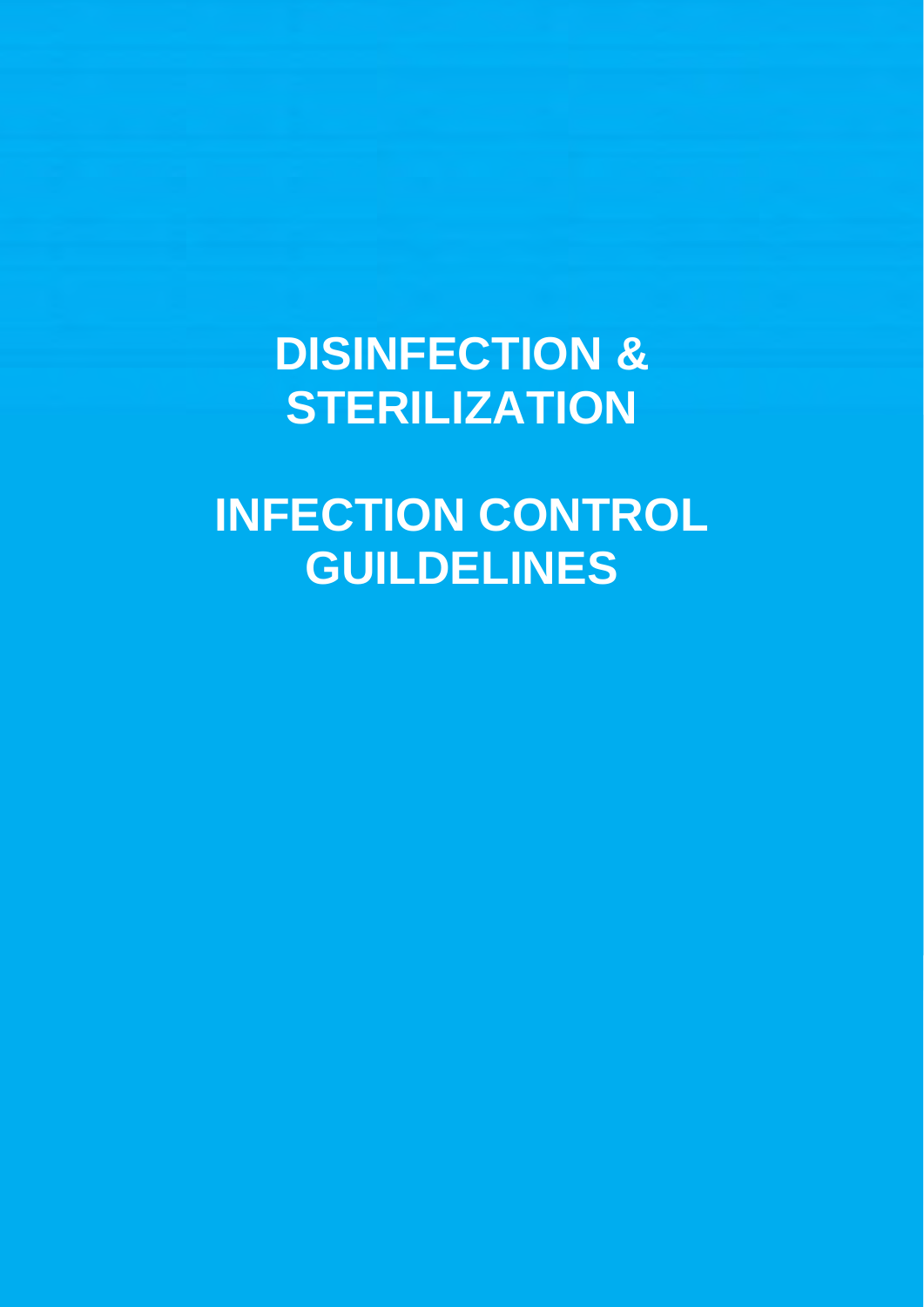# DISINFECTION & STERILIZATION

# INFECTION CONTROL GUILDELINES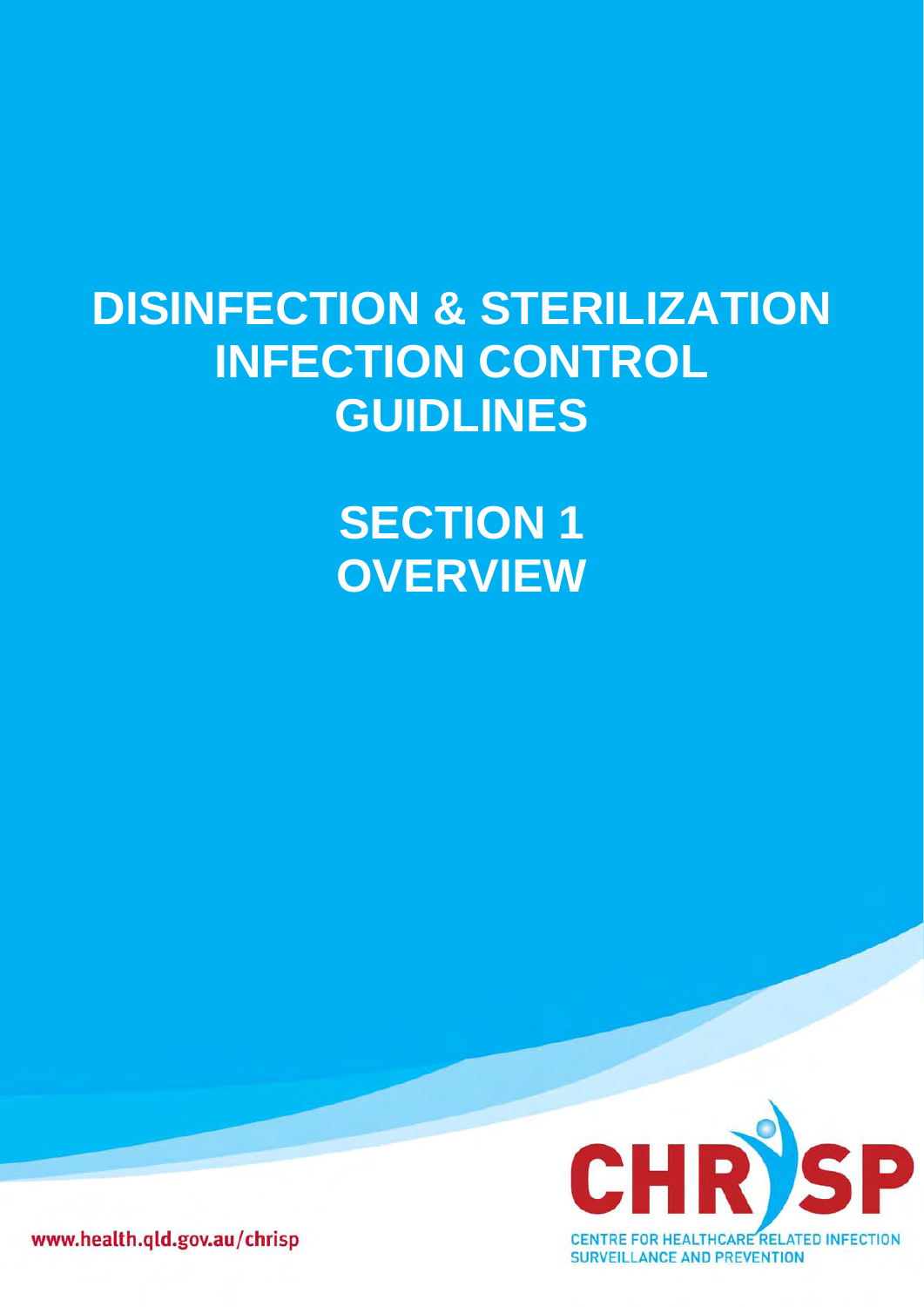# DISINFECTION & STERILIZATION INFECTION CONTROL GUIDLINES

# SECTION 1 OVERVIEW

www.health.qld.gov.au/chrisp

CHRISP

CENTRE FOR HEALTHCARE RELATED INFECTION SURVEILLANCE AND PREVENTION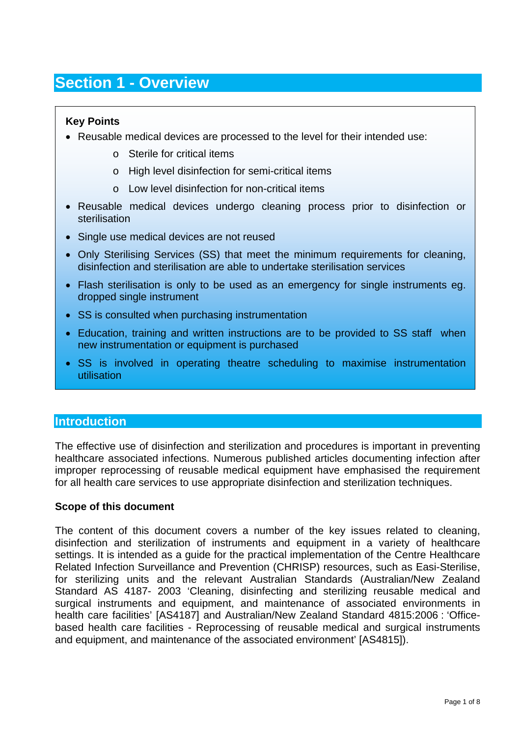# Section 1 - Overview

**Key Points**

- Reusable medical devices are processed to the level for their intended use:
  - Sterile for critical items
  - High level disinfection for semi-critical items
  - Low level disinfection for non-critical items
- Reusable medical devices undergo cleaning process prior to disinfection or sterilisation
- Single use medical devices are not reused
- Only Sterilising Services (SS) that meet the minimum requirements for cleaning, disinfection and sterilisation are able to undertake sterilisation services
- Flash sterilisation is only to be used as an emergency for single instruments eg. dropped single instrument
- SS is consulted when purchasing instrumentation
- Education, training and written instructions are to be provided to SS staff when new instrumentation or equipment is purchased
- SS is involved in operating theatre scheduling to maximise instrumentation utilisation

## Introduction

The effective use of disinfection and sterilization and procedures is important in preventing healthcare associated infections. Numerous published articles documenting infection after improper reprocessing of reusable medical equipment have emphasised the requirement for all health care services to use appropriate disinfection and sterilization techniques.

### Scope of this document

The content of this document covers a number of the key issues related to cleaning, disinfection and sterilization of instruments and equipment in a variety of healthcare settings. It is intended as a guide for the practical implementation of the Centre Healthcare Related Infection Surveillance and Prevention (CHRISP) resources, such as Easi-Sterilise, for sterilizing units and the relevant Australian Standards (Australian/New Zealand Standard AS 4187- 2003 'Cleaning, disinfecting and sterilizing reusable medical and surgical instruments and equipment, and maintenance of associated environments in health care facilities' [AS4187] and Australian/New Zealand Standard 4815:2006 : 'Office-based health care facilities - Reprocessing of reusable medical and surgical instruments and equipment, and maintenance of the associated environment' [AS4815]).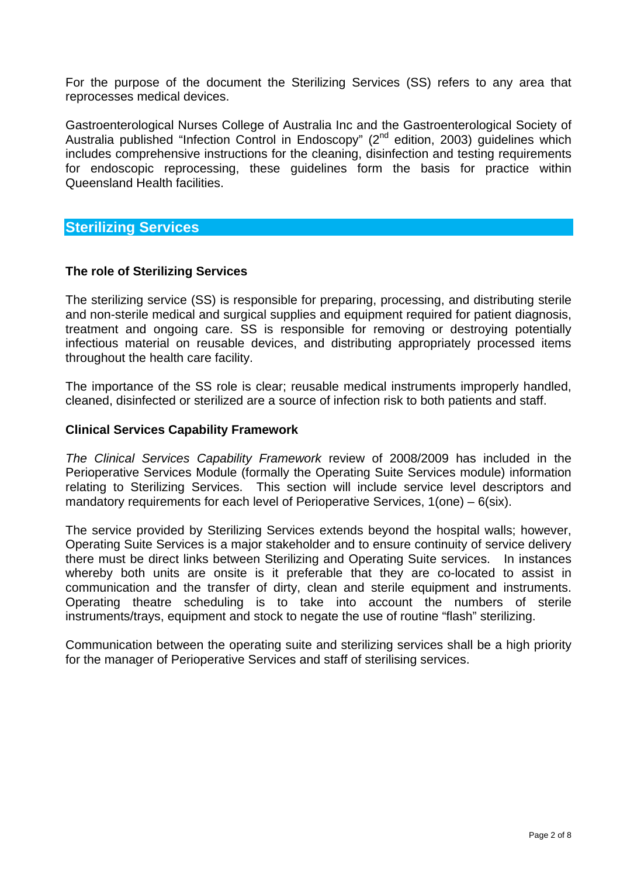For the purpose of the document the Sterilizing Services (SS) refers to any area that reprocesses medical devices.

Gastroenterological Nurses College of Australia Inc and the Gastroenterological Society of Australia published "Infection Control in Endoscopy" (2nd edition, 2003) guidelines which includes comprehensive instructions for the cleaning, disinfection and testing requirements for endoscopic reprocessing, these guidelines form the basis for practice within Queensland Health facilities.

## Sterilizing Services

### The role of Sterilizing Services

The sterilizing service (SS) is responsible for preparing, processing, and distributing sterile and non-sterile medical and surgical supplies and equipment required for patient diagnosis, treatment and ongoing care. SS is responsible for removing or destroying potentially infectious material on reusable devices, and distributing appropriately processed items throughout the health care facility.

The importance of the SS role is clear; reusable medical instruments improperly handled, cleaned, disinfected or sterilized are a source of infection risk to both patients and staff.

### Clinical Services Capability Framework

*The Clinical Services Capability Framework* review of 2008/2009 has included in the Perioperative Services Module (formally the Operating Suite Services module) information relating to Sterilizing Services. This section will include service level descriptors and mandatory requirements for each level of Perioperative Services, 1(one) – 6(six).

The service provided by Sterilizing Services extends beyond the hospital walls; however, Operating Suite Services is a major stakeholder and to ensure continuity of service delivery there must be direct links between Sterilizing and Operating Suite services. In instances whereby both units are onsite is it preferable that they are co-located to assist in communication and the transfer of dirty, clean and sterile equipment and instruments. Operating theatre scheduling is to take into account the numbers of sterile instruments/trays, equipment and stock to negate the use of routine "flash" sterilizing.

Communication between the operating suite and sterilizing services shall be a high priority for the manager of Perioperative Services and staff of sterilising services.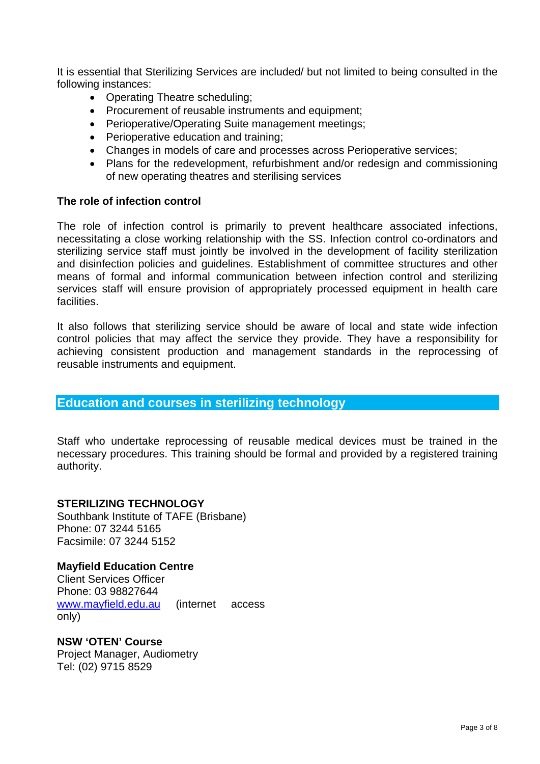It is essential that Sterilizing Services are included/ but not limited to being consulted in the following instances:

- Operating Theatre scheduling;
- Procurement of reusable instruments and equipment;
- Perioperative/Operating Suite management meetings;
- Perioperative education and training;
- Changes in models of care and processes across Perioperative services;
- Plans for the redevelopment, refurbishment and/or redesign and commissioning of new operating theatres and sterilising services

**The role of infection control**

The role of infection control is primarily to prevent healthcare associated infections, necessitating a close working relationship with the SS. Infection control co-ordinators and sterilizing service staff must jointly be involved in the development of facility sterilization and disinfection policies and guidelines. Establishment of committee structures and other means of formal and informal communication between infection control and sterilizing services staff will ensure provision of appropriately processed equipment in health care facilities.

It also follows that sterilizing service should be aware of local and state wide infection control policies that may affect the service they provide. They have a responsibility for achieving consistent production and management standards in the reprocessing of reusable instruments and equipment.

## Education and courses in sterilizing technology

Staff who undertake reprocessing of reusable medical devices must be trained in the necessary procedures. This training should be formal and provided by a registered training authority.

**STERILIZING TECHNOLOGY**
Southbank Institute of TAFE (Brisbane)
Phone: 07 3244 5165
Facsimile: 07 3244 5152

**Mayfield Education Centre**
Client Services Officer
Phone: 03 98827644
www.mayfield.edu.au (internet access only)

**NSW 'OTEN' Course**
Project Manager, Audiometry
Tel: (02) 9715 8529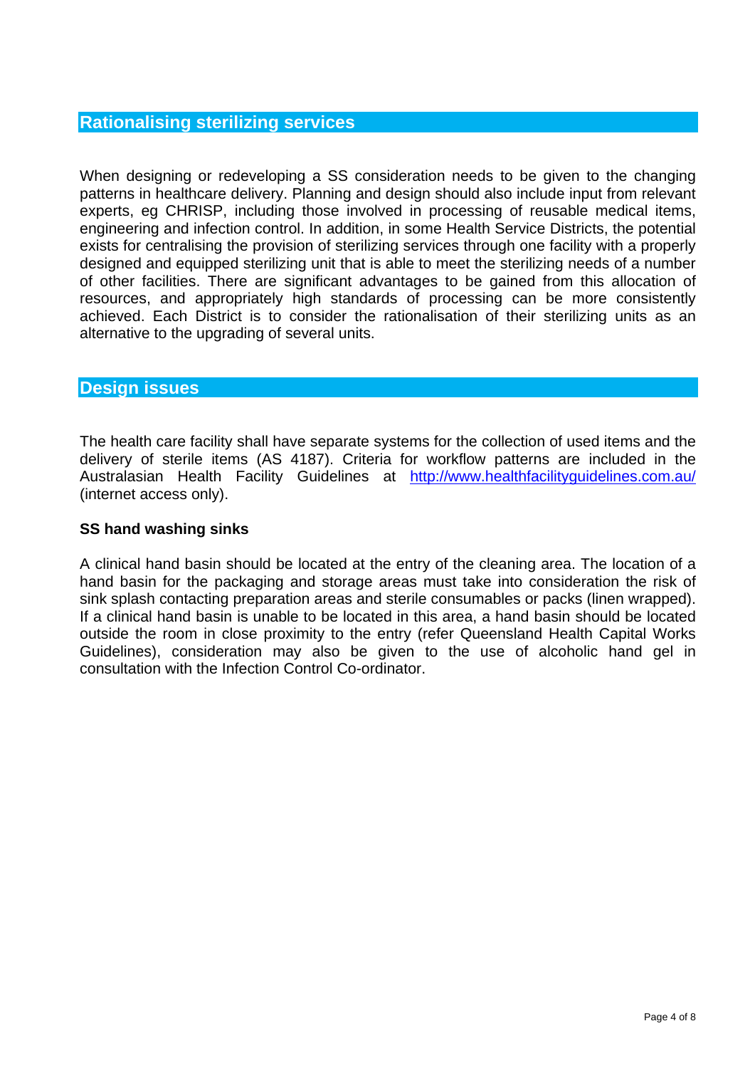## Rationalising sterilizing services

When designing or redeveloping a SS consideration needs to be given to the changing patterns in healthcare delivery. Planning and design should also include input from relevant experts, eg CHRISP, including those involved in processing of reusable medical items, engineering and infection control. In addition, in some Health Service Districts, the potential exists for centralising the provision of sterilizing services through one facility with a properly designed and equipped sterilizing unit that is able to meet the sterilizing needs of a number of other facilities. There are significant advantages to be gained from this allocation of resources, and appropriately high standards of processing can be more consistently achieved. Each District is to consider the rationalisation of their sterilizing units as an alternative to the upgrading of several units.

## Design issues

The health care facility shall have separate systems for the collection of used items and the delivery of sterile items (AS 4187). Criteria for workflow patterns are included in the Australasian Health Facility Guidelines at [http://www.healthfacilityguidelines.com.au/](http://www.healthfacilityguidelines.com.au/) (internet access only).

### SS hand washing sinks

A clinical hand basin should be located at the entry of the cleaning area. The location of a hand basin for the packaging and storage areas must take into consideration the risk of sink splash contacting preparation areas and sterile consumables or packs (linen wrapped). If a clinical hand basin is unable to be located in this area, a hand basin should be located outside the room in close proximity to the entry (refer Queensland Health Capital Works Guidelines), consideration may also be given to the use of alcoholic hand gel in consultation with the Infection Control Co-ordinator.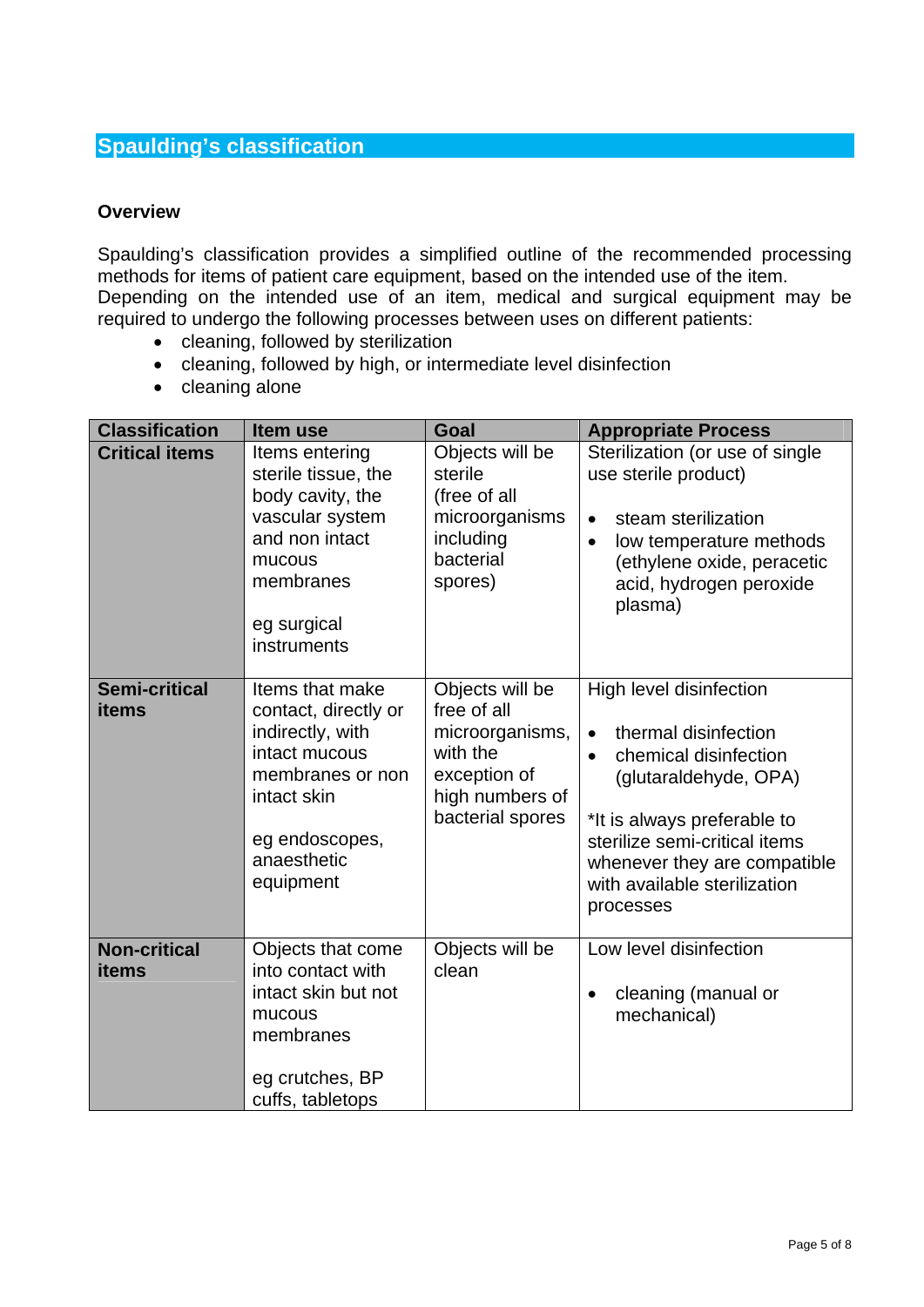## Spaulding's classification

### Overview

Spaulding's classification provides a simplified outline of the recommended processing methods for items of patient care equipment, based on the intended use of the item. Depending on the intended use of an item, medical and surgical equipment may be required to undergo the following processes between uses on different patients:

- cleaning, followed by sterilization
- cleaning, followed by high, or intermediate level disinfection
- cleaning alone

| Classification | Item use | Goal | Appropriate Process |
|---|---|---|---|
| **Critical items** | Items entering sterile tissue, the body cavity, the vascular system and non intact mucous membranes<br><br>eg surgical instruments | Objects will be sterile (free of all microorganisms including bacterial spores) | Sterilization (or use of single use sterile product)<br><br>• steam sterilization<br>• low temperature methods (ethylene oxide, peracetic acid, hydrogen peroxide plasma) |
| **Semi-critical items** | Items that make contact, directly or indirectly, with intact mucous membranes or non intact skin<br><br>eg endoscopes, anaesthetic equipment | Objects will be free of all microorganisms, with the exception of high numbers of bacterial spores | High level disinfection<br><br>• thermal disinfection<br>• chemical disinfection (glutaraldehyde, OPA)<br><br>*It is always preferable to sterilize semi-critical items whenever they are compatible with available sterilization processes |
| **Non-critical items** | Objects that come into contact with intact skin but not mucous membranes<br><br>eg crutches, BP cuffs, tabletops | Objects will be clean | Low level disinfection<br><br>• cleaning (manual or mechanical) |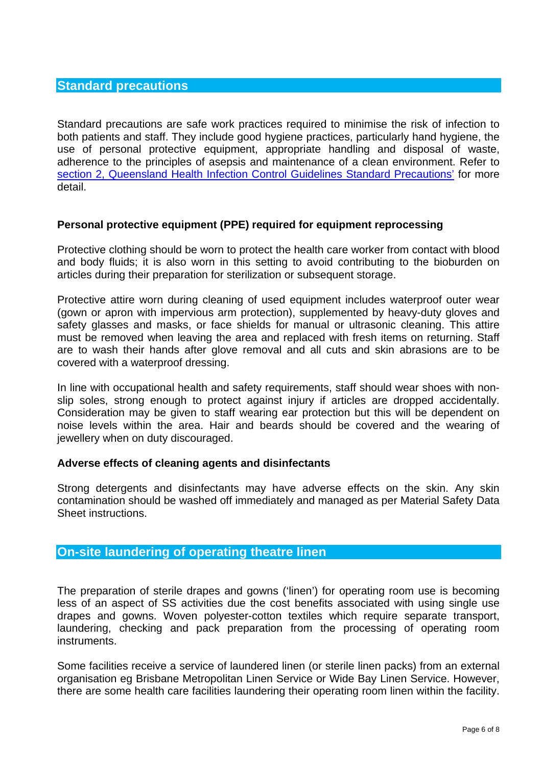## Standard precautions

Standard precautions are safe work practices required to minimise the risk of infection to both patients and staff. They include good hygiene practices, particularly hand hygiene, the use of personal protective equipment, appropriate handling and disposal of waste, adherence to the principles of asepsis and maintenance of a clean environment. Refer to section 2, Queensland Health Infection Control Guidelines Standard Precautions' for more detail.

### Personal protective equipment (PPE) required for equipment reprocessing

Protective clothing should be worn to protect the health care worker from contact with blood and body fluids; it is also worn in this setting to avoid contributing to the bioburden on articles during their preparation for sterilization or subsequent storage.

Protective attire worn during cleaning of used equipment includes waterproof outer wear (gown or apron with impervious arm protection), supplemented by heavy-duty gloves and safety glasses and masks, or face shields for manual or ultrasonic cleaning. This attire must be removed when leaving the area and replaced with fresh items on returning. Staff are to wash their hands after glove removal and all cuts and skin abrasions are to be covered with a waterproof dressing.

In line with occupational health and safety requirements, staff should wear shoes with non-slip soles, strong enough to protect against injury if articles are dropped accidentally. Consideration may be given to staff wearing ear protection but this will be dependent on noise levels within the area. Hair and beards should be covered and the wearing of jewellery when on duty discouraged.

### Adverse effects of cleaning agents and disinfectants

Strong detergents and disinfectants may have adverse effects on the skin. Any skin contamination should be washed off immediately and managed as per Material Safety Data Sheet instructions.

## On-site laundering of operating theatre linen

The preparation of sterile drapes and gowns ('linen') for operating room use is becoming less of an aspect of SS activities due the cost benefits associated with using single use drapes and gowns. Woven polyester-cotton textiles which require separate transport, laundering, checking and pack preparation from the processing of operating room instruments.

Some facilities receive a service of laundered linen (or sterile linen packs) from an external organisation eg Brisbane Metropolitan Linen Service or Wide Bay Linen Service. However, there are some health care facilities laundering their operating room linen within the facility.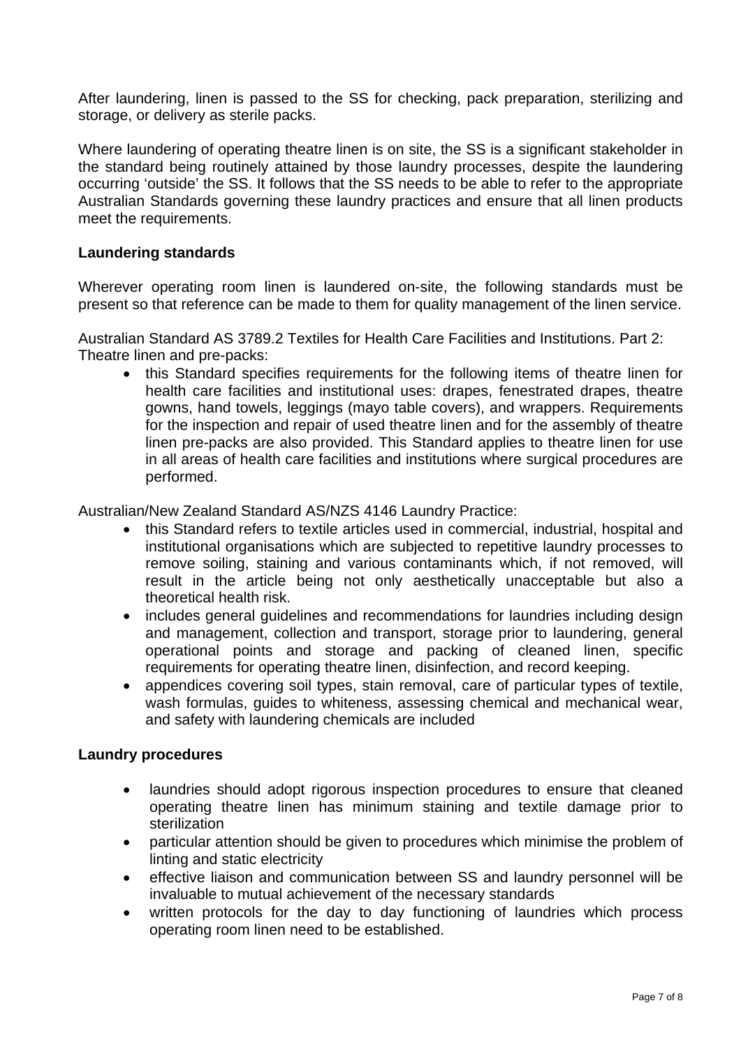After laundering, linen is passed to the SS for checking, pack preparation, sterilizing and storage, or delivery as sterile packs.

Where laundering of operating theatre linen is on site, the SS is a significant stakeholder in the standard being routinely attained by those laundry processes, despite the laundering occurring 'outside' the SS. It follows that the SS needs to be able to refer to the appropriate Australian Standards governing these laundry practices and ensure that all linen products meet the requirements.

**Laundering standards**

Wherever operating room linen is laundered on-site, the following standards must be present so that reference can be made to them for quality management of the linen service.

Australian Standard AS 3789.2 Textiles for Health Care Facilities and Institutions. Part 2: Theatre linen and pre-packs:

- this Standard specifies requirements for the following items of theatre linen for health care facilities and institutional uses: drapes, fenestrated drapes, theatre gowns, hand towels, leggings (mayo table covers), and wrappers. Requirements for the inspection and repair of used theatre linen and for the assembly of theatre linen pre-packs are also provided. This Standard applies to theatre linen for use in all areas of health care facilities and institutions where surgical procedures are performed.

Australian/New Zealand Standard AS/NZS 4146 Laundry Practice:

- this Standard refers to textile articles used in commercial, industrial, hospital and institutional organisations which are subjected to repetitive laundry processes to remove soiling, staining and various contaminants which, if not removed, will result in the article being not only aesthetically unacceptable but also a theoretical health risk.
- includes general guidelines and recommendations for laundries including design and management, collection and transport, storage prior to laundering, general operational points and storage and packing of cleaned linen, specific requirements for operating theatre linen, disinfection, and record keeping.
- appendices covering soil types, stain removal, care of particular types of textile, wash formulas, guides to whiteness, assessing chemical and mechanical wear, and safety with laundering chemicals are included

**Laundry procedures**

- laundries should adopt rigorous inspection procedures to ensure that cleaned operating theatre linen has minimum staining and textile damage prior to sterilization
- particular attention should be given to procedures which minimise the problem of linting and static electricity
- effective liaison and communication between SS and laundry personnel will be invaluable to mutual achievement of the necessary standards
- written protocols for the day to day functioning of laundries which process operating room linen need to be established.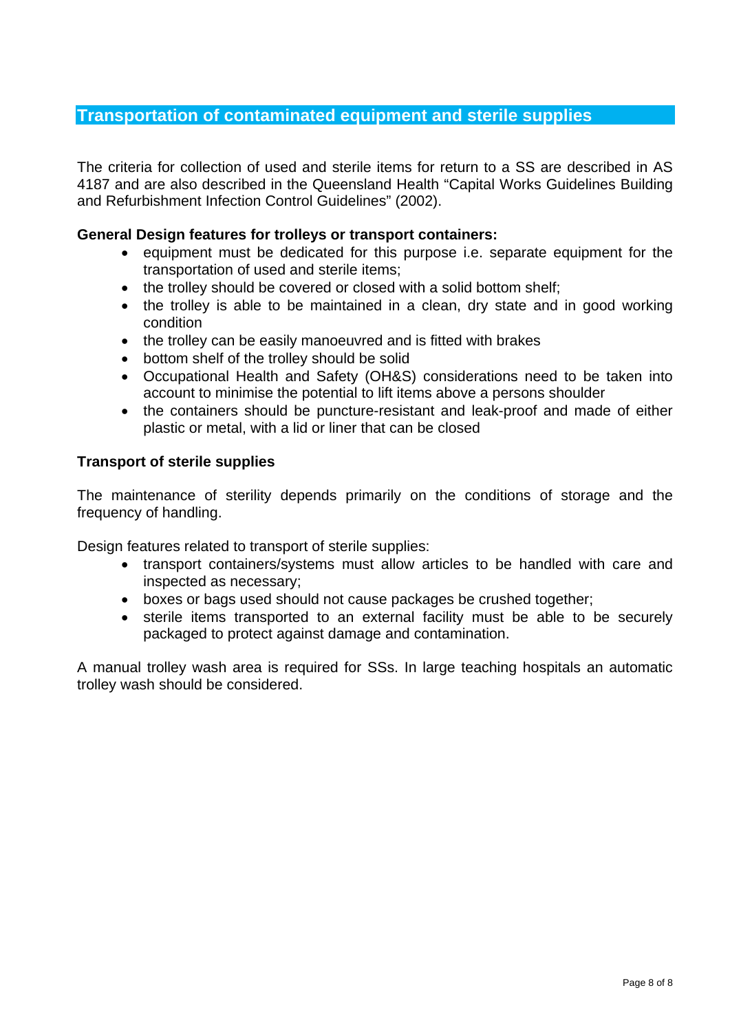## Transportation of contaminated equipment and sterile supplies

The criteria for collection of used and sterile items for return to a SS are described in AS 4187 and are also described in the Queensland Health "Capital Works Guidelines Building and Refurbishment Infection Control Guidelines" (2002).

**General Design features for trolleys or transport containers:**

- equipment must be dedicated for this purpose i.e. separate equipment for the transportation of used and sterile items;
- the trolley should be covered or closed with a solid bottom shelf;
- the trolley is able to be maintained in a clean, dry state and in good working condition
- the trolley can be easily manoeuvred and is fitted with brakes
- bottom shelf of the trolley should be solid
- Occupational Health and Safety (OH&S) considerations need to be taken into account to minimise the potential to lift items above a persons shoulder
- the containers should be puncture-resistant and leak-proof and made of either plastic or metal, with a lid or liner that can be closed

**Transport of sterile supplies**

The maintenance of sterility depends primarily on the conditions of storage and the frequency of handling.

Design features related to transport of sterile supplies:

- transport containers/systems must allow articles to be handled with care and inspected as necessary;
- boxes or bags used should not cause packages be crushed together;
- sterile items transported to an external facility must be able to be securely packaged to protect against damage and contamination.

A manual trolley wash area is required for SSs. In large teaching hospitals an automatic trolley wash should be considered.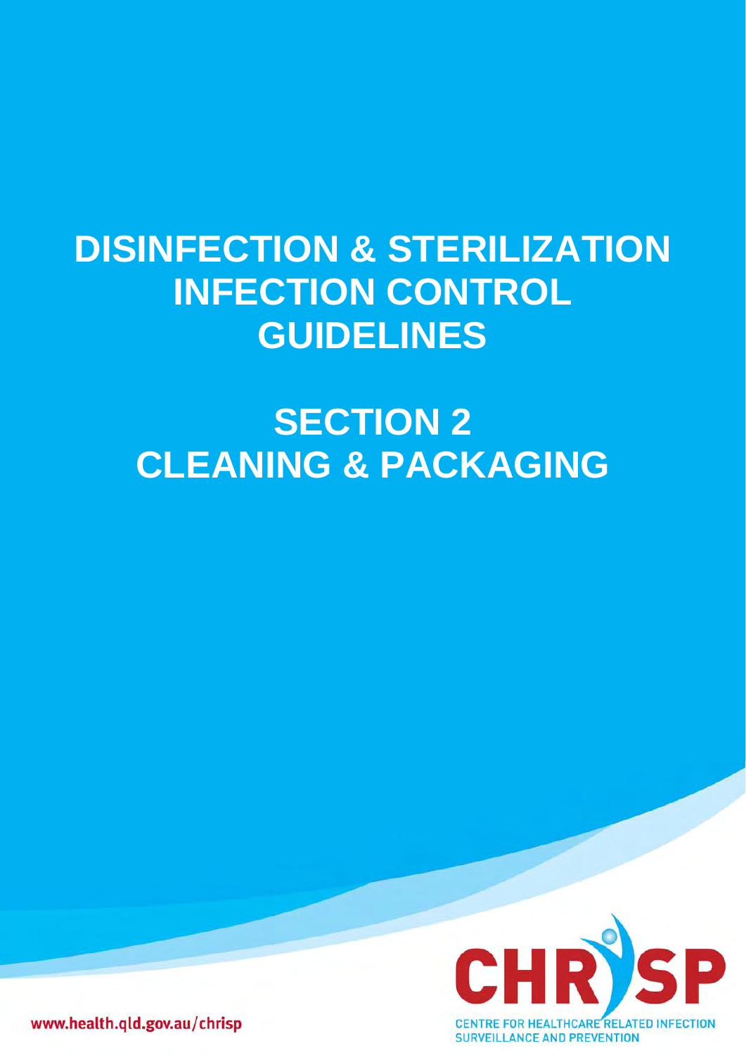# DISINFECTION & STERILIZATION INFECTION CONTROL GUIDELINES

# SECTION 2 CLEANING & PACKAGING

www.health.qld.gov.au/chrisp

CHRISP

CENTRE FOR HEALTHCARE RELATED INFECTION SURVEILLANCE AND PREVENTION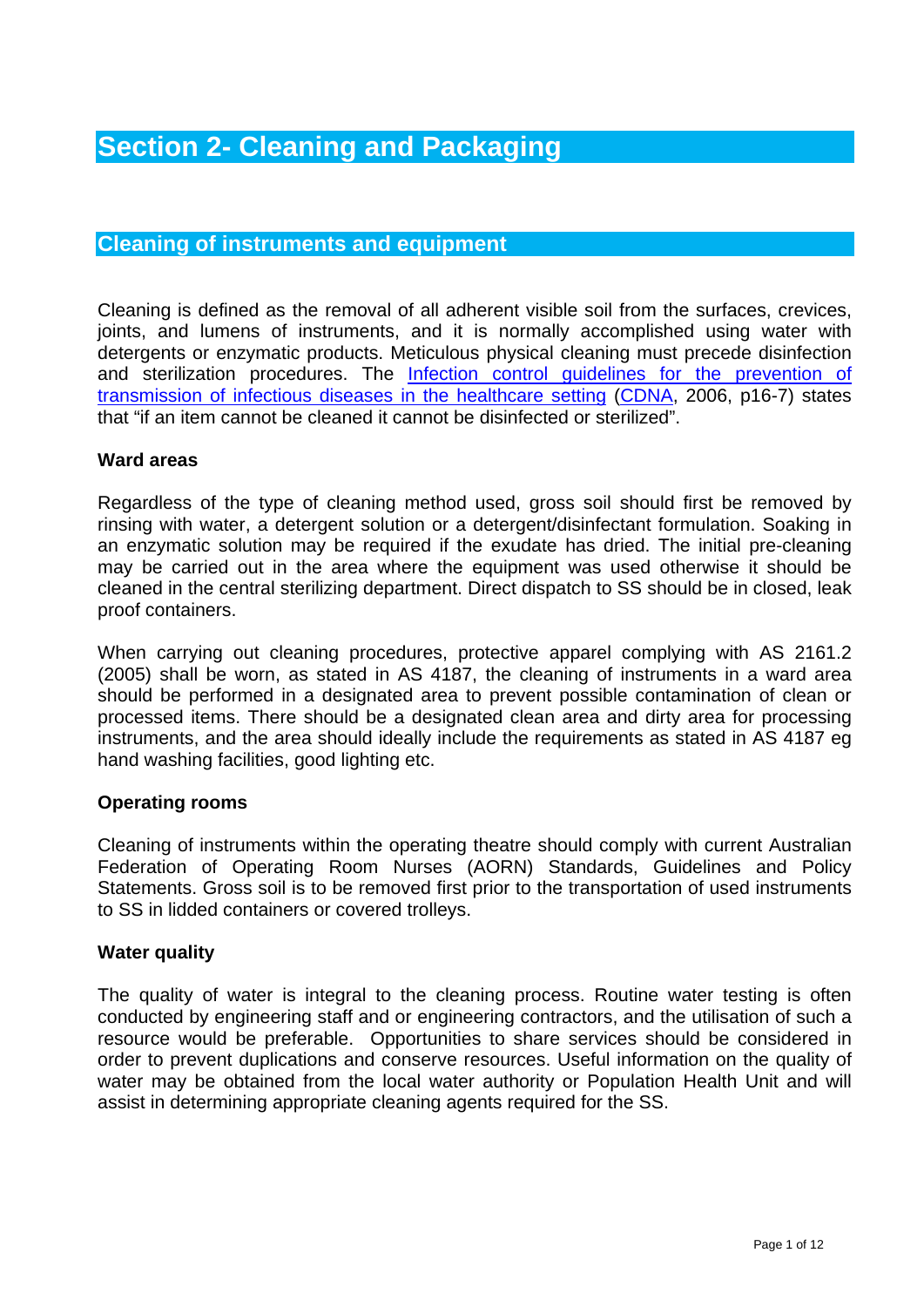# Section 2- Cleaning and Packaging

## Cleaning of instruments and equipment

Cleaning is defined as the removal of all adherent visible soil from the surfaces, crevices, joints, and lumens of instruments, and it is normally accomplished using water with detergents or enzymatic products. Meticulous physical cleaning must precede disinfection and sterilization procedures. The Infection control guidelines for the prevention of transmission of infectious diseases in the healthcare setting (CDNA, 2006, p16-7) states that "if an item cannot be cleaned it cannot be disinfected or sterilized".

### Ward areas

Regardless of the type of cleaning method used, gross soil should first be removed by rinsing with water, a detergent solution or a detergent/disinfectant formulation. Soaking in an enzymatic solution may be required if the exudate has dried. The initial pre-cleaning may be carried out in the area where the equipment was used otherwise it should be cleaned in the central sterilizing department. Direct dispatch to SS should be in closed, leak proof containers.

When carrying out cleaning procedures, protective apparel complying with AS 2161.2 (2005) shall be worn, as stated in AS 4187, the cleaning of instruments in a ward area should be performed in a designated area to prevent possible contamination of clean or processed items. There should be a designated clean area and dirty area for processing instruments, and the area should ideally include the requirements as stated in AS 4187 eg hand washing facilities, good lighting etc.

### Operating rooms

Cleaning of instruments within the operating theatre should comply with current Australian Federation of Operating Room Nurses (AORN) Standards, Guidelines and Policy Statements. Gross soil is to be removed first prior to the transportation of used instruments to SS in lidded containers or covered trolleys.

### Water quality

The quality of water is integral to the cleaning process. Routine water testing is often conducted by engineering staff and or engineering contractors, and the utilisation of such a resource would be preferable. Opportunities to share services should be considered in order to prevent duplications and conserve resources. Useful information on the quality of water may be obtained from the local water authority or Population Health Unit and will assist in determining appropriate cleaning agents required for the SS.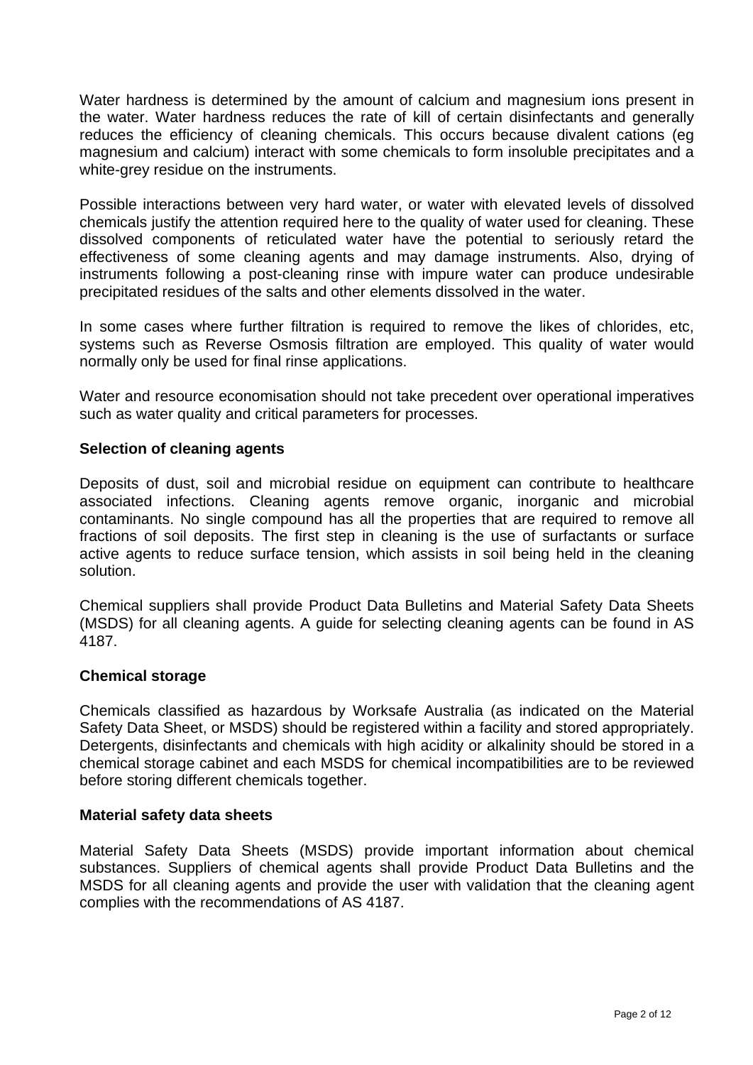Water hardness is determined by the amount of calcium and magnesium ions present in the water. Water hardness reduces the rate of kill of certain disinfectants and generally reduces the efficiency of cleaning chemicals. This occurs because divalent cations (eg magnesium and calcium) interact with some chemicals to form insoluble precipitates and a white-grey residue on the instruments.

Possible interactions between very hard water, or water with elevated levels of dissolved chemicals justify the attention required here to the quality of water used for cleaning. These dissolved components of reticulated water have the potential to seriously retard the effectiveness of some cleaning agents and may damage instruments. Also, drying of instruments following a post-cleaning rinse with impure water can produce undesirable precipitated residues of the salts and other elements dissolved in the water.

In some cases where further filtration is required to remove the likes of chlorides, etc, systems such as Reverse Osmosis filtration are employed. This quality of water would normally only be used for final rinse applications.

Water and resource economisation should not take precedent over operational imperatives such as water quality and critical parameters for processes.

### Selection of cleaning agents

Deposits of dust, soil and microbial residue on equipment can contribute to healthcare associated infections. Cleaning agents remove organic, inorganic and microbial contaminants. No single compound has all the properties that are required to remove all fractions of soil deposits. The first step in cleaning is the use of surfactants or surface active agents to reduce surface tension, which assists in soil being held in the cleaning solution.

Chemical suppliers shall provide Product Data Bulletins and Material Safety Data Sheets (MSDS) for all cleaning agents. A guide for selecting cleaning agents can be found in AS 4187.

### Chemical storage

Chemicals classified as hazardous by Worksafe Australia (as indicated on the Material Safety Data Sheet, or MSDS) should be registered within a facility and stored appropriately. Detergents, disinfectants and chemicals with high acidity or alkalinity should be stored in a chemical storage cabinet and each MSDS for chemical incompatibilities are to be reviewed before storing different chemicals together.

### Material safety data sheets

Material Safety Data Sheets (MSDS) provide important information about chemical substances. Suppliers of chemical agents shall provide Product Data Bulletins and the MSDS for all cleaning agents and provide the user with validation that the cleaning agent complies with the recommendations of AS 4187.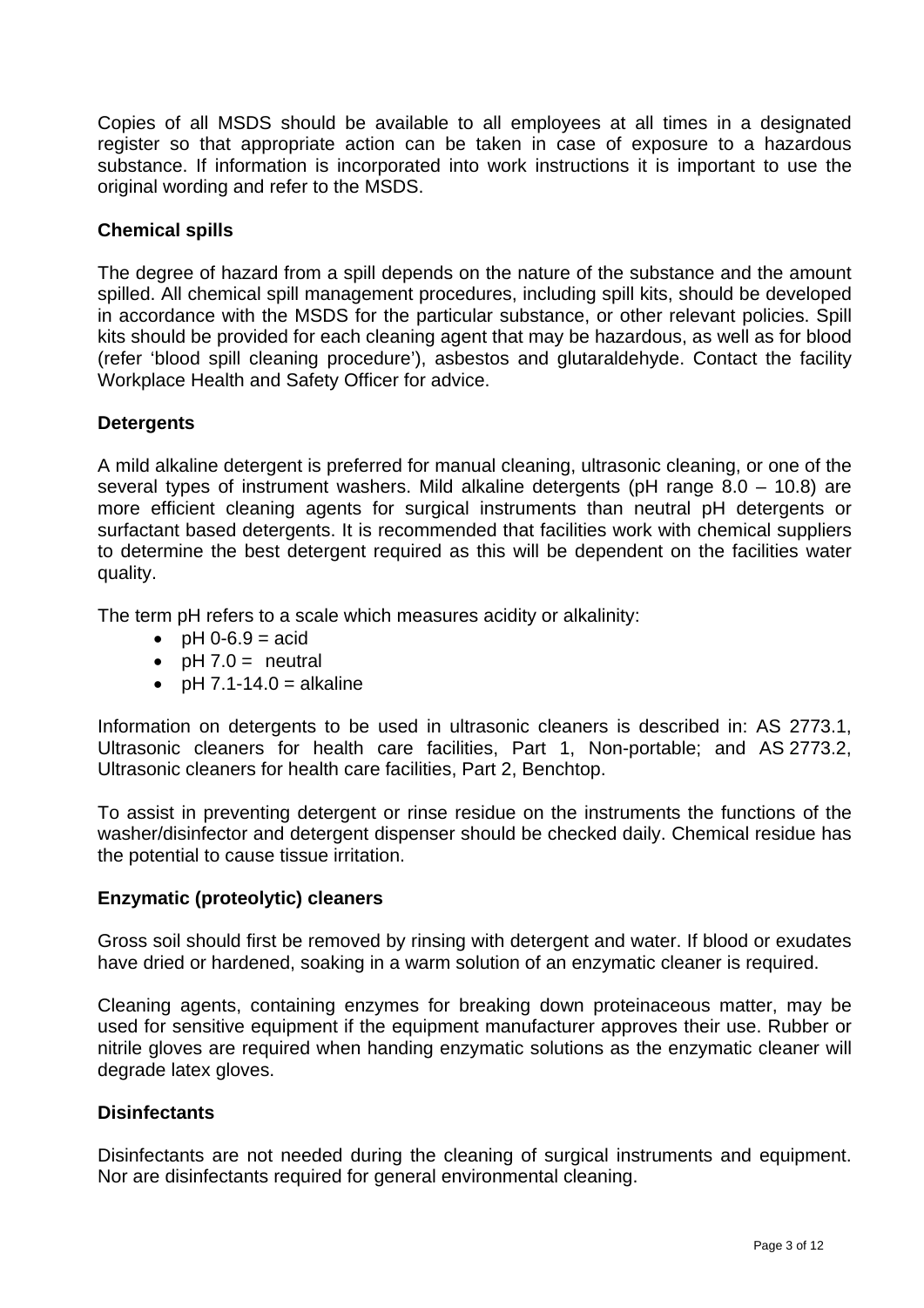Copies of all MSDS should be available to all employees at all times in a designated register so that appropriate action can be taken in case of exposure to a hazardous substance. If information is incorporated into work instructions it is important to use the original wording and refer to the MSDS.

### Chemical spills

The degree of hazard from a spill depends on the nature of the substance and the amount spilled. All chemical spill management procedures, including spill kits, should be developed in accordance with the MSDS for the particular substance, or other relevant policies. Spill kits should be provided for each cleaning agent that may be hazardous, as well as for blood (refer 'blood spill cleaning procedure'), asbestos and glutaraldehyde. Contact the facility Workplace Health and Safety Officer for advice.

### Detergents

A mild alkaline detergent is preferred for manual cleaning, ultrasonic cleaning, or one of the several types of instrument washers. Mild alkaline detergents (pH range 8.0 – 10.8) are more efficient cleaning agents for surgical instruments than neutral pH detergents or surfactant based detergents. It is recommended that facilities work with chemical suppliers to determine the best detergent required as this will be dependent on the facilities water quality.

The term pH refers to a scale which measures acidity or alkalinity:

- pH 0-6.9 = acid
- pH 7.0 = neutral
- pH 7.1-14.0 = alkaline

Information on detergents to be used in ultrasonic cleaners is described in: AS 2773.1, Ultrasonic cleaners for health care facilities, Part 1, Non-portable; and AS 2773.2, Ultrasonic cleaners for health care facilities, Part 2, Benchtop.

To assist in preventing detergent or rinse residue on the instruments the functions of the washer/disinfector and detergent dispenser should be checked daily. Chemical residue has the potential to cause tissue irritation.

### Enzymatic (proteolytic) cleaners

Gross soil should first be removed by rinsing with detergent and water. If blood or exudates have dried or hardened, soaking in a warm solution of an enzymatic cleaner is required.

Cleaning agents, containing enzymes for breaking down proteinaceous matter, may be used for sensitive equipment if the equipment manufacturer approves their use. Rubber or nitrile gloves are required when handing enzymatic solutions as the enzymatic cleaner will degrade latex gloves.

### Disinfectants

Disinfectants are not needed during the cleaning of surgical instruments and equipment. Nor are disinfectants required for general environmental cleaning.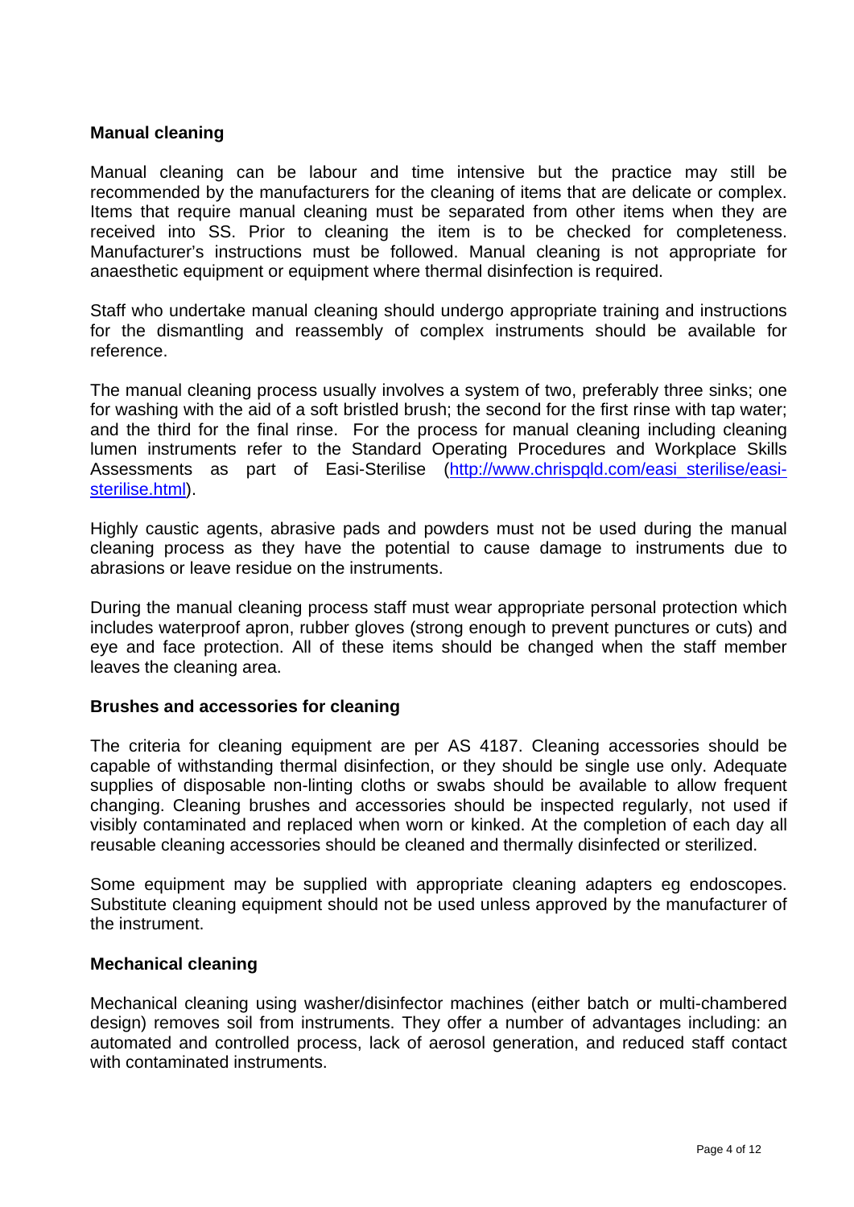## Manual cleaning

Manual cleaning can be labour and time intensive but the practice may still be recommended by the manufacturers for the cleaning of items that are delicate or complex. Items that require manual cleaning must be separated from other items when they are received into SS. Prior to cleaning the item is to be checked for completeness. Manufacturer's instructions must be followed. Manual cleaning is not appropriate for anaesthetic equipment or equipment where thermal disinfection is required.

Staff who undertake manual cleaning should undergo appropriate training and instructions for the dismantling and reassembly of complex instruments should be available for reference.

The manual cleaning process usually involves a system of two, preferably three sinks; one for washing with the aid of a soft bristled brush; the second for the first rinse with tap water; and the third for the final rinse. For the process for manual cleaning including cleaning lumen instruments refer to the Standard Operating Procedures and Workplace Skills Assessments as part of Easi-Sterilise ([http://www.chrispqld.com/easi_sterilise/easi-sterilise.html](http://www.chrispqld.com/easi_sterilise/easi-sterilise.html)).

Highly caustic agents, abrasive pads and powders must not be used during the manual cleaning process as they have the potential to cause damage to instruments due to abrasions or leave residue on the instruments.

During the manual cleaning process staff must wear appropriate personal protection which includes waterproof apron, rubber gloves (strong enough to prevent punctures or cuts) and eye and face protection. All of these items should be changed when the staff member leaves the cleaning area.

## Brushes and accessories for cleaning

The criteria for cleaning equipment are per AS 4187. Cleaning accessories should be capable of withstanding thermal disinfection, or they should be single use only. Adequate supplies of disposable non-linting cloths or swabs should be available to allow frequent changing. Cleaning brushes and accessories should be inspected regularly, not used if visibly contaminated and replaced when worn or kinked. At the completion of each day all reusable cleaning accessories should be cleaned and thermally disinfected or sterilized.

Some equipment may be supplied with appropriate cleaning adapters eg endoscopes. Substitute cleaning equipment should not be used unless approved by the manufacturer of the instrument.

## Mechanical cleaning

Mechanical cleaning using washer/disinfector machines (either batch or multi-chambered design) removes soil from instruments. They offer a number of advantages including: an automated and controlled process, lack of aerosol generation, and reduced staff contact with contaminated instruments.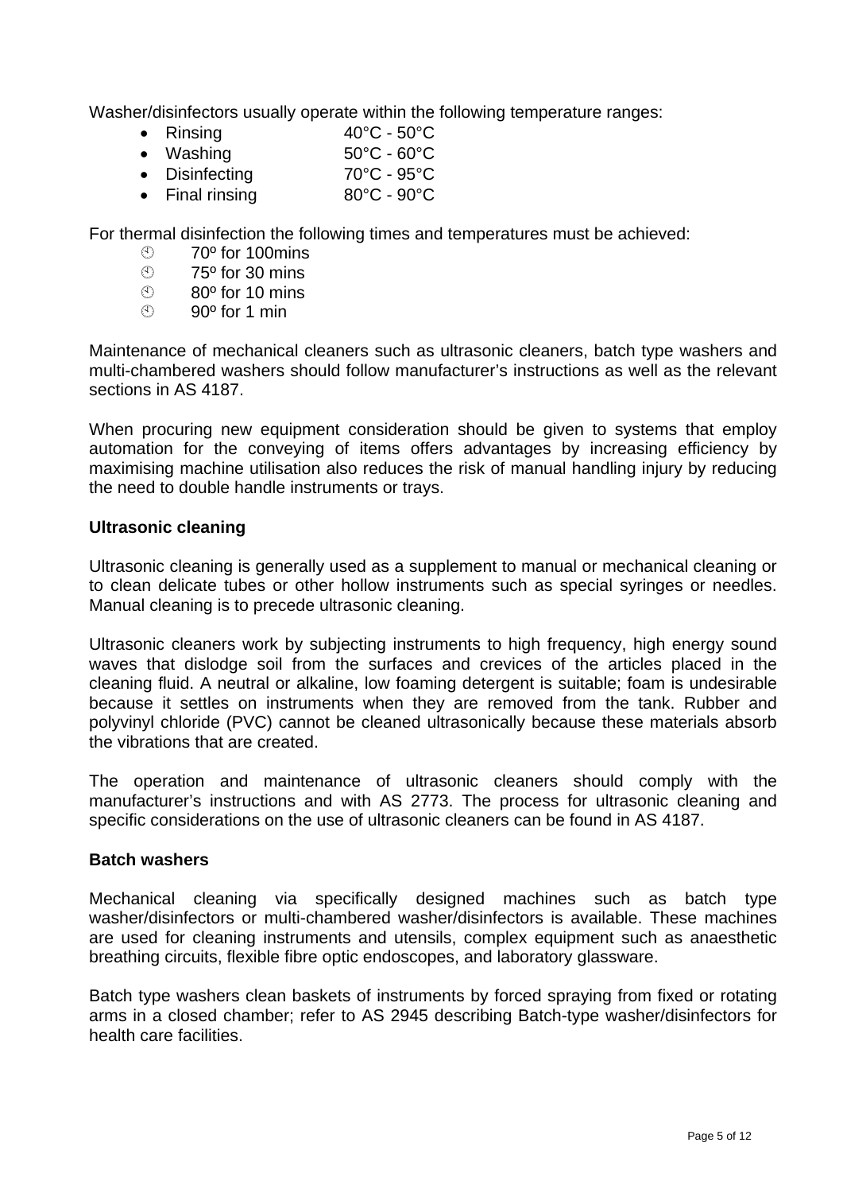Washer/disinfectors usually operate within the following temperature ranges:

- Rinsing 40°C - 50°C
- Washing 50°C - 60°C
- Disinfecting 70°C - 95°C
- Final rinsing 80°C - 90°C

For thermal disinfection the following times and temperatures must be achieved:

- 70º for 100mins
- 75º for 30 mins
- 80º for 10 mins
- 90º for 1 min

Maintenance of mechanical cleaners such as ultrasonic cleaners, batch type washers and multi-chambered washers should follow manufacturer's instructions as well as the relevant sections in AS 4187.

When procuring new equipment consideration should be given to systems that employ automation for the conveying of items offers advantages by increasing efficiency by maximising machine utilisation also reduces the risk of manual handling injury by reducing the need to double handle instruments or trays.

### Ultrasonic cleaning

Ultrasonic cleaning is generally used as a supplement to manual or mechanical cleaning or to clean delicate tubes or other hollow instruments such as special syringes or needles. Manual cleaning is to precede ultrasonic cleaning.

Ultrasonic cleaners work by subjecting instruments to high frequency, high energy sound waves that dislodge soil from the surfaces and crevices of the articles placed in the cleaning fluid. A neutral or alkaline, low foaming detergent is suitable; foam is undesirable because it settles on instruments when they are removed from the tank. Rubber and polyvinyl chloride (PVC) cannot be cleaned ultrasonically because these materials absorb the vibrations that are created.

The operation and maintenance of ultrasonic cleaners should comply with the manufacturer's instructions and with AS 2773. The process for ultrasonic cleaning and specific considerations on the use of ultrasonic cleaners can be found in AS 4187.

### Batch washers

Mechanical cleaning via specifically designed machines such as batch type washer/disinfectors or multi-chambered washer/disinfectors is available. These machines are used for cleaning instruments and utensils, complex equipment such as anaesthetic breathing circuits, flexible fibre optic endoscopes, and laboratory glassware.

Batch type washers clean baskets of instruments by forced spraying from fixed or rotating arms in a closed chamber; refer to AS 2945 describing Batch-type washer/disinfectors for health care facilities.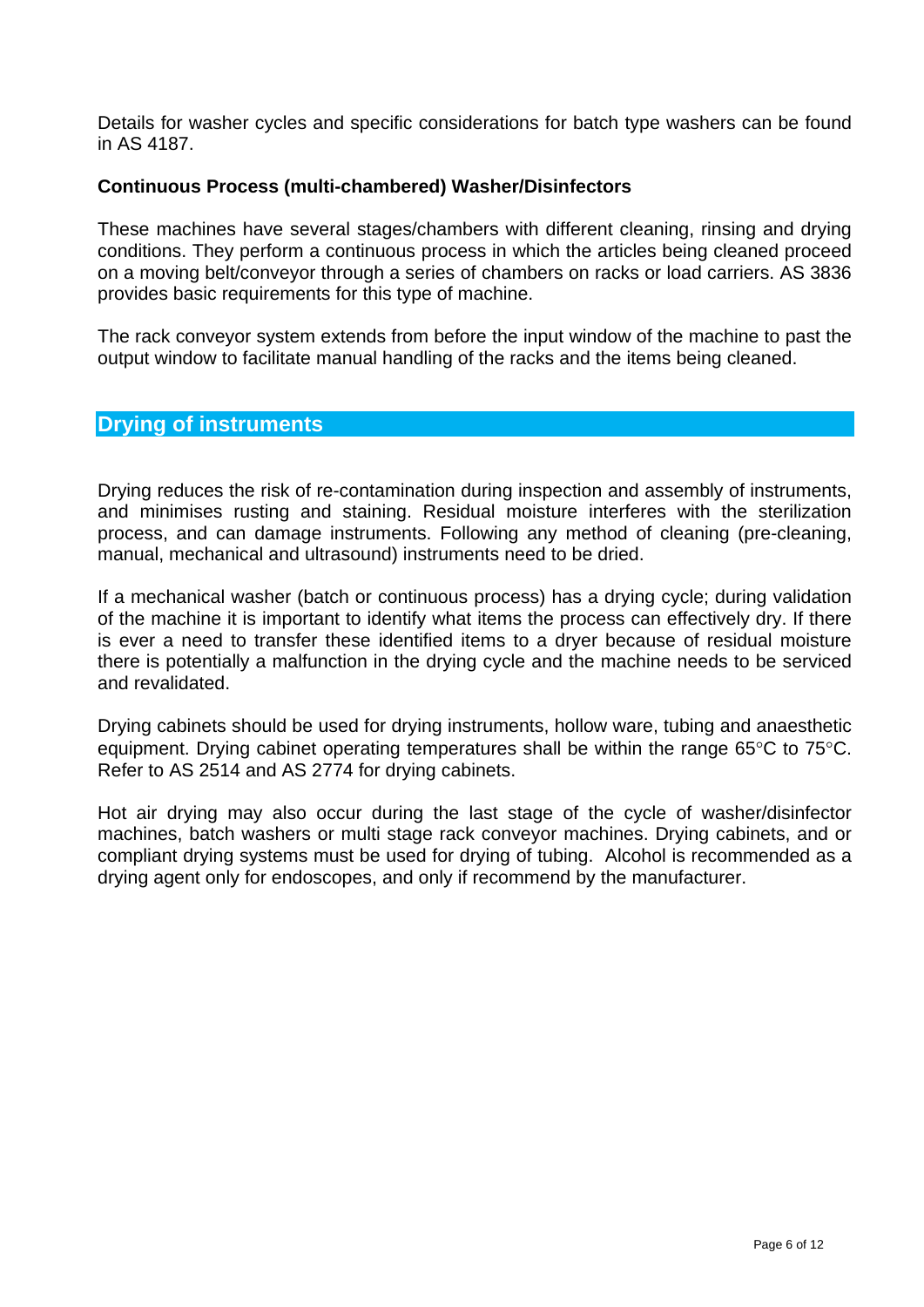Details for washer cycles and specific considerations for batch type washers can be found in AS 4187.

**Continuous Process (multi-chambered) Washer/Disinfectors**

These machines have several stages/chambers with different cleaning, rinsing and drying conditions. They perform a continuous process in which the articles being cleaned proceed on a moving belt/conveyor through a series of chambers on racks or load carriers. AS 3836 provides basic requirements for this type of machine.

The rack conveyor system extends from before the input window of the machine to past the output window to facilitate manual handling of the racks and the items being cleaned.

## Drying of instruments

Drying reduces the risk of re-contamination during inspection and assembly of instruments, and minimises rusting and staining. Residual moisture interferes with the sterilization process, and can damage instruments. Following any method of cleaning (pre-cleaning, manual, mechanical and ultrasound) instruments need to be dried.

If a mechanical washer (batch or continuous process) has a drying cycle; during validation of the machine it is important to identify what items the process can effectively dry. If there is ever a need to transfer these identified items to a dryer because of residual moisture there is potentially a malfunction in the drying cycle and the machine needs to be serviced and revalidated.

Drying cabinets should be used for drying instruments, hollow ware, tubing and anaesthetic equipment. Drying cabinet operating temperatures shall be within the range 65°C to 75°C. Refer to AS 2514 and AS 2774 for drying cabinets.

Hot air drying may also occur during the last stage of the cycle of washer/disinfector machines, batch washers or multi stage rack conveyor machines. Drying cabinets, and or compliant drying systems must be used for drying of tubing. Alcohol is recommended as a drying agent only for endoscopes, and only if recommend by the manufacturer.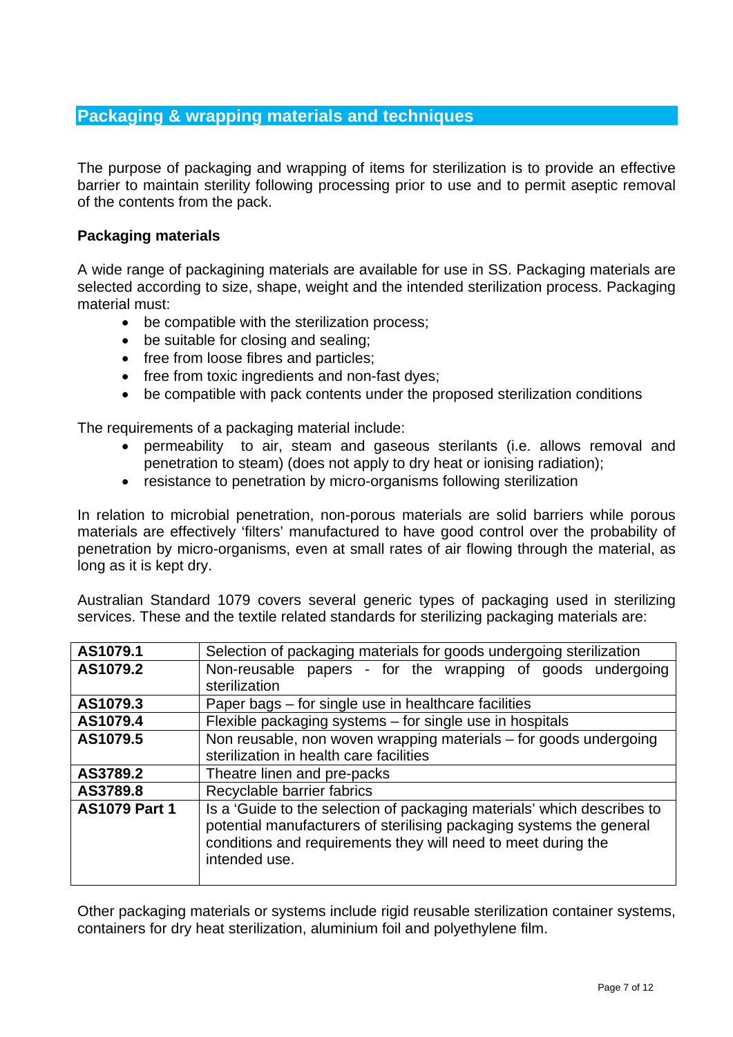## Packaging & wrapping materials and techniques

The purpose of packaging and wrapping of items for sterilization is to provide an effective barrier to maintain sterility following processing prior to use and to permit aseptic removal of the contents from the pack.

### Packaging materials

A wide range of packagining materials are available for use in SS. Packaging materials are selected according to size, shape, weight and the intended sterilization process. Packaging material must:

- be compatible with the sterilization process;
- be suitable for closing and sealing;
- free from loose fibres and particles;
- free from toxic ingredients and non-fast dyes;
- be compatible with pack contents under the proposed sterilization conditions

The requirements of a packaging material include:

- permeability to air, steam and gaseous sterilants (i.e. allows removal and penetration to steam) (does not apply to dry heat or ionising radiation);
- resistance to penetration by micro-organisms following sterilization

In relation to microbial penetration, non-porous materials are solid barriers while porous materials are effectively 'filters' manufactured to have good control over the probability of penetration by micro-organisms, even at small rates of air flowing through the material, as long as it is kept dry.

Australian Standard 1079 covers several generic types of packaging used in sterilizing services. These and the textile related standards for sterilizing packaging materials are:

| | |
|---|---|
| **AS1079.1** | Selection of packaging materials for goods undergoing sterilization |
| **AS1079.2** | Non-reusable papers - for the wrapping of goods undergoing sterilization |
| **AS1079.3** | Paper bags – for single use in healthcare facilities |
| **AS1079.4** | Flexible packaging systems – for single use in hospitals |
| **AS1079.5** | Non reusable, non woven wrapping materials – for goods undergoing sterilization in health care facilities |
| **AS3789.2** | Theatre linen and pre-packs |
| **AS3789.8** | Recyclable barrier fabrics |
| **AS1079 Part 1** | Is a 'Guide to the selection of packaging materials' which describes to potential manufacturers of sterilising packaging systems the general conditions and requirements they will need to meet during the intended use. |

Other packaging materials or systems include rigid reusable sterilization container systems, containers for dry heat sterilization, aluminium foil and polyethylene film.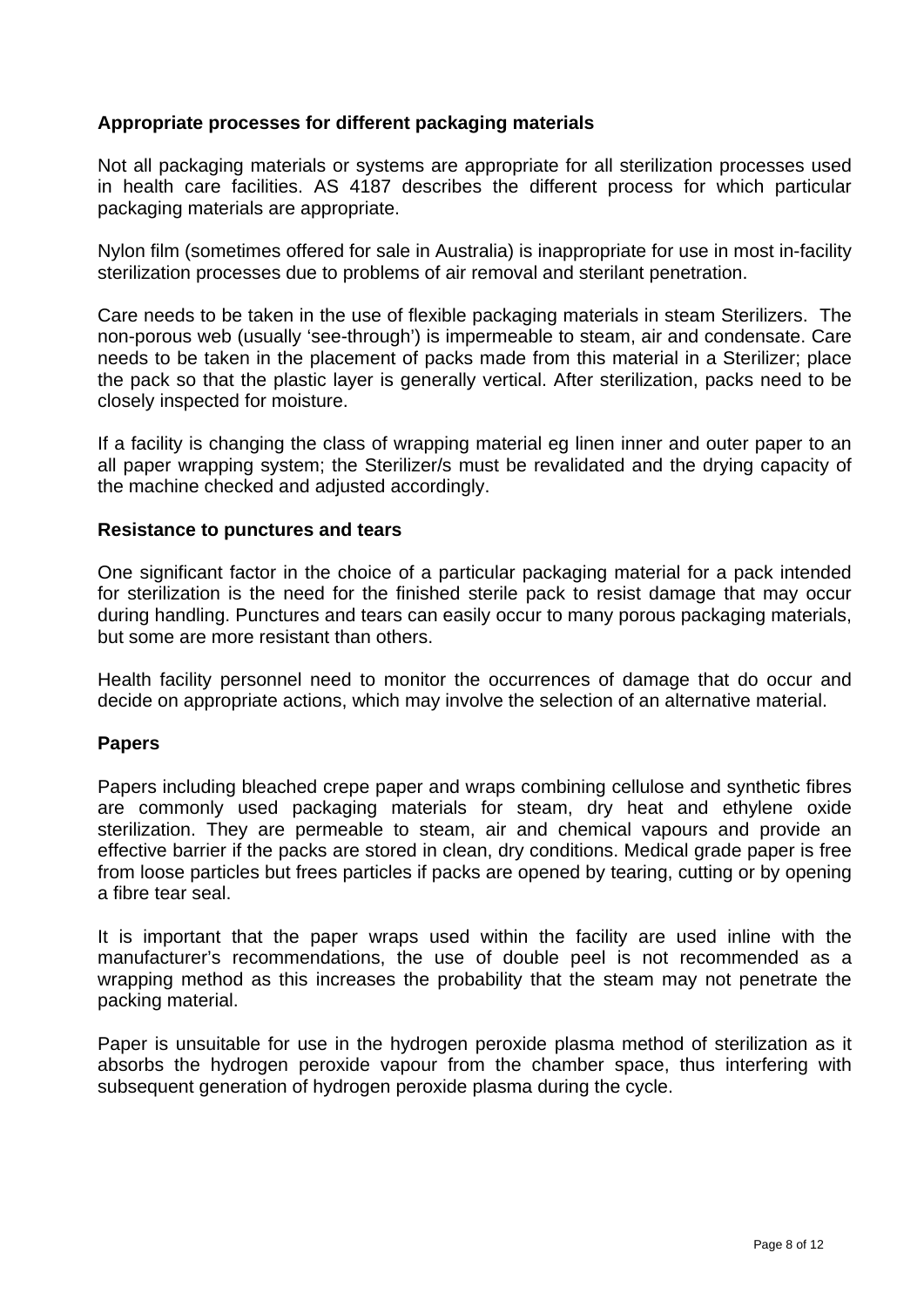### Appropriate processes for different packaging materials

Not all packaging materials or systems are appropriate for all sterilization processes used in health care facilities. AS 4187 describes the different process for which particular packaging materials are appropriate.

Nylon film (sometimes offered for sale in Australia) is inappropriate for use in most in-facility sterilization processes due to problems of air removal and sterilant penetration.

Care needs to be taken in the use of flexible packaging materials in steam Sterilizers. The non-porous web (usually 'see-through') is impermeable to steam, air and condensate. Care needs to be taken in the placement of packs made from this material in a Sterilizer; place the pack so that the plastic layer is generally vertical. After sterilization, packs need to be closely inspected for moisture.

If a facility is changing the class of wrapping material eg linen inner and outer paper to an all paper wrapping system; the Sterilizer/s must be revalidated and the drying capacity of the machine checked and adjusted accordingly.

### Resistance to punctures and tears

One significant factor in the choice of a particular packaging material for a pack intended for sterilization is the need for the finished sterile pack to resist damage that may occur during handling. Punctures and tears can easily occur to many porous packaging materials, but some are more resistant than others.

Health facility personnel need to monitor the occurrences of damage that do occur and decide on appropriate actions, which may involve the selection of an alternative material.

### Papers

Papers including bleached crepe paper and wraps combining cellulose and synthetic fibres are commonly used packaging materials for steam, dry heat and ethylene oxide sterilization. They are permeable to steam, air and chemical vapours and provide an effective barrier if the packs are stored in clean, dry conditions. Medical grade paper is free from loose particles but frees particles if packs are opened by tearing, cutting or by opening a fibre tear seal.

It is important that the paper wraps used within the facility are used inline with the manufacturer's recommendations, the use of double peel is not recommended as a wrapping method as this increases the probability that the steam may not penetrate the packing material.

Paper is unsuitable for use in the hydrogen peroxide plasma method of sterilization as it absorbs the hydrogen peroxide vapour from the chamber space, thus interfering with subsequent generation of hydrogen peroxide plasma during the cycle.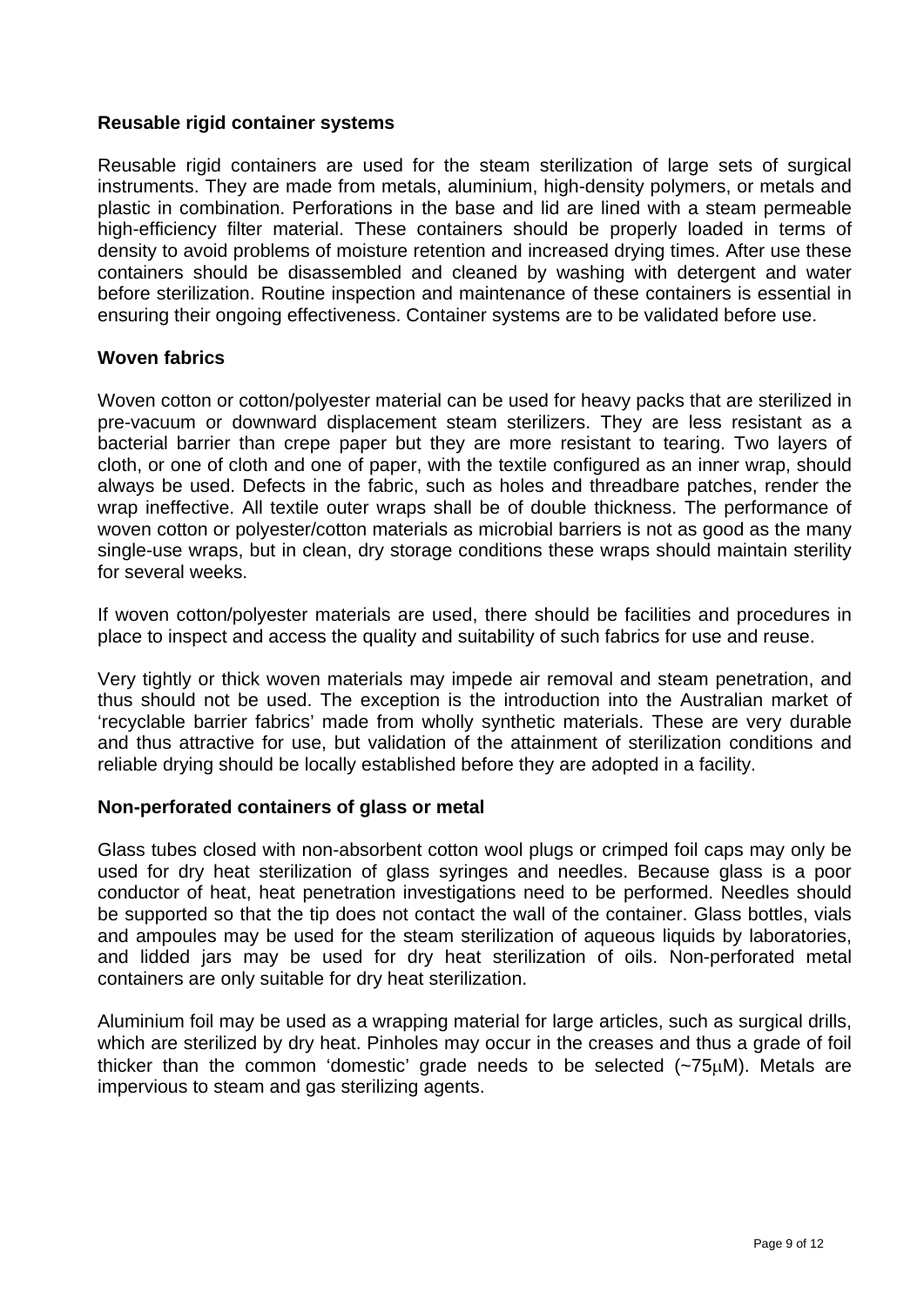### Reusable rigid container systems

Reusable rigid containers are used for the steam sterilization of large sets of surgical instruments. They are made from metals, aluminium, high-density polymers, or metals and plastic in combination. Perforations in the base and lid are lined with a steam permeable high-efficiency filter material. These containers should be properly loaded in terms of density to avoid problems of moisture retention and increased drying times. After use these containers should be disassembled and cleaned by washing with detergent and water before sterilization. Routine inspection and maintenance of these containers is essential in ensuring their ongoing effectiveness. Container systems are to be validated before use.

### Woven fabrics

Woven cotton or cotton/polyester material can be used for heavy packs that are sterilized in pre-vacuum or downward displacement steam sterilizers. They are less resistant as a bacterial barrier than crepe paper but they are more resistant to tearing. Two layers of cloth, or one of cloth and one of paper, with the textile configured as an inner wrap, should always be used. Defects in the fabric, such as holes and threadbare patches, render the wrap ineffective. All textile outer wraps shall be of double thickness. The performance of woven cotton or polyester/cotton materials as microbial barriers is not as good as the many single-use wraps, but in clean, dry storage conditions these wraps should maintain sterility for several weeks.

If woven cotton/polyester materials are used, there should be facilities and procedures in place to inspect and access the quality and suitability of such fabrics for use and reuse.

Very tightly or thick woven materials may impede air removal and steam penetration, and thus should not be used. The exception is the introduction into the Australian market of 'recyclable barrier fabrics' made from wholly synthetic materials. These are very durable and thus attractive for use, but validation of the attainment of sterilization conditions and reliable drying should be locally established before they are adopted in a facility.

### Non-perforated containers of glass or metal

Glass tubes closed with non-absorbent cotton wool plugs or crimped foil caps may only be used for dry heat sterilization of glass syringes and needles. Because glass is a poor conductor of heat, heat penetration investigations need to be performed. Needles should be supported so that the tip does not contact the wall of the container. Glass bottles, vials and ampoules may be used for the steam sterilization of aqueous liquids by laboratories, and lidded jars may be used for dry heat sterilization of oils. Non-perforated metal containers are only suitable for dry heat sterilization.

Aluminium foil may be used as a wrapping material for large articles, such as surgical drills, which are sterilized by dry heat. Pinholes may occur in the creases and thus a grade of foil thicker than the common 'domestic' grade needs to be selected (~75μM). Metals are impervious to steam and gas sterilizing agents.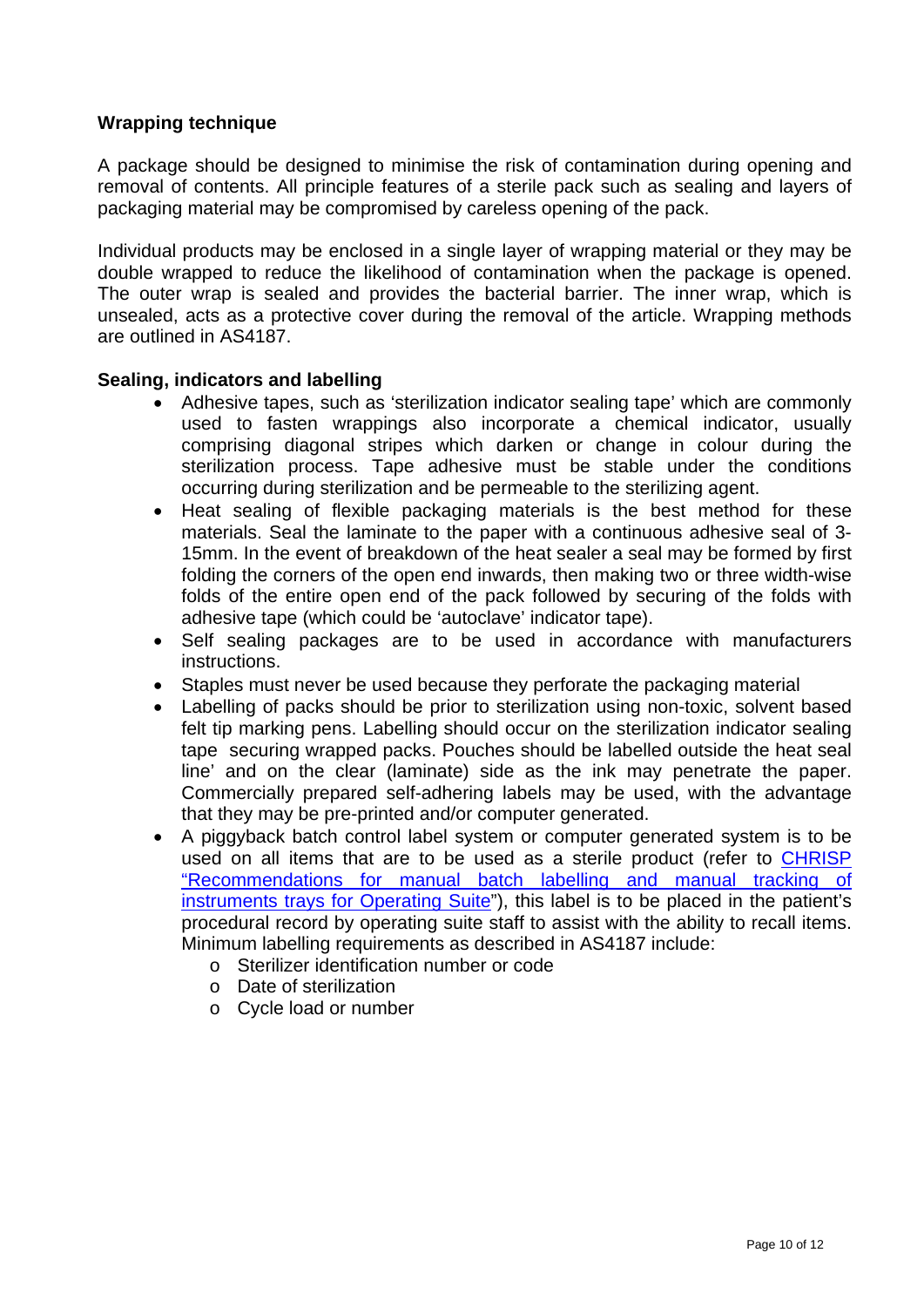**Wrapping technique**

A package should be designed to minimise the risk of contamination during opening and removal of contents. All principle features of a sterile pack such as sealing and layers of packaging material may be compromised by careless opening of the pack.

Individual products may be enclosed in a single layer of wrapping material or they may be double wrapped to reduce the likelihood of contamination when the package is opened. The outer wrap is sealed and provides the bacterial barrier. The inner wrap, which is unsealed, acts as a protective cover during the removal of the article. Wrapping methods are outlined in AS4187.

**Sealing, indicators and labelling**

- Adhesive tapes, such as 'sterilization indicator sealing tape' which are commonly used to fasten wrappings also incorporate a chemical indicator, usually comprising diagonal stripes which darken or change in colour during the sterilization process. Tape adhesive must be stable under the conditions occurring during sterilization and be permeable to the sterilizing agent.
- Heat sealing of flexible packaging materials is the best method for these materials. Seal the laminate to the paper with a continuous adhesive seal of 3-15mm. In the event of breakdown of the heat sealer a seal may be formed by first folding the corners of the open end inwards, then making two or three width-wise folds of the entire open end of the pack followed by securing of the folds with adhesive tape (which could be 'autoclave' indicator tape).
- Self sealing packages are to be used in accordance with manufacturers instructions.
- Staples must never be used because they perforate the packaging material
- Labelling of packs should be prior to sterilization using non-toxic, solvent based felt tip marking pens. Labelling should occur on the sterilization indicator sealing tape securing wrapped packs. Pouches should be labelled outside the heat seal line' and on the clear (laminate) side as the ink may penetrate the paper. Commercially prepared self-adhering labels may be used, with the advantage that they may be pre-printed and/or computer generated.
- A piggyback batch control label system or computer generated system is to be used on all items that are to be used as a sterile product (refer to CHRISP "Recommendations for manual batch labelling and manual tracking of instruments trays for Operating Suite"), this label is to be placed in the patient's procedural record by operating suite staff to assist with the ability to recall items. Minimum labelling requirements as described in AS4187 include:
  - Sterilizer identification number or code
  - Date of sterilization
  - Cycle load or number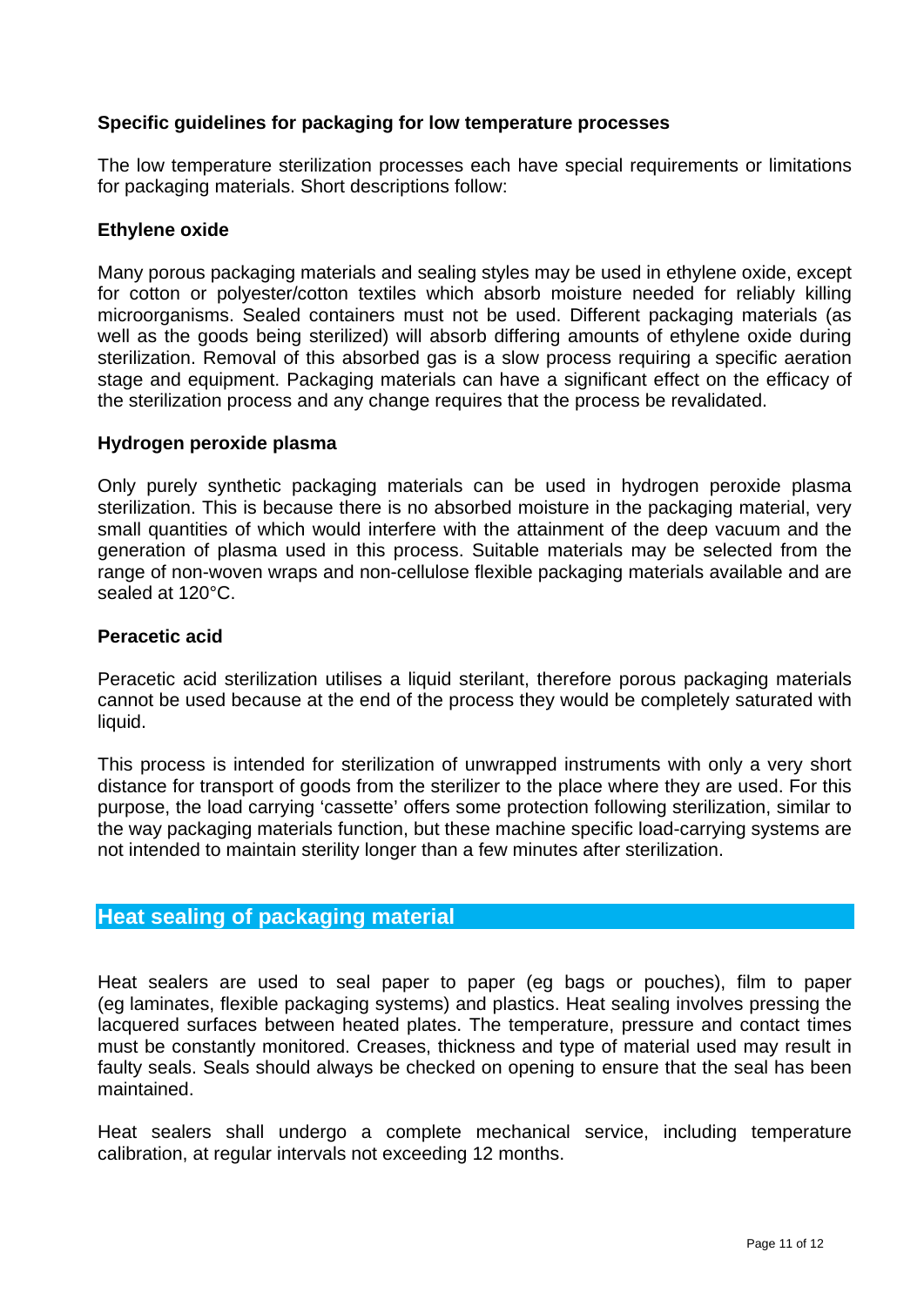### Specific guidelines for packaging for low temperature processes

The low temperature sterilization processes each have special requirements or limitations for packaging materials. Short descriptions follow:

#### Ethylene oxide

Many porous packaging materials and sealing styles may be used in ethylene oxide, except for cotton or polyester/cotton textiles which absorb moisture needed for reliably killing microorganisms. Sealed containers must not be used. Different packaging materials (as well as the goods being sterilized) will absorb differing amounts of ethylene oxide during sterilization. Removal of this absorbed gas is a slow process requiring a specific aeration stage and equipment. Packaging materials can have a significant effect on the efficacy of the sterilization process and any change requires that the process be revalidated.

#### Hydrogen peroxide plasma

Only purely synthetic packaging materials can be used in hydrogen peroxide plasma sterilization. This is because there is no absorbed moisture in the packaging material, very small quantities of which would interfere with the attainment of the deep vacuum and the generation of plasma used in this process. Suitable materials may be selected from the range of non-woven wraps and non-cellulose flexible packaging materials available and are sealed at 120°C.

#### Peracetic acid

Peracetic acid sterilization utilises a liquid sterilant, therefore porous packaging materials cannot be used because at the end of the process they would be completely saturated with liquid.

This process is intended for sterilization of unwrapped instruments with only a very short distance for transport of goods from the sterilizer to the place where they are used. For this purpose, the load carrying 'cassette' offers some protection following sterilization, similar to the way packaging materials function, but these machine specific load-carrying systems are not intended to maintain sterility longer than a few minutes after sterilization.

## Heat sealing of packaging material

Heat sealers are used to seal paper to paper (eg bags or pouches), film to paper (eg laminates, flexible packaging systems) and plastics. Heat sealing involves pressing the lacquered surfaces between heated plates. The temperature, pressure and contact times must be constantly monitored. Creases, thickness and type of material used may result in faulty seals. Seals should always be checked on opening to ensure that the seal has been maintained.

Heat sealers shall undergo a complete mechanical service, including temperature calibration, at regular intervals not exceeding 12 months.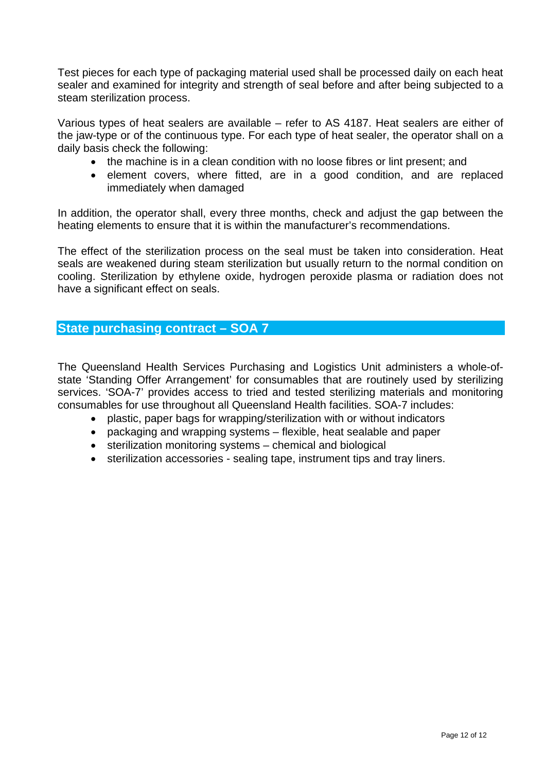Test pieces for each type of packaging material used shall be processed daily on each heat sealer and examined for integrity and strength of seal before and after being subjected to a steam sterilization process.

Various types of heat sealers are available – refer to AS 4187. Heat sealers are either of the jaw-type or of the continuous type. For each type of heat sealer, the operator shall on a daily basis check the following:

- the machine is in a clean condition with no loose fibres or lint present; and
- element covers, where fitted, are in a good condition, and are replaced immediately when damaged

In addition, the operator shall, every three months, check and adjust the gap between the heating elements to ensure that it is within the manufacturer's recommendations.

The effect of the sterilization process on the seal must be taken into consideration. Heat seals are weakened during steam sterilization but usually return to the normal condition on cooling. Sterilization by ethylene oxide, hydrogen peroxide plasma or radiation does not have a significant effect on seals.

## State purchasing contract – SOA 7

The Queensland Health Services Purchasing and Logistics Unit administers a whole-of-state 'Standing Offer Arrangement' for consumables that are routinely used by sterilizing services. 'SOA-7' provides access to tried and tested sterilizing materials and monitoring consumables for use throughout all Queensland Health facilities. SOA-7 includes:

- plastic, paper bags for wrapping/sterilization with or without indicators
- packaging and wrapping systems – flexible, heat sealable and paper
- sterilization monitoring systems – chemical and biological
- sterilization accessories - sealing tape, instrument tips and tray liners.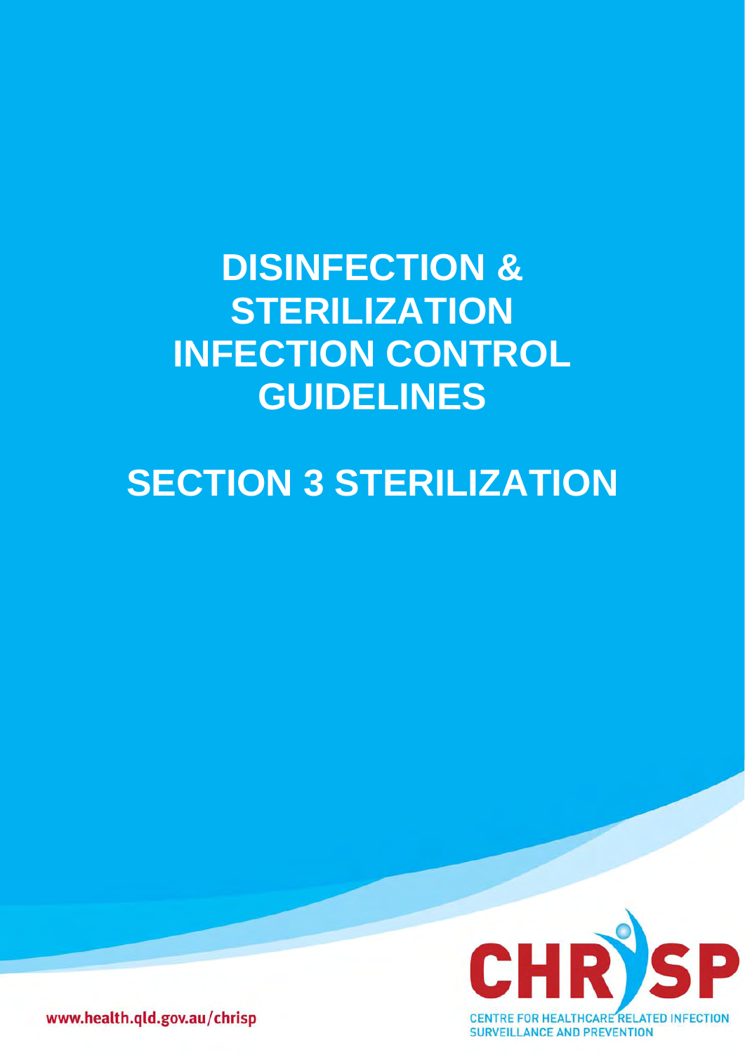# DISINFECTION & STERILIZATION INFECTION CONTROL GUIDELINES

# SECTION 3 STERILIZATION

www.health.qld.gov.au/chrisp

CHRISP

CENTRE FOR HEALTHCARE RELATED INFECTION SURVEILLANCE AND PREVENTION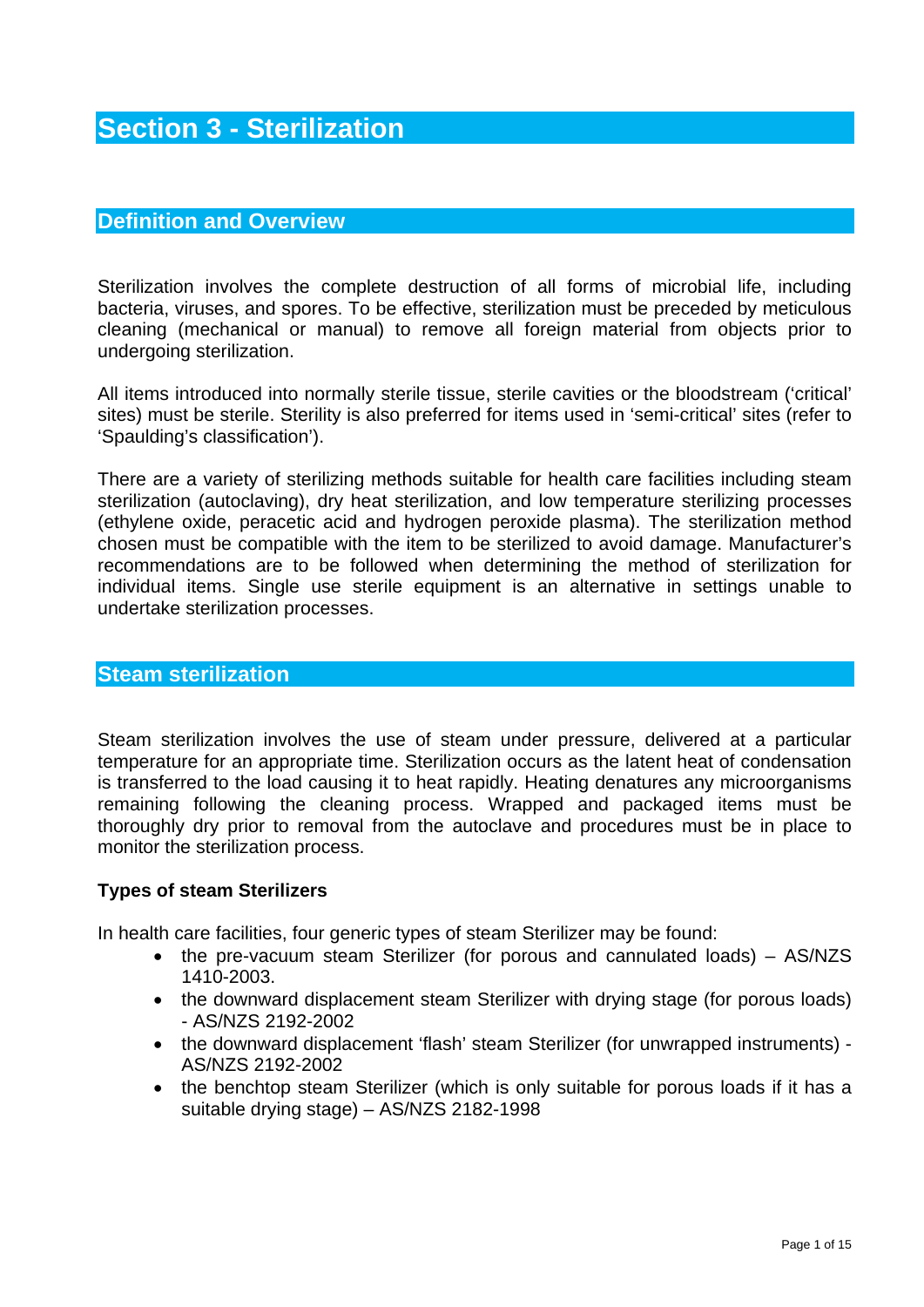# Section 3 - Sterilization

## Definition and Overview

Sterilization involves the complete destruction of all forms of microbial life, including bacteria, viruses, and spores. To be effective, sterilization must be preceded by meticulous cleaning (mechanical or manual) to remove all foreign material from objects prior to undergoing sterilization.

All items introduced into normally sterile tissue, sterile cavities or the bloodstream ('critical' sites) must be sterile. Sterility is also preferred for items used in 'semi-critical' sites (refer to 'Spaulding's classification').

There are a variety of sterilizing methods suitable for health care facilities including steam sterilization (autoclaving), dry heat sterilization, and low temperature sterilizing processes (ethylene oxide, peracetic acid and hydrogen peroxide plasma). The sterilization method chosen must be compatible with the item to be sterilized to avoid damage. Manufacturer's recommendations are to be followed when determining the method of sterilization for individual items. Single use sterile equipment is an alternative in settings unable to undertake sterilization processes.

## Steam sterilization

Steam sterilization involves the use of steam under pressure, delivered at a particular temperature for an appropriate time. Sterilization occurs as the latent heat of condensation is transferred to the load causing it to heat rapidly. Heating denatures any microorganisms remaining following the cleaning process. Wrapped and packaged items must be thoroughly dry prior to removal from the autoclave and procedures must be in place to monitor the sterilization process.

**Types of steam Sterilizers**

In health care facilities, four generic types of steam Sterilizer may be found:

- the pre-vacuum steam Sterilizer (for porous and cannulated loads) – AS/NZS 1410-2003.
- the downward displacement steam Sterilizer with drying stage (for porous loads) - AS/NZS 2192-2002
- the downward displacement 'flash' steam Sterilizer (for unwrapped instruments) - AS/NZS 2192-2002
- the benchtop steam Sterilizer (which is only suitable for porous loads if it has a suitable drying stage) – AS/NZS 2182-1998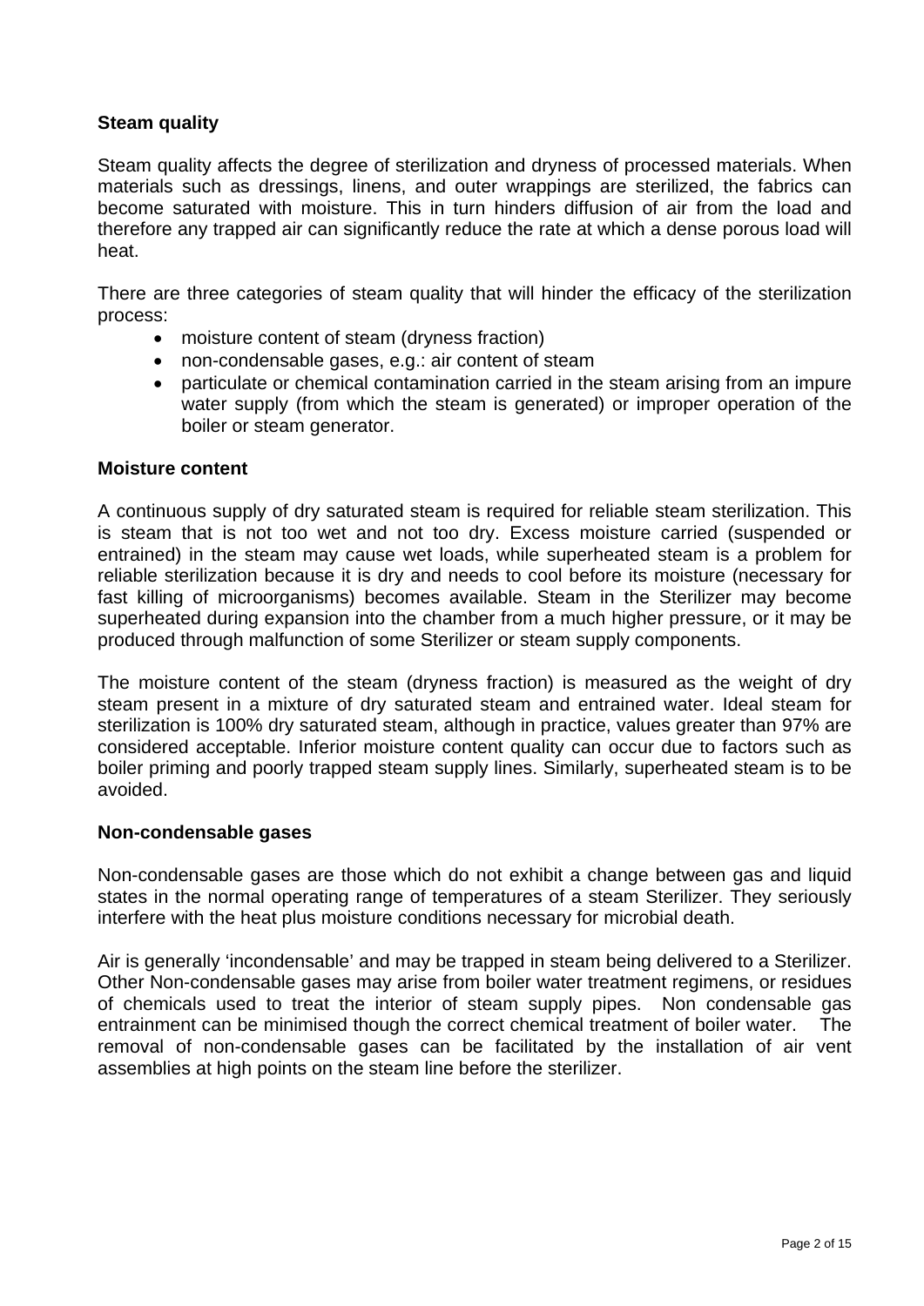**Steam quality**

Steam quality affects the degree of sterilization and dryness of processed materials. When materials such as dressings, linens, and outer wrappings are sterilized, the fabrics can become saturated with moisture. This in turn hinders diffusion of air from the load and therefore any trapped air can significantly reduce the rate at which a dense porous load will heat.

There are three categories of steam quality that will hinder the efficacy of the sterilization process:

- moisture content of steam (dryness fraction)
- non-condensable gases, e.g.: air content of steam
- particulate or chemical contamination carried in the steam arising from an impure water supply (from which the steam is generated) or improper operation of the boiler or steam generator.

**Moisture content**

A continuous supply of dry saturated steam is required for reliable steam sterilization. This is steam that is not too wet and not too dry. Excess moisture carried (suspended or entrained) in the steam may cause wet loads, while superheated steam is a problem for reliable sterilization because it is dry and needs to cool before its moisture (necessary for fast killing of microorganisms) becomes available. Steam in the Sterilizer may become superheated during expansion into the chamber from a much higher pressure, or it may be produced through malfunction of some Sterilizer or steam supply components.

The moisture content of the steam (dryness fraction) is measured as the weight of dry steam present in a mixture of dry saturated steam and entrained water. Ideal steam for sterilization is 100% dry saturated steam, although in practice, values greater than 97% are considered acceptable. Inferior moisture content quality can occur due to factors such as boiler priming and poorly trapped steam supply lines. Similarly, superheated steam is to be avoided.

**Non-condensable gases**

Non-condensable gases are those which do not exhibit a change between gas and liquid states in the normal operating range of temperatures of a steam Sterilizer. They seriously interfere with the heat plus moisture conditions necessary for microbial death.

Air is generally 'incondensable' and may be trapped in steam being delivered to a Sterilizer. Other Non-condensable gases may arise from boiler water treatment regimens, or residues of chemicals used to treat the interior of steam supply pipes. Non condensable gas entrainment can be minimised though the correct chemical treatment of boiler water. The removal of non-condensable gases can be facilitated by the installation of air vent assemblies at high points on the steam line before the sterilizer.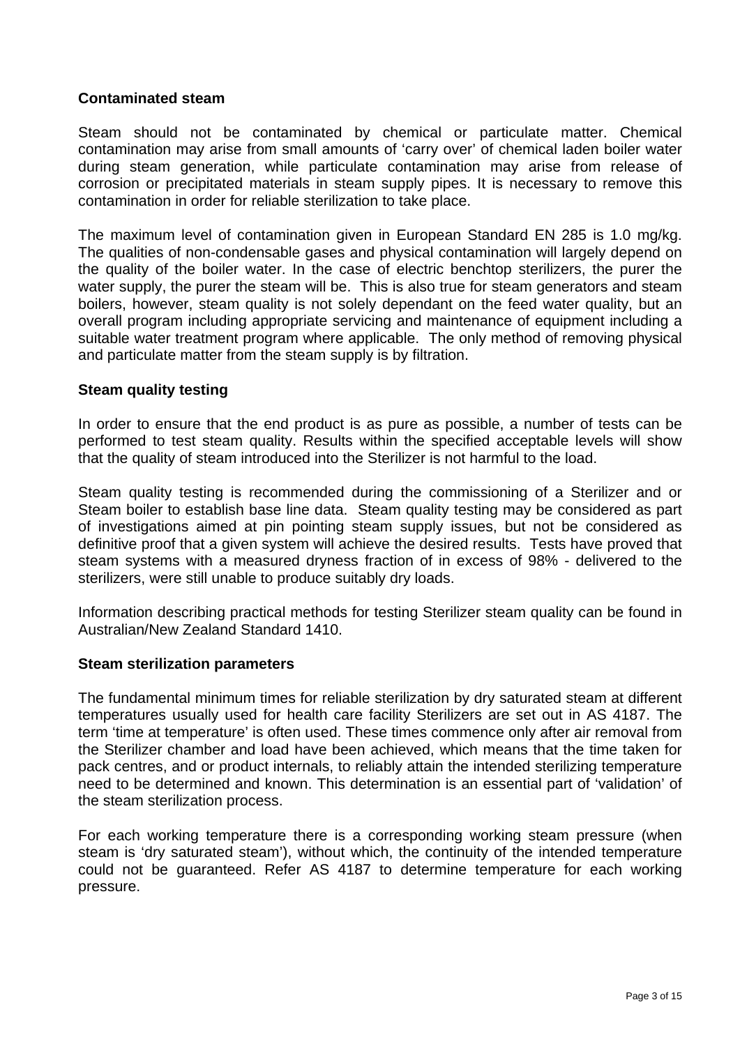**Contaminated steam**

Steam should not be contaminated by chemical or particulate matter. Chemical contamination may arise from small amounts of 'carry over' of chemical laden boiler water during steam generation, while particulate contamination may arise from release of corrosion or precipitated materials in steam supply pipes. It is necessary to remove this contamination in order for reliable sterilization to take place.

The maximum level of contamination given in European Standard EN 285 is 1.0 mg/kg. The qualities of non-condensable gases and physical contamination will largely depend on the quality of the boiler water. In the case of electric benchtop sterilizers, the purer the water supply, the purer the steam will be. This is also true for steam generators and steam boilers, however, steam quality is not solely dependant on the feed water quality, but an overall program including appropriate servicing and maintenance of equipment including a suitable water treatment program where applicable. The only method of removing physical and particulate matter from the steam supply is by filtration.

**Steam quality testing**

In order to ensure that the end product is as pure as possible, a number of tests can be performed to test steam quality. Results within the specified acceptable levels will show that the quality of steam introduced into the Sterilizer is not harmful to the load.

Steam quality testing is recommended during the commissioning of a Sterilizer and or Steam boiler to establish base line data. Steam quality testing may be considered as part of investigations aimed at pin pointing steam supply issues, but not be considered as definitive proof that a given system will achieve the desired results. Tests have proved that steam systems with a measured dryness fraction of in excess of 98% - delivered to the sterilizers, were still unable to produce suitably dry loads.

Information describing practical methods for testing Sterilizer steam quality can be found in Australian/New Zealand Standard 1410.

**Steam sterilization parameters**

The fundamental minimum times for reliable sterilization by dry saturated steam at different temperatures usually used for health care facility Sterilizers are set out in AS 4187. The term 'time at temperature' is often used. These times commence only after air removal from the Sterilizer chamber and load have been achieved, which means that the time taken for pack centres, and or product internals, to reliably attain the intended sterilizing temperature need to be determined and known. This determination is an essential part of 'validation' of the steam sterilization process.

For each working temperature there is a corresponding working steam pressure (when steam is 'dry saturated steam'), without which, the continuity of the intended temperature could not be guaranteed. Refer AS 4187 to determine temperature for each working pressure.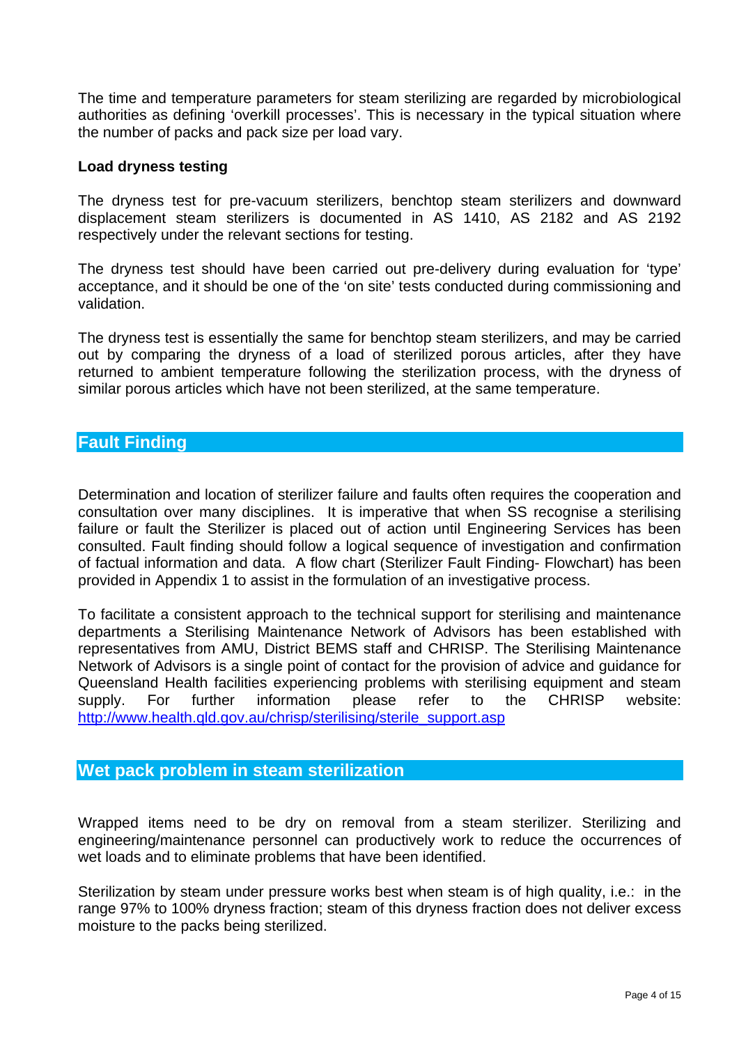The time and temperature parameters for steam sterilizing are regarded by microbiological authorities as defining 'overkill processes'. This is necessary in the typical situation where the number of packs and pack size per load vary.

**Load dryness testing**

The dryness test for pre-vacuum sterilizers, benchtop steam sterilizers and downward displacement steam sterilizers is documented in AS 1410, AS 2182 and AS 2192 respectively under the relevant sections for testing.

The dryness test should have been carried out pre-delivery during evaluation for 'type' acceptance, and it should be one of the 'on site' tests conducted during commissioning and validation.

The dryness test is essentially the same for benchtop steam sterilizers, and may be carried out by comparing the dryness of a load of sterilized porous articles, after they have returned to ambient temperature following the sterilization process, with the dryness of similar porous articles which have not been sterilized, at the same temperature.

## Fault Finding

Determination and location of sterilizer failure and faults often requires the cooperation and consultation over many disciplines. It is imperative that when SS recognise a sterilising failure or fault the Sterilizer is placed out of action until Engineering Services has been consulted. Fault finding should follow a logical sequence of investigation and confirmation of factual information and data. A flow chart (Sterilizer Fault Finding- Flowchart) has been provided in Appendix 1 to assist in the formulation of an investigative process.

To facilitate a consistent approach to the technical support for sterilising and maintenance departments a Sterilising Maintenance Network of Advisors has been established with representatives from AMU, District BEMS staff and CHRISP. The Sterilising Maintenance Network of Advisors is a single point of contact for the provision of advice and guidance for Queensland Health facilities experiencing problems with sterilising equipment and steam supply. For further information please refer to the CHRISP website: http://www.health.qld.gov.au/chrisp/sterilising/sterile_support.asp

## Wet pack problem in steam sterilization

Wrapped items need to be dry on removal from a steam sterilizer. Sterilizing and engineering/maintenance personnel can productively work to reduce the occurrences of wet loads and to eliminate problems that have been identified.

Sterilization by steam under pressure works best when steam is of high quality, i.e.: in the range 97% to 100% dryness fraction; steam of this dryness fraction does not deliver excess moisture to the packs being sterilized.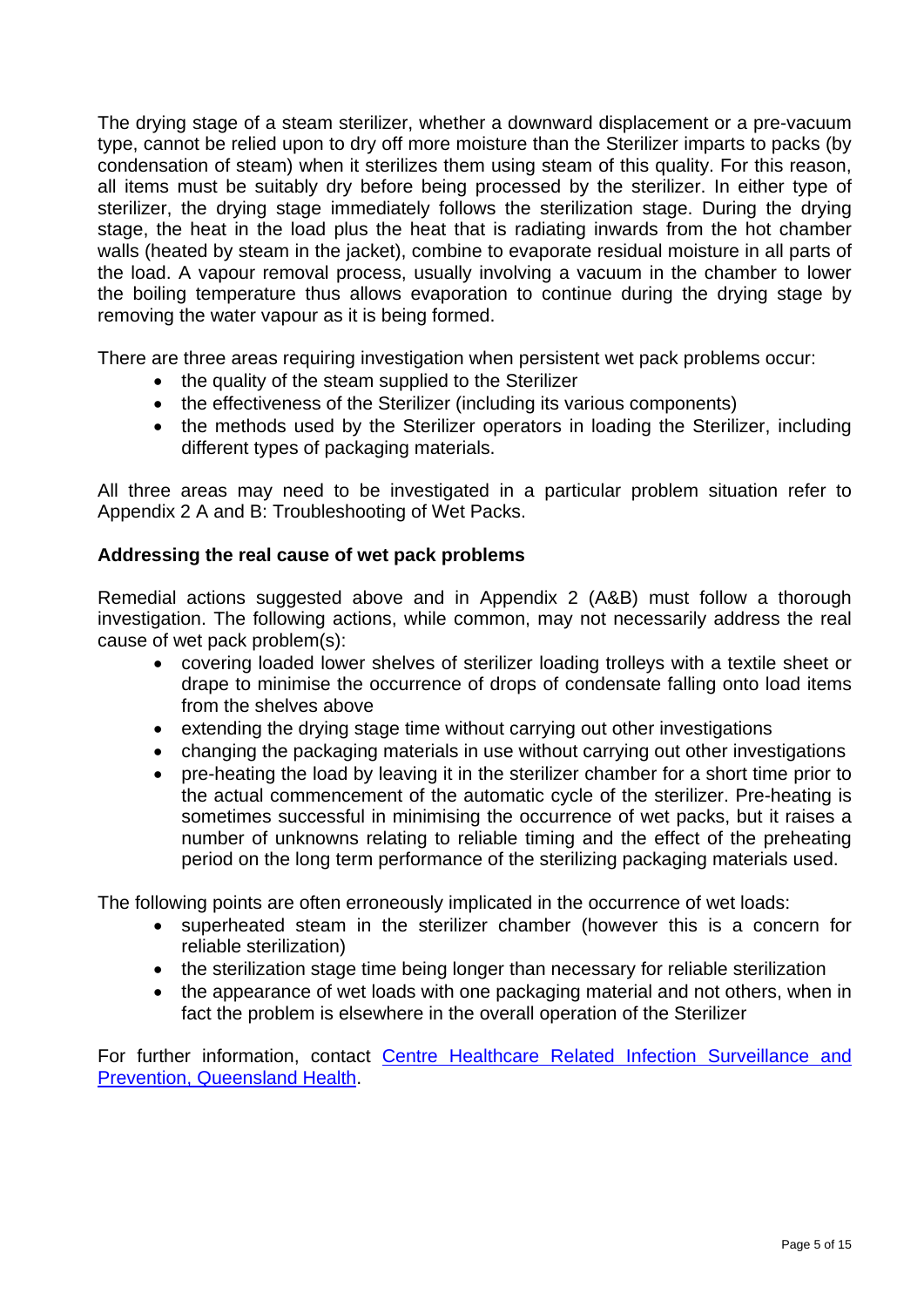The drying stage of a steam sterilizer, whether a downward displacement or a pre-vacuum type, cannot be relied upon to dry off more moisture than the Sterilizer imparts to packs (by condensation of steam) when it sterilizes them using steam of this quality. For this reason, all items must be suitably dry before being processed by the sterilizer. In either type of sterilizer, the drying stage immediately follows the sterilization stage. During the drying stage, the heat in the load plus the heat that is radiating inwards from the hot chamber walls (heated by steam in the jacket), combine to evaporate residual moisture in all parts of the load. A vapour removal process, usually involving a vacuum in the chamber to lower the boiling temperature thus allows evaporation to continue during the drying stage by removing the water vapour as it is being formed.

There are three areas requiring investigation when persistent wet pack problems occur:

- the quality of the steam supplied to the Sterilizer
- the effectiveness of the Sterilizer (including its various components)
- the methods used by the Sterilizer operators in loading the Sterilizer, including different types of packaging materials.

All three areas may need to be investigated in a particular problem situation refer to Appendix 2 A and B: Troubleshooting of Wet Packs.

**Addressing the real cause of wet pack problems**

Remedial actions suggested above and in Appendix 2 (A&B) must follow a thorough investigation. The following actions, while common, may not necessarily address the real cause of wet pack problem(s):

- covering loaded lower shelves of sterilizer loading trolleys with a textile sheet or drape to minimise the occurrence of drops of condensate falling onto load items from the shelves above
- extending the drying stage time without carrying out other investigations
- changing the packaging materials in use without carrying out other investigations
- pre-heating the load by leaving it in the sterilizer chamber for a short time prior to the actual commencement of the automatic cycle of the sterilizer. Pre-heating is sometimes successful in minimising the occurrence of wet packs, but it raises a number of unknowns relating to reliable timing and the effect of the preheating period on the long term performance of the sterilizing packaging materials used.

The following points are often erroneously implicated in the occurrence of wet loads:

- superheated steam in the sterilizer chamber (however this is a concern for reliable sterilization)
- the sterilization stage time being longer than necessary for reliable sterilization
- the appearance of wet loads with one packaging material and not others, when in fact the problem is elsewhere in the overall operation of the Sterilizer

For further information, contact [Centre Healthcare Related Infection Surveillance and Prevention, Queensland Health](#).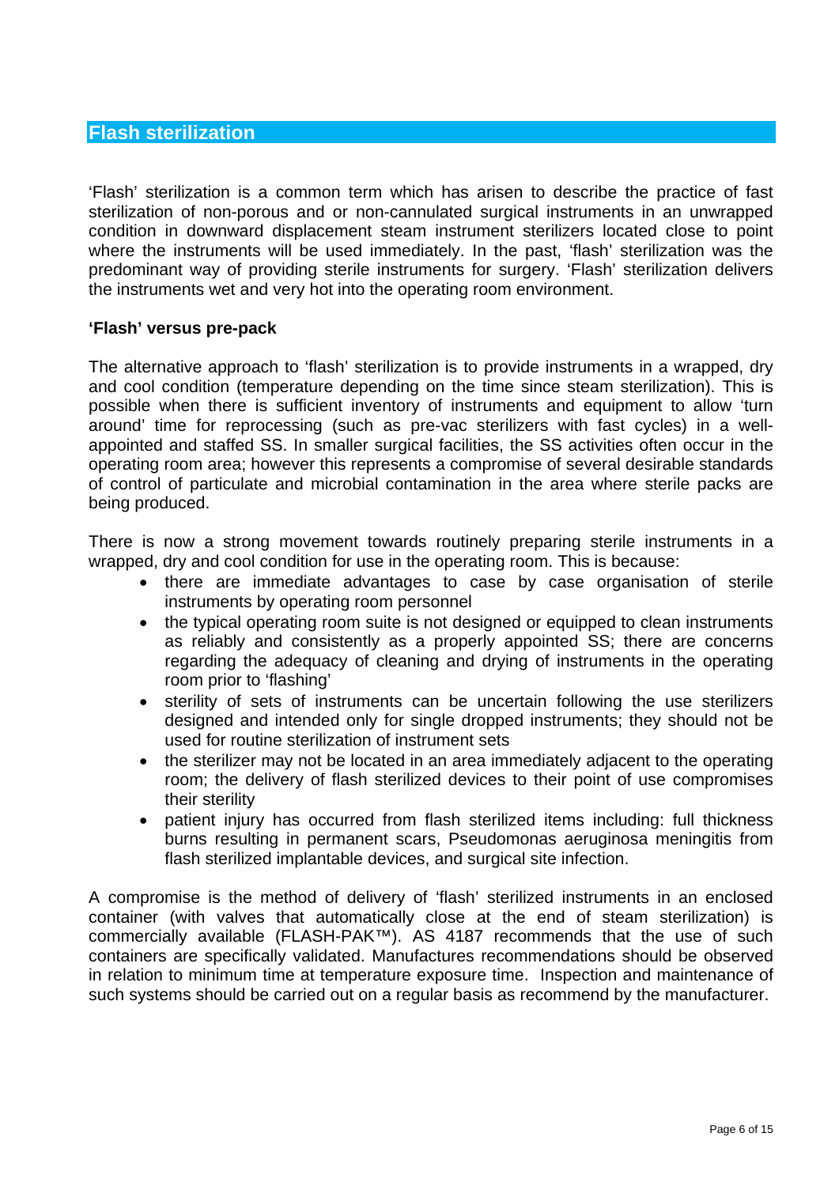## Flash sterilization

'Flash' sterilization is a common term which has arisen to describe the practice of fast sterilization of non-porous and or non-cannulated surgical instruments in an unwrapped condition in downward displacement steam instrument sterilizers located close to point where the instruments will be used immediately. In the past, 'flash' sterilization was the predominant way of providing sterile instruments for surgery. 'Flash' sterilization delivers the instruments wet and very hot into the operating room environment.

**'Flash' versus pre-pack**

The alternative approach to 'flash' sterilization is to provide instruments in a wrapped, dry and cool condition (temperature depending on the time since steam sterilization). This is possible when there is sufficient inventory of instruments and equipment to allow 'turn around' time for reprocessing (such as pre-vac sterilizers with fast cycles) in a well-appointed and staffed SS. In smaller surgical facilities, the SS activities often occur in the operating room area; however this represents a compromise of several desirable standards of control of particulate and microbial contamination in the area where sterile packs are being produced.

There is now a strong movement towards routinely preparing sterile instruments in a wrapped, dry and cool condition for use in the operating room. This is because:

- there are immediate advantages to case by case organisation of sterile instruments by operating room personnel
- the typical operating room suite is not designed or equipped to clean instruments as reliably and consistently as a properly appointed SS; there are concerns regarding the adequacy of cleaning and drying of instruments in the operating room prior to 'flashing'
- sterility of sets of instruments can be uncertain following the use sterilizers designed and intended only for single dropped instruments; they should not be used for routine sterilization of instrument sets
- the sterilizer may not be located in an area immediately adjacent to the operating room; the delivery of flash sterilized devices to their point of use compromises their sterility
- patient injury has occurred from flash sterilized items including: full thickness burns resulting in permanent scars, Pseudomonas aeruginosa meningitis from flash sterilized implantable devices, and surgical site infection.

A compromise is the method of delivery of 'flash' sterilized instruments in an enclosed container (with valves that automatically close at the end of steam sterilization) is commercially available (FLASH-PAK™). AS 4187 recommends that the use of such containers are specifically validated. Manufactures recommendations should be observed in relation to minimum time at temperature exposure time. Inspection and maintenance of such systems should be carried out on a regular basis as recommend by the manufacturer.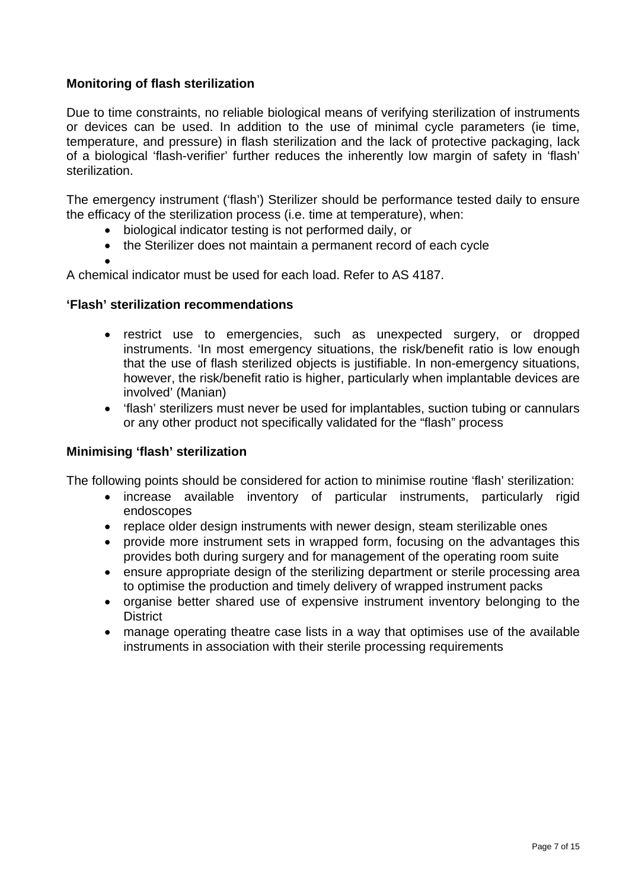### Monitoring of flash sterilization

Due to time constraints, no reliable biological means of verifying sterilization of instruments or devices can be used. In addition to the use of minimal cycle parameters (ie time, temperature, and pressure) in flash sterilization and the lack of protective packaging, lack of a biological 'flash-verifier' further reduces the inherently low margin of safety in 'flash' sterilization.

The emergency instrument ('flash') Sterilizer should be performance tested daily to ensure the efficacy of the sterilization process (i.e. time at temperature), when:

- biological indicator testing is not performed daily, or
- the Sterilizer does not maintain a permanent record of each cycle
- 

A chemical indicator must be used for each load. Refer to AS 4187.

### 'Flash' sterilization recommendations

- restrict use to emergencies, such as unexpected surgery, or dropped instruments. 'In most emergency situations, the risk/benefit ratio is low enough that the use of flash sterilized objects is justifiable. In non-emergency situations, however, the risk/benefit ratio is higher, particularly when implantable devices are involved' (Manian)
- 'flash' sterilizers must never be used for implantables, suction tubing or cannulars or any other product not specifically validated for the "flash" process

### Minimising 'flash' sterilization

The following points should be considered for action to minimise routine 'flash' sterilization:

- increase available inventory of particular instruments, particularly rigid endoscopes
- replace older design instruments with newer design, steam sterilizable ones
- provide more instrument sets in wrapped form, focusing on the advantages this provides both during surgery and for management of the operating room suite
- ensure appropriate design of the sterilizing department or sterile processing area to optimise the production and timely delivery of wrapped instrument packs
- organise better shared use of expensive instrument inventory belonging to the District
- manage operating theatre case lists in a way that optimises use of the available instruments in association with their sterile processing requirements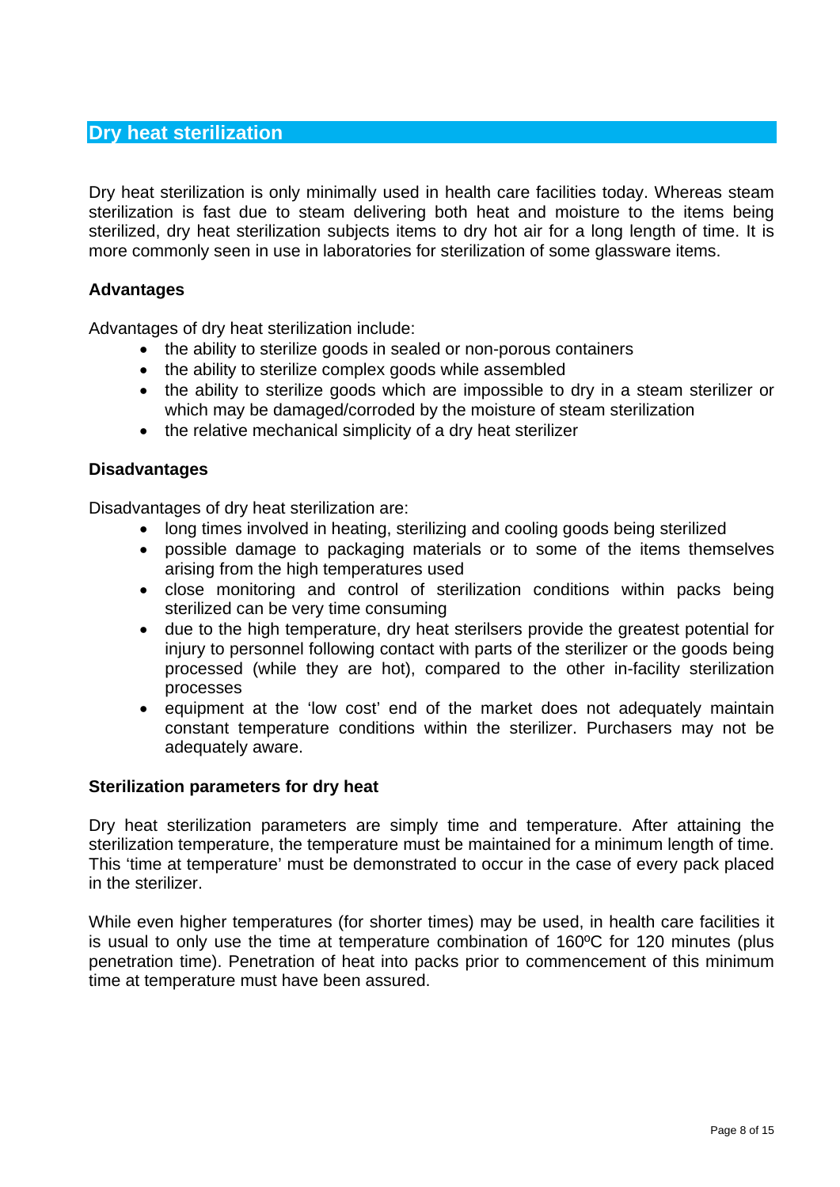## Dry heat sterilization

Dry heat sterilization is only minimally used in health care facilities today. Whereas steam sterilization is fast due to steam delivering both heat and moisture to the items being sterilized, dry heat sterilization subjects items to dry hot air for a long length of time. It is more commonly seen in use in laboratories for sterilization of some glassware items.

### Advantages

Advantages of dry heat sterilization include:

- the ability to sterilize goods in sealed or non-porous containers
- the ability to sterilize complex goods while assembled
- the ability to sterilize goods which are impossible to dry in a steam sterilizer or which may be damaged/corroded by the moisture of steam sterilization
- the relative mechanical simplicity of a dry heat sterilizer

### Disadvantages

Disadvantages of dry heat sterilization are:

- long times involved in heating, sterilizing and cooling goods being sterilized
- possible damage to packaging materials or to some of the items themselves arising from the high temperatures used
- close monitoring and control of sterilization conditions within packs being sterilized can be very time consuming
- due to the high temperature, dry heat sterilsers provide the greatest potential for injury to personnel following contact with parts of the sterilizer or the goods being processed (while they are hot), compared to the other in-facility sterilization processes
- equipment at the 'low cost' end of the market does not adequately maintain constant temperature conditions within the sterilizer. Purchasers may not be adequately aware.

### Sterilization parameters for dry heat

Dry heat sterilization parameters are simply time and temperature. After attaining the sterilization temperature, the temperature must be maintained for a minimum length of time. This 'time at temperature' must be demonstrated to occur in the case of every pack placed in the sterilizer.

While even higher temperatures (for shorter times) may be used, in health care facilities it is usual to only use the time at temperature combination of 160ºC for 120 minutes (plus penetration time). Penetration of heat into packs prior to commencement of this minimum time at temperature must have been assured.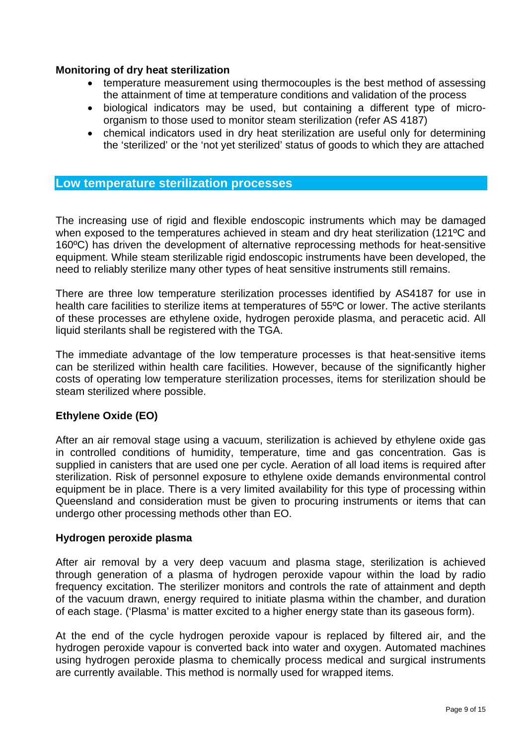**Monitoring of dry heat sterilization**

- temperature measurement using thermocouples is the best method of assessing the attainment of time at temperature conditions and validation of the process
- biological indicators may be used, but containing a different type of micro-organism to those used to monitor steam sterilization (refer AS 4187)
- chemical indicators used in dry heat sterilization are useful only for determining the 'sterilized' or the 'not yet sterilized' status of goods to which they are attached

## Low temperature sterilization processes

The increasing use of rigid and flexible endoscopic instruments which may be damaged when exposed to the temperatures achieved in steam and dry heat sterilization (121ºC and 160ºC) has driven the development of alternative reprocessing methods for heat-sensitive equipment. While steam sterilizable rigid endoscopic instruments have been developed, the need to reliably sterilize many other types of heat sensitive instruments still remains.

There are three low temperature sterilization processes identified by AS4187 for use in health care facilities to sterilize items at temperatures of 55ºC or lower. The active sterilants of these processes are ethylene oxide, hydrogen peroxide plasma, and peracetic acid. All liquid sterilants shall be registered with the TGA.

The immediate advantage of the low temperature processes is that heat-sensitive items can be sterilized within health care facilities. However, because of the significantly higher costs of operating low temperature sterilization processes, items for sterilization should be steam sterilized where possible.

**Ethylene Oxide (EO)**

After an air removal stage using a vacuum, sterilization is achieved by ethylene oxide gas in controlled conditions of humidity, temperature, time and gas concentration. Gas is supplied in canisters that are used one per cycle. Aeration of all load items is required after sterilization. Risk of personnel exposure to ethylene oxide demands environmental control equipment be in place. There is a very limited availability for this type of processing within Queensland and consideration must be given to procuring instruments or items that can undergo other processing methods other than EO.

**Hydrogen peroxide plasma**

After air removal by a very deep vacuum and plasma stage, sterilization is achieved through generation of a plasma of hydrogen peroxide vapour within the load by radio frequency excitation. The sterilizer monitors and controls the rate of attainment and depth of the vacuum drawn, energy required to initiate plasma within the chamber, and duration of each stage. ('Plasma' is matter excited to a higher energy state than its gaseous form).

At the end of the cycle hydrogen peroxide vapour is replaced by filtered air, and the hydrogen peroxide vapour is converted back into water and oxygen. Automated machines using hydrogen peroxide plasma to chemically process medical and surgical instruments are currently available. This method is normally used for wrapped items.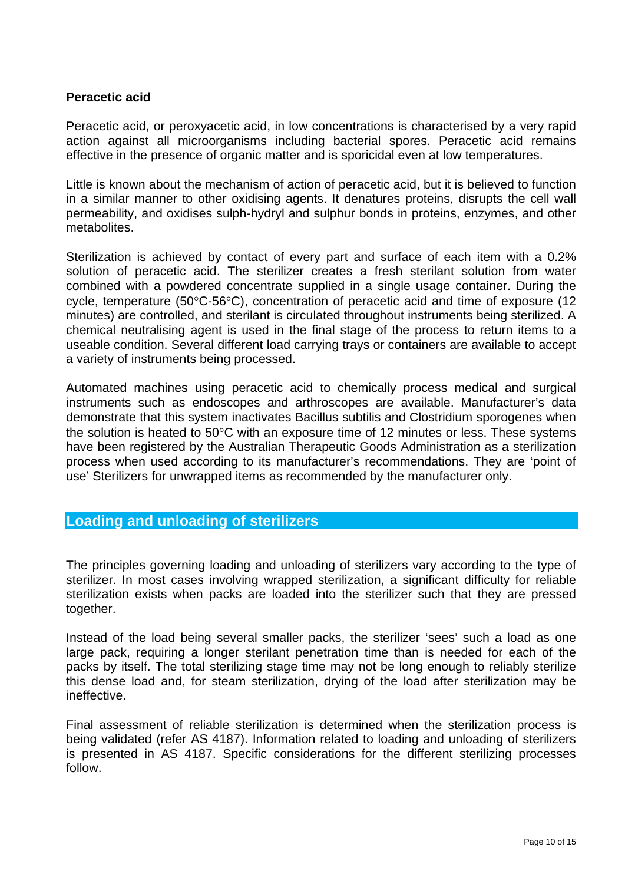### Peracetic acid

Peracetic acid, or peroxyacetic acid, in low concentrations is characterised by a very rapid action against all microorganisms including bacterial spores. Peracetic acid remains effective in the presence of organic matter and is sporicidal even at low temperatures.

Little is known about the mechanism of action of peracetic acid, but it is believed to function in a similar manner to other oxidising agents. It denatures proteins, disrupts the cell wall permeability, and oxidises sulph-hydryl and sulphur bonds in proteins, enzymes, and other metabolites.

Sterilization is achieved by contact of every part and surface of each item with a 0.2% solution of peracetic acid. The sterilizer creates a fresh sterilant solution from water combined with a powdered concentrate supplied in a single usage container. During the cycle, temperature (50°C-56°C), concentration of peracetic acid and time of exposure (12 minutes) are controlled, and sterilant is circulated throughout instruments being sterilized. A chemical neutralising agent is used in the final stage of the process to return items to a useable condition. Several different load carrying trays or containers are available to accept a variety of instruments being processed.

Automated machines using peracetic acid to chemically process medical and surgical instruments such as endoscopes and arthroscopes are available. Manufacturer's data demonstrate that this system inactivates Bacillus subtilis and Clostridium sporogenes when the solution is heated to 50°C with an exposure time of 12 minutes or less. These systems have been registered by the Australian Therapeutic Goods Administration as a sterilization process when used according to its manufacturer's recommendations. They are 'point of use' Sterilizers for unwrapped items as recommended by the manufacturer only.

## Loading and unloading of sterilizers

The principles governing loading and unloading of sterilizers vary according to the type of sterilizer. In most cases involving wrapped sterilization, a significant difficulty for reliable sterilization exists when packs are loaded into the sterilizer such that they are pressed together.

Instead of the load being several smaller packs, the sterilizer 'sees' such a load as one large pack, requiring a longer sterilant penetration time than is needed for each of the packs by itself. The total sterilizing stage time may not be long enough to reliably sterilize this dense load and, for steam sterilization, drying of the load after sterilization may be ineffective.

Final assessment of reliable sterilization is determined when the sterilization process is being validated (refer AS 4187). Information related to loading and unloading of sterilizers is presented in AS 4187. Specific considerations for the different sterilizing processes follow.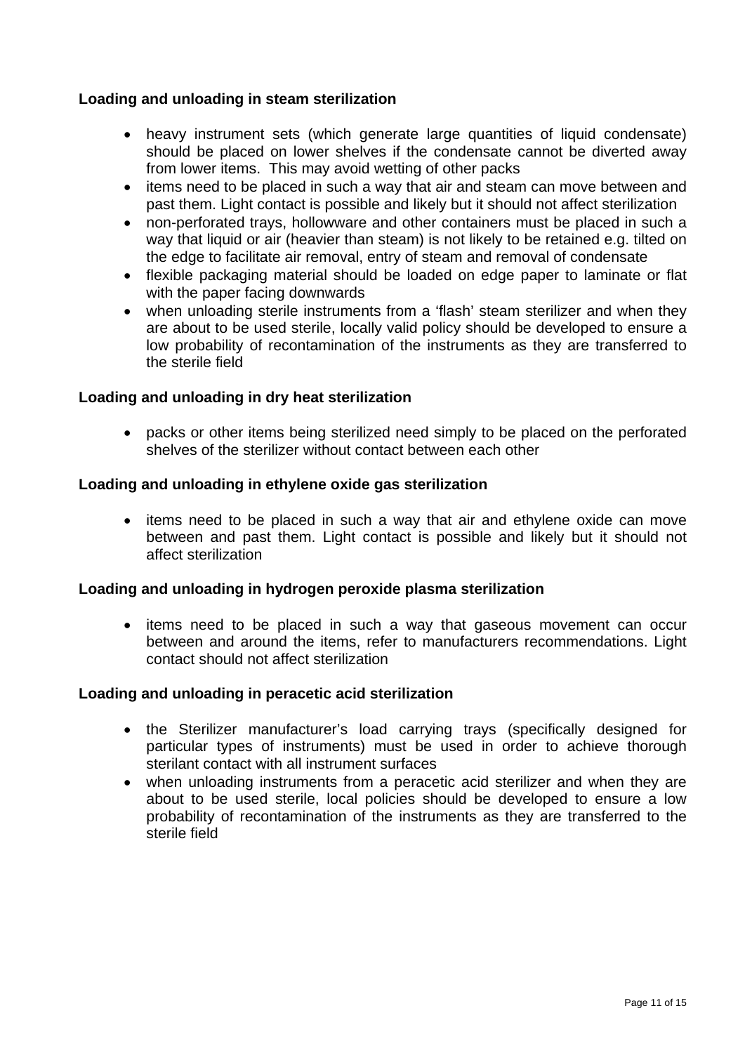**Loading and unloading in steam sterilization**

- heavy instrument sets (which generate large quantities of liquid condensate) should be placed on lower shelves if the condensate cannot be diverted away from lower items. This may avoid wetting of other packs
- items need to be placed in such a way that air and steam can move between and past them. Light contact is possible and likely but it should not affect sterilization
- non-perforated trays, hollowware and other containers must be placed in such a way that liquid or air (heavier than steam) is not likely to be retained e.g. tilted on the edge to facilitate air removal, entry of steam and removal of condensate
- flexible packaging material should be loaded on edge paper to laminate or flat with the paper facing downwards
- when unloading sterile instruments from a 'flash' steam sterilizer and when they are about to be used sterile, locally valid policy should be developed to ensure a low probability of recontamination of the instruments as they are transferred to the sterile field

**Loading and unloading in dry heat sterilization**

- packs or other items being sterilized need simply to be placed on the perforated shelves of the sterilizer without contact between each other

**Loading and unloading in ethylene oxide gas sterilization**

- items need to be placed in such a way that air and ethylene oxide can move between and past them. Light contact is possible and likely but it should not affect sterilization

**Loading and unloading in hydrogen peroxide plasma sterilization**

- items need to be placed in such a way that gaseous movement can occur between and around the items, refer to manufacturers recommendations. Light contact should not affect sterilization

**Loading and unloading in peracetic acid sterilization**

- the Sterilizer manufacturer's load carrying trays (specifically designed for particular types of instruments) must be used in order to achieve thorough sterilant contact with all instrument surfaces
- when unloading instruments from a peracetic acid sterilizer and when they are about to be used sterile, local policies should be developed to ensure a low probability of recontamination of the instruments as they are transferred to the sterile field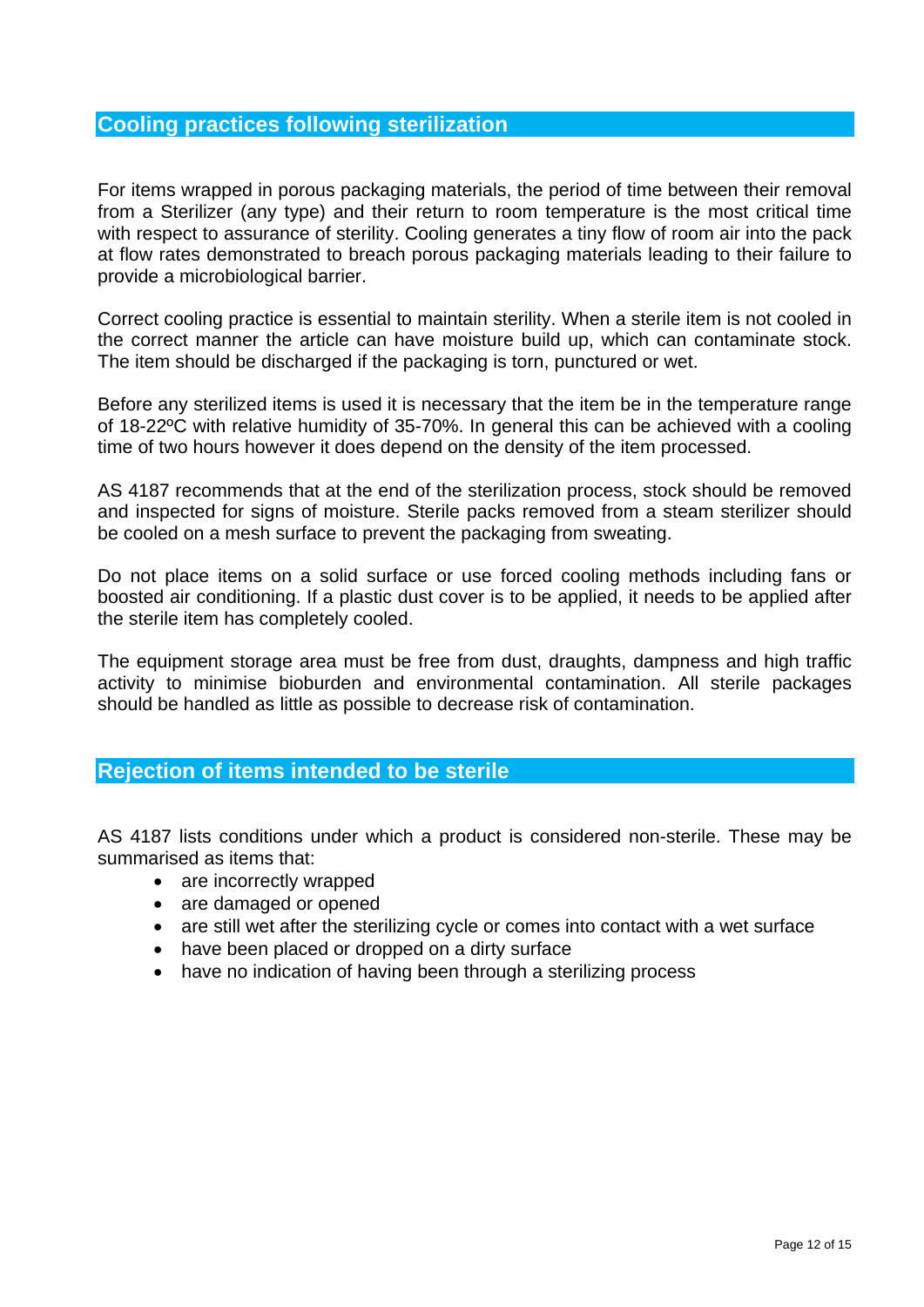## Cooling practices following sterilization

For items wrapped in porous packaging materials, the period of time between their removal from a Sterilizer (any type) and their return to room temperature is the most critical time with respect to assurance of sterility. Cooling generates a tiny flow of room air into the pack at flow rates demonstrated to breach porous packaging materials leading to their failure to provide a microbiological barrier.

Correct cooling practice is essential to maintain sterility. When a sterile item is not cooled in the correct manner the article can have moisture build up, which can contaminate stock. The item should be discharged if the packaging is torn, punctured or wet.

Before any sterilized items is used it is necessary that the item be in the temperature range of 18-22ºC with relative humidity of 35-70%. In general this can be achieved with a cooling time of two hours however it does depend on the density of the item processed.

AS 4187 recommends that at the end of the sterilization process, stock should be removed and inspected for signs of moisture. Sterile packs removed from a steam sterilizer should be cooled on a mesh surface to prevent the packaging from sweating.

Do not place items on a solid surface or use forced cooling methods including fans or boosted air conditioning. If a plastic dust cover is to be applied, it needs to be applied after the sterile item has completely cooled.

The equipment storage area must be free from dust, draughts, dampness and high traffic activity to minimise bioburden and environmental contamination. All sterile packages should be handled as little as possible to decrease risk of contamination.

## Rejection of items intended to be sterile

AS 4187 lists conditions under which a product is considered non-sterile. These may be summarised as items that:

- are incorrectly wrapped
- are damaged or opened
- are still wet after the sterilizing cycle or comes into contact with a wet surface
- have been placed or dropped on a dirty surface
- have no indication of having been through a sterilizing process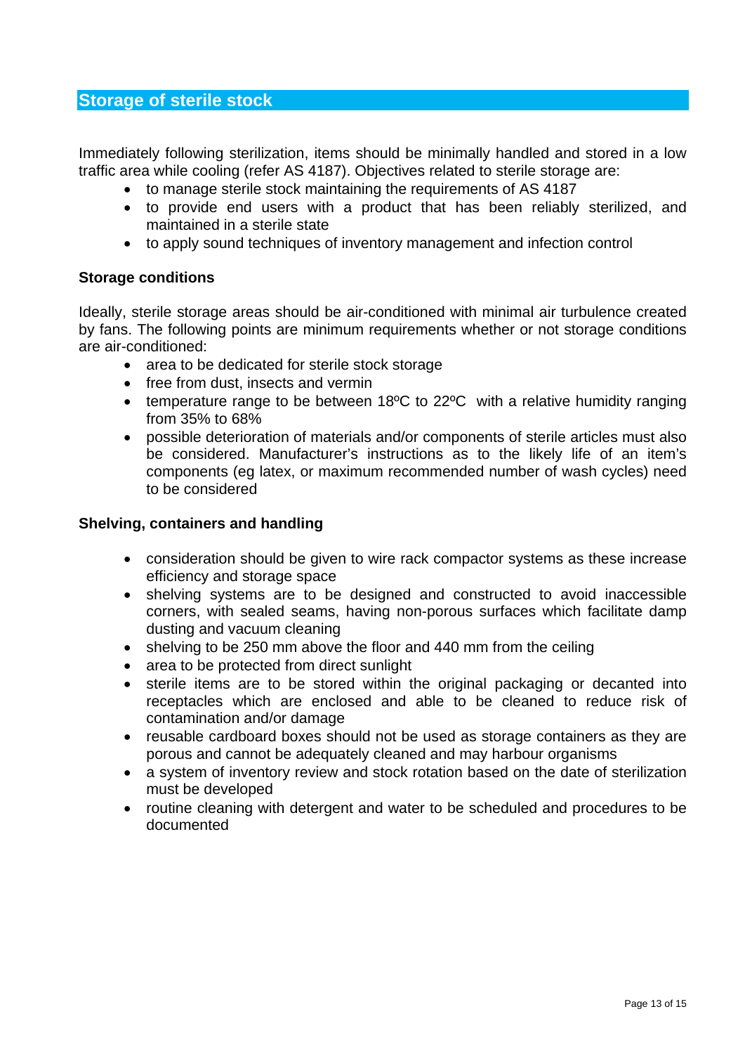## Storage of sterile stock

Immediately following sterilization, items should be minimally handled and stored in a low traffic area while cooling (refer AS 4187). Objectives related to sterile storage are:

- to manage sterile stock maintaining the requirements of AS 4187
- to provide end users with a product that has been reliably sterilized, and maintained in a sterile state
- to apply sound techniques of inventory management and infection control

### Storage conditions

Ideally, sterile storage areas should be air-conditioned with minimal air turbulence created by fans. The following points are minimum requirements whether or not storage conditions are air-conditioned:

- area to be dedicated for sterile stock storage
- free from dust, insects and vermin
- temperature range to be between 18ºC to 22ºC with a relative humidity ranging from 35% to 68%
- possible deterioration of materials and/or components of sterile articles must also be considered. Manufacturer's instructions as to the likely life of an item's components (eg latex, or maximum recommended number of wash cycles) need to be considered

### Shelving, containers and handling

- consideration should be given to wire rack compactor systems as these increase efficiency and storage space
- shelving systems are to be designed and constructed to avoid inaccessible corners, with sealed seams, having non-porous surfaces which facilitate damp dusting and vacuum cleaning
- shelving to be 250 mm above the floor and 440 mm from the ceiling
- area to be protected from direct sunlight
- sterile items are to be stored within the original packaging or decanted into receptacles which are enclosed and able to be cleaned to reduce risk of contamination and/or damage
- reusable cardboard boxes should not be used as storage containers as they are porous and cannot be adequately cleaned and may harbour organisms
- a system of inventory review and stock rotation based on the date of sterilization must be developed
- routine cleaning with detergent and water to be scheduled and procedures to be documented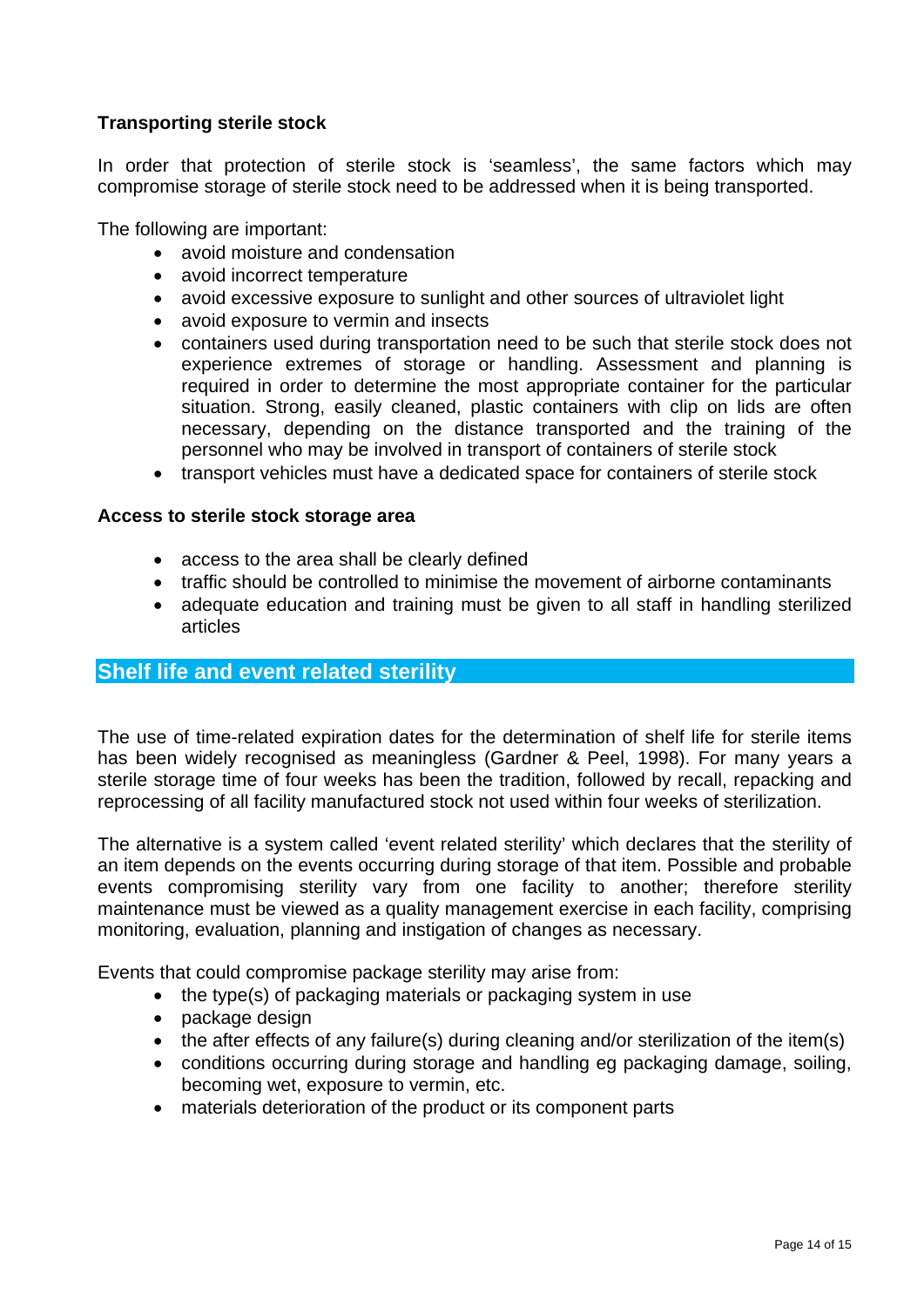**Transporting sterile stock**

In order that protection of sterile stock is 'seamless', the same factors which may compromise storage of sterile stock need to be addressed when it is being transported.

The following are important:

- avoid moisture and condensation
- avoid incorrect temperature
- avoid excessive exposure to sunlight and other sources of ultraviolet light
- avoid exposure to vermin and insects
- containers used during transportation need to be such that sterile stock does not experience extremes of storage or handling. Assessment and planning is required in order to determine the most appropriate container for the particular situation. Strong, easily cleaned, plastic containers with clip on lids are often necessary, depending on the distance transported and the training of the personnel who may be involved in transport of containers of sterile stock
- transport vehicles must have a dedicated space for containers of sterile stock

**Access to sterile stock storage area**

- access to the area shall be clearly defined
- traffic should be controlled to minimise the movement of airborne contaminants
- adequate education and training must be given to all staff in handling sterilized articles

## Shelf life and event related sterility

The use of time-related expiration dates for the determination of shelf life for sterile items has been widely recognised as meaningless (Gardner & Peel, 1998). For many years a sterile storage time of four weeks has been the tradition, followed by recall, repacking and reprocessing of all facility manufactured stock not used within four weeks of sterilization.

The alternative is a system called 'event related sterility' which declares that the sterility of an item depends on the events occurring during storage of that item. Possible and probable events compromising sterility vary from one facility to another; therefore sterility maintenance must be viewed as a quality management exercise in each facility, comprising monitoring, evaluation, planning and instigation of changes as necessary.

Events that could compromise package sterility may arise from:

- the type(s) of packaging materials or packaging system in use
- package design
- the after effects of any failure(s) during cleaning and/or sterilization of the item(s)
- conditions occurring during storage and handling eg packaging damage, soiling, becoming wet, exposure to vermin, etc.
- materials deterioration of the product or its component parts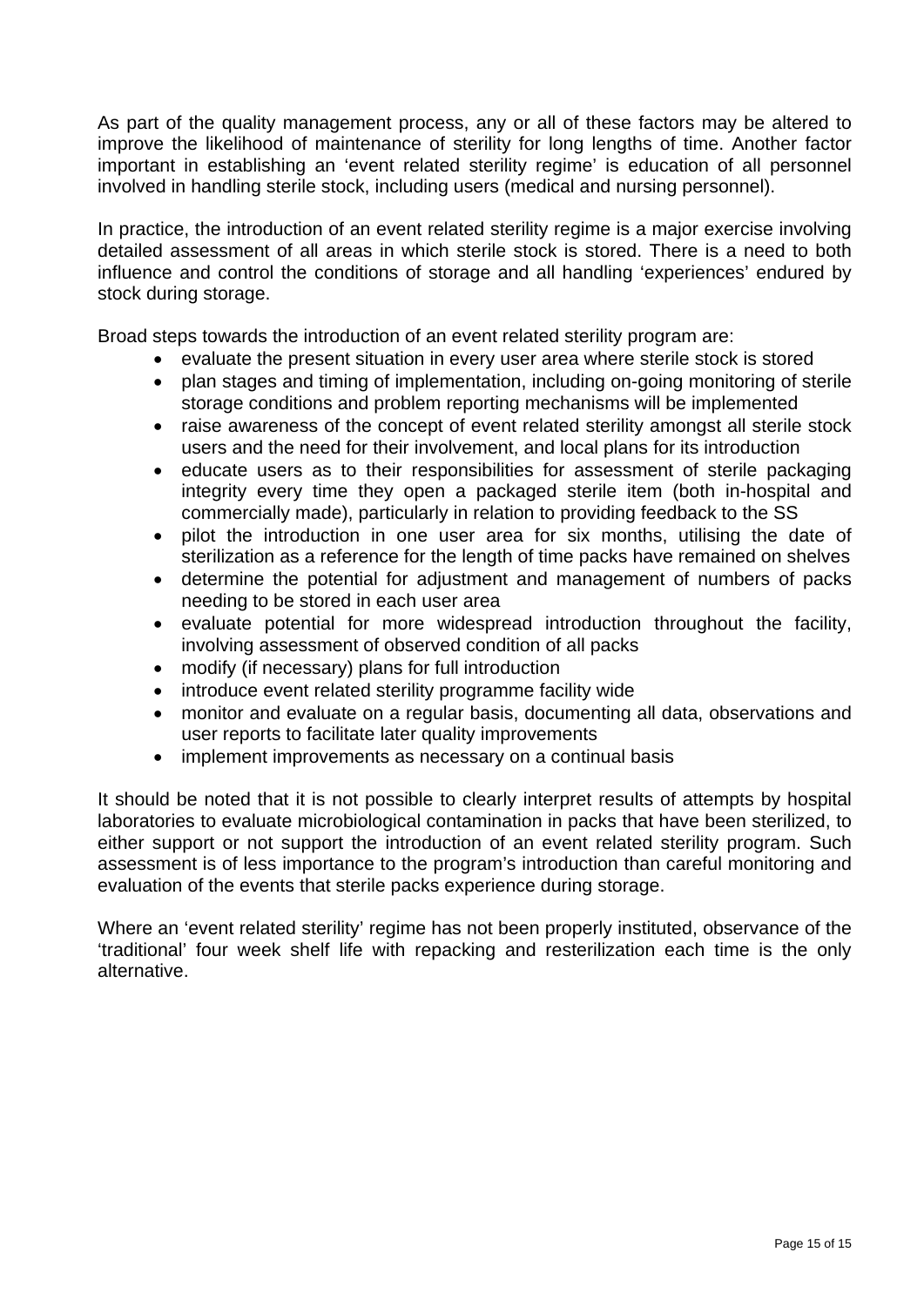As part of the quality management process, any or all of these factors may be altered to improve the likelihood of maintenance of sterility for long lengths of time. Another factor important in establishing an 'event related sterility regime' is education of all personnel involved in handling sterile stock, including users (medical and nursing personnel).

In practice, the introduction of an event related sterility regime is a major exercise involving detailed assessment of all areas in which sterile stock is stored. There is a need to both influence and control the conditions of storage and all handling 'experiences' endured by stock during storage.

Broad steps towards the introduction of an event related sterility program are:

- evaluate the present situation in every user area where sterile stock is stored
- plan stages and timing of implementation, including on-going monitoring of sterile storage conditions and problem reporting mechanisms will be implemented
- raise awareness of the concept of event related sterility amongst all sterile stock users and the need for their involvement, and local plans for its introduction
- educate users as to their responsibilities for assessment of sterile packaging integrity every time they open a packaged sterile item (both in-hospital and commercially made), particularly in relation to providing feedback to the SS
- pilot the introduction in one user area for six months, utilising the date of sterilization as a reference for the length of time packs have remained on shelves
- determine the potential for adjustment and management of numbers of packs needing to be stored in each user area
- evaluate potential for more widespread introduction throughout the facility, involving assessment of observed condition of all packs
- modify (if necessary) plans for full introduction
- introduce event related sterility programme facility wide
- monitor and evaluate on a regular basis, documenting all data, observations and user reports to facilitate later quality improvements
- implement improvements as necessary on a continual basis

It should be noted that it is not possible to clearly interpret results of attempts by hospital laboratories to evaluate microbiological contamination in packs that have been sterilized, to either support or not support the introduction of an event related sterility program. Such assessment is of less importance to the program's introduction than careful monitoring and evaluation of the events that sterile packs experience during storage.

Where an 'event related sterility' regime has not been properly instituted, observance of the 'traditional' four week shelf life with repacking and resterilization each time is the only alternative.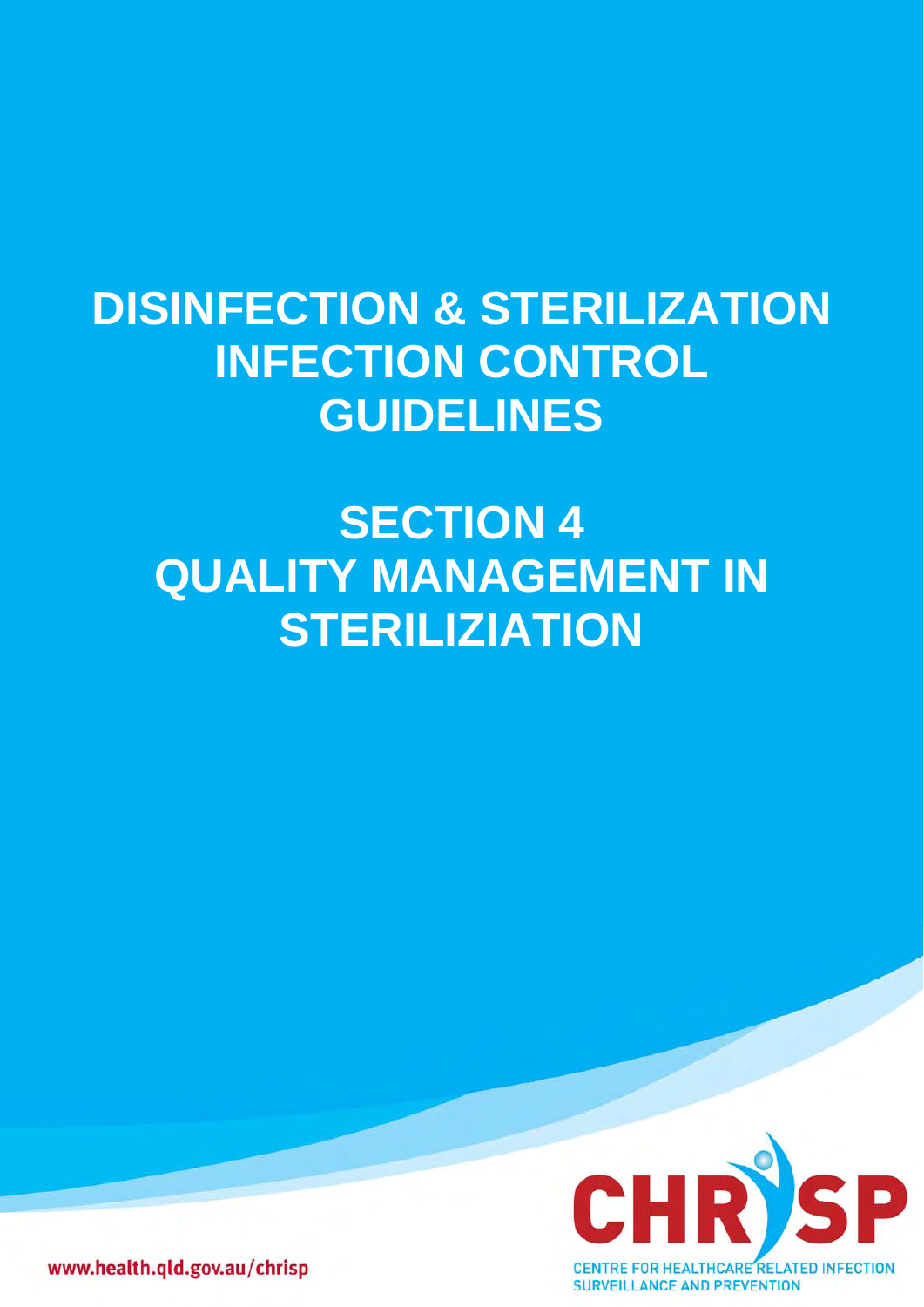# DISINFECTION & STERILIZATION INFECTION CONTROL GUIDELINES

# SECTION 4
# QUALITY MANAGEMENT IN STERILIZIATION

www.health.qld.gov.au/chrisp

CHRISP
CENTRE FOR HEALTHCARE RELATED INFECTION SURVEILLANCE AND PREVENTION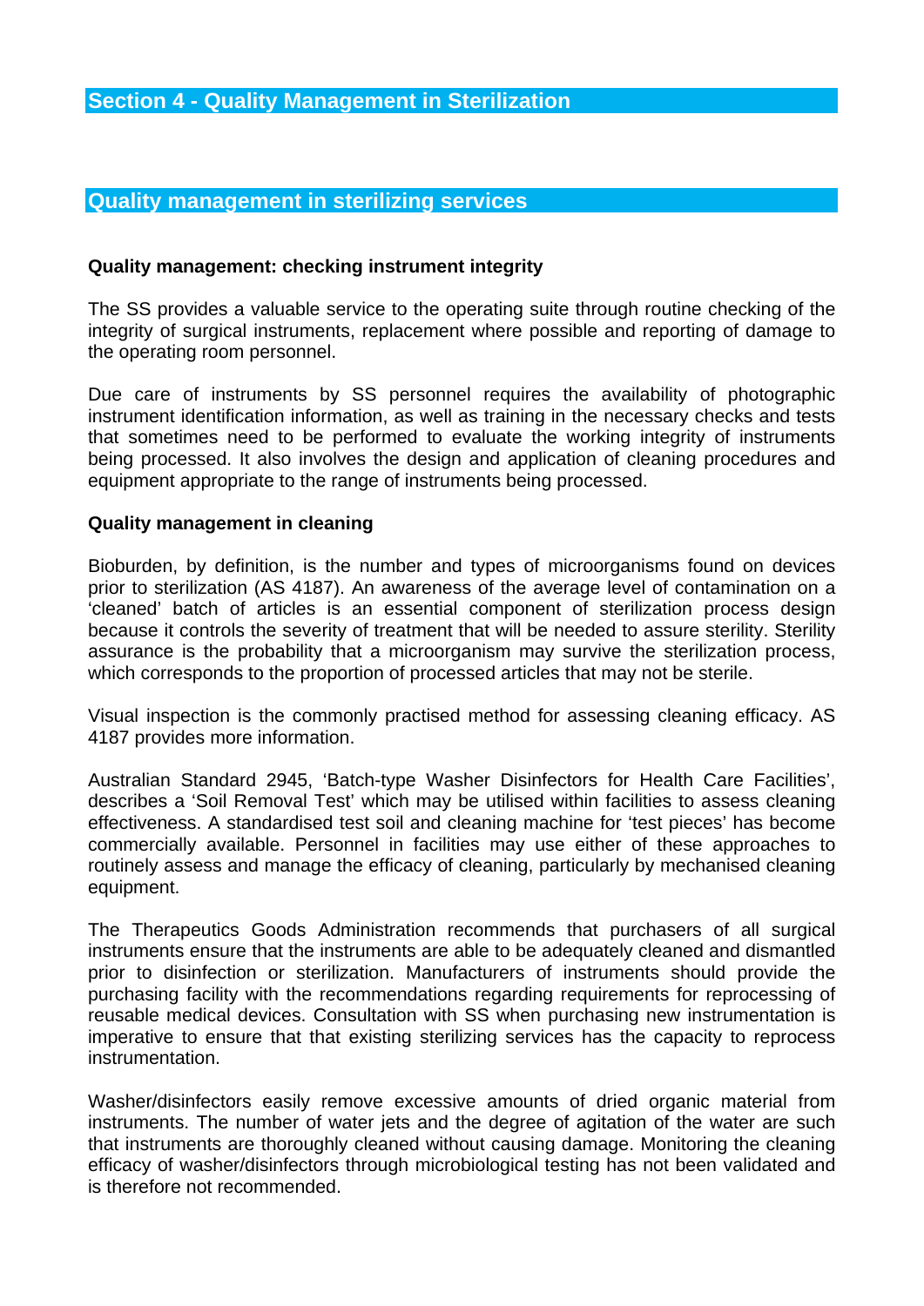# Section 4 - Quality Management in Sterilization

## Quality management in sterilizing services

### Quality management: checking instrument integrity

The SS provides a valuable service to the operating suite through routine checking of the integrity of surgical instruments, replacement where possible and reporting of damage to the operating room personnel.

Due care of instruments by SS personnel requires the availability of photographic instrument identification information, as well as training in the necessary checks and tests that sometimes need to be performed to evaluate the working integrity of instruments being processed. It also involves the design and application of cleaning procedures and equipment appropriate to the range of instruments being processed.

### Quality management in cleaning

Bioburden, by definition, is the number and types of microorganisms found on devices prior to sterilization (AS 4187). An awareness of the average level of contamination on a 'cleaned' batch of articles is an essential component of sterilization process design because it controls the severity of treatment that will be needed to assure sterility. Sterility assurance is the probability that a microorganism may survive the sterilization process, which corresponds to the proportion of processed articles that may not be sterile.

Visual inspection is the commonly practised method for assessing cleaning efficacy. AS 4187 provides more information.

Australian Standard 2945, 'Batch-type Washer Disinfectors for Health Care Facilities', describes a 'Soil Removal Test' which may be utilised within facilities to assess cleaning effectiveness. A standardised test soil and cleaning machine for 'test pieces' has become commercially available. Personnel in facilities may use either of these approaches to routinely assess and manage the efficacy of cleaning, particularly by mechanised cleaning equipment.

The Therapeutics Goods Administration recommends that purchasers of all surgical instruments ensure that the instruments are able to be adequately cleaned and dismantled prior to disinfection or sterilization. Manufacturers of instruments should provide the purchasing facility with the recommendations regarding requirements for reprocessing of reusable medical devices. Consultation with SS when purchasing new instrumentation is imperative to ensure that that existing sterilizing services has the capacity to reprocess instrumentation.

Washer/disinfectors easily remove excessive amounts of dried organic material from instruments. The number of water jets and the degree of agitation of the water are such that instruments are thoroughly cleaned without causing damage. Monitoring the cleaning efficacy of washer/disinfectors through microbiological testing has not been validated and is therefore not recommended.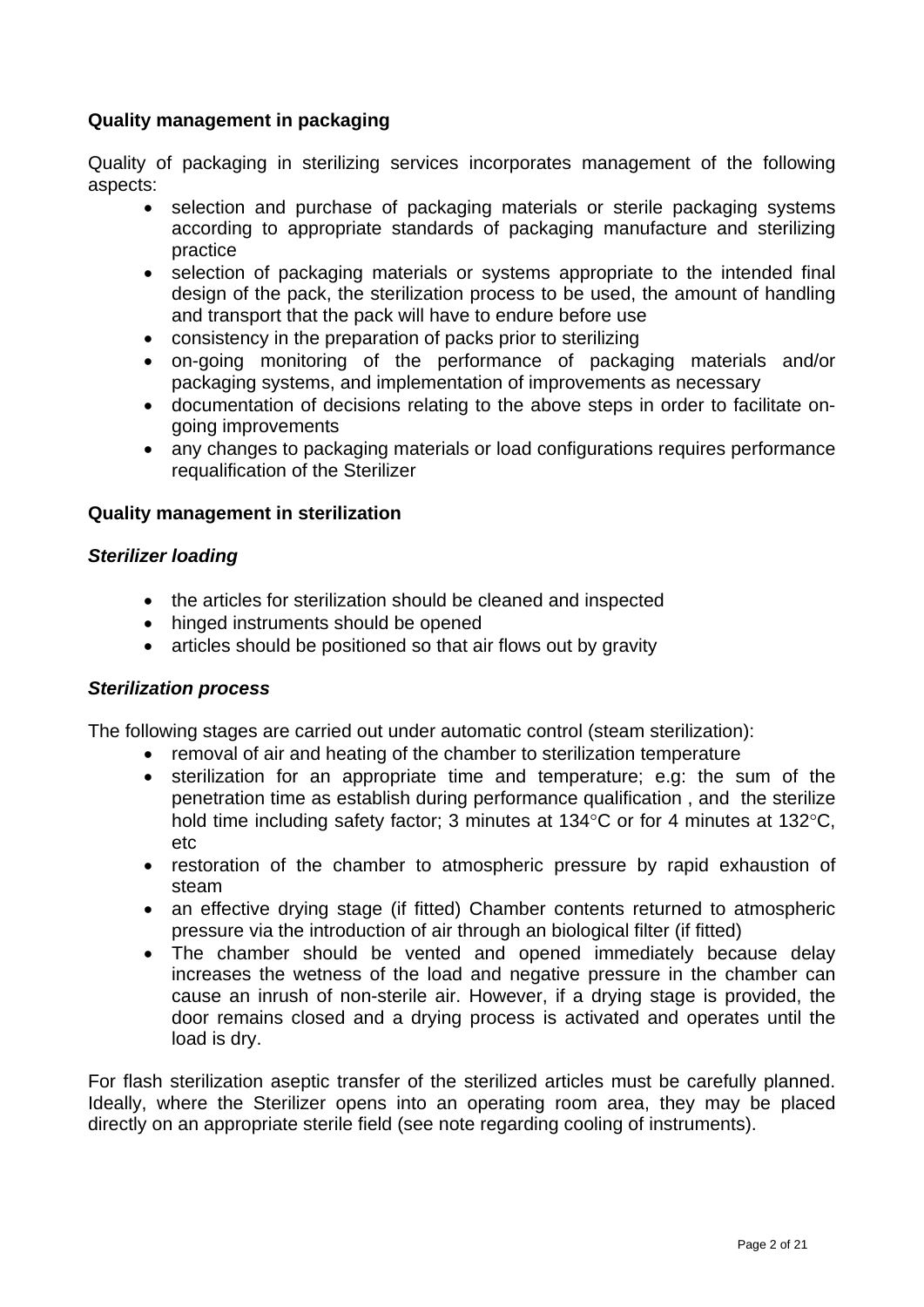**Quality management in packaging**

Quality of packaging in sterilizing services incorporates management of the following aspects:

- selection and purchase of packaging materials or sterile packaging systems according to appropriate standards of packaging manufacture and sterilizing practice
- selection of packaging materials or systems appropriate to the intended final design of the pack, the sterilization process to be used, the amount of handling and transport that the pack will have to endure before use
- consistency in the preparation of packs prior to sterilizing
- on-going monitoring of the performance of packaging materials and/or packaging systems, and implementation of improvements as necessary
- documentation of decisions relating to the above steps in order to facilitate on-going improvements
- any changes to packaging materials or load configurations requires performance requalification of the Sterilizer

**Quality management in sterilization**

***Sterilizer loading***

- the articles for sterilization should be cleaned and inspected
- hinged instruments should be opened
- articles should be positioned so that air flows out by gravity

***Sterilization process***

The following stages are carried out under automatic control (steam sterilization):

- removal of air and heating of the chamber to sterilization temperature
- sterilization for an appropriate time and temperature; e.g: the sum of the penetration time as establish during performance qualification , and the sterilize hold time including safety factor; 3 minutes at 134°C or for 4 minutes at 132°C, etc
- restoration of the chamber to atmospheric pressure by rapid exhaustion of steam
- an effective drying stage (if fitted) Chamber contents returned to atmospheric pressure via the introduction of air through an biological filter (if fitted)
- The chamber should be vented and opened immediately because delay increases the wetness of the load and negative pressure in the chamber can cause an inrush of non-sterile air. However, if a drying stage is provided, the door remains closed and a drying process is activated and operates until the load is dry.

For flash sterilization aseptic transfer of the sterilized articles must be carefully planned. Ideally, where the Sterilizer opens into an operating room area, they may be placed directly on an appropriate sterile field (see note regarding cooling of instruments).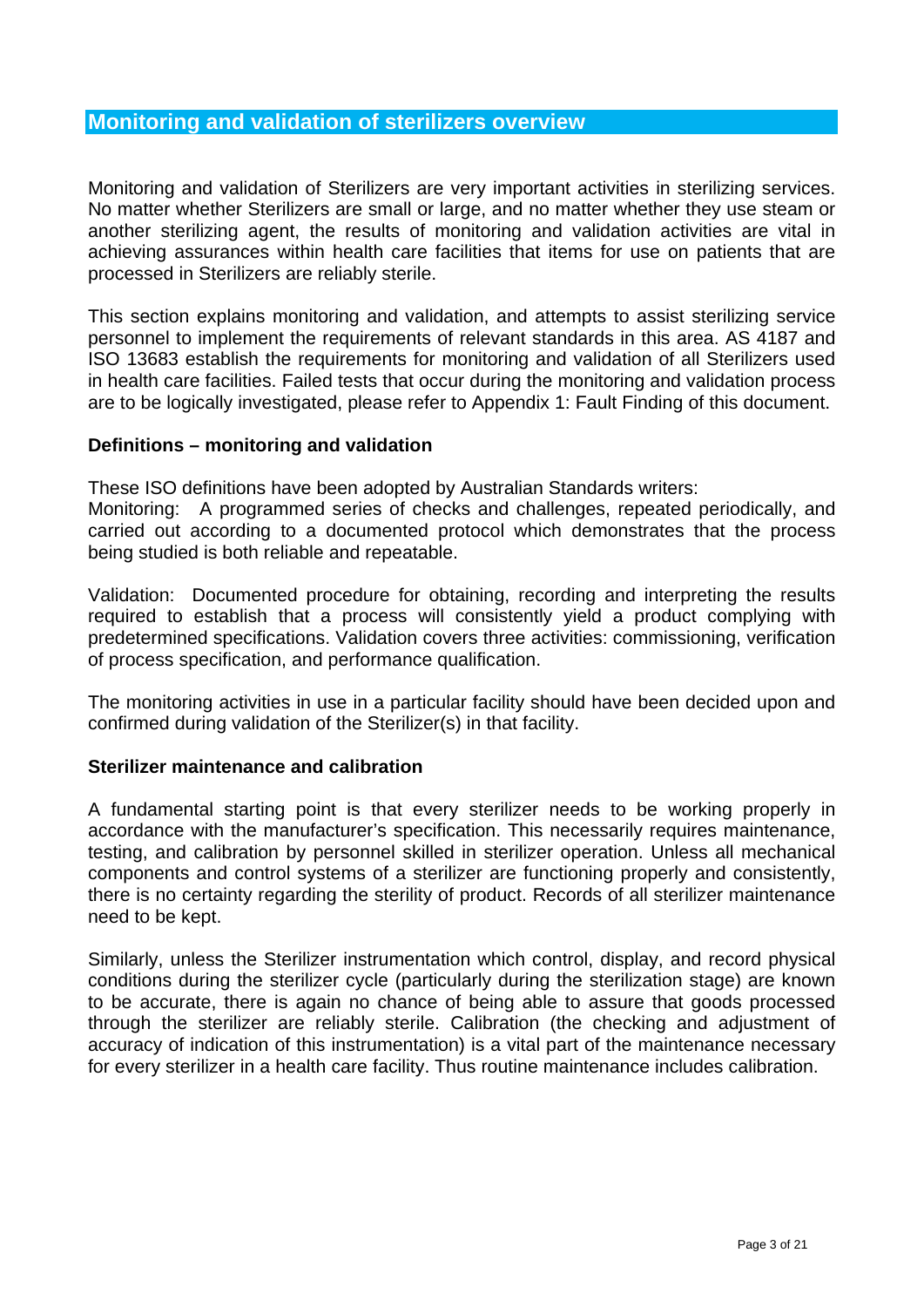## Monitoring and validation of sterilizers overview

Monitoring and validation of Sterilizers are very important activities in sterilizing services. No matter whether Sterilizers are small or large, and no matter whether they use steam or another sterilizing agent, the results of monitoring and validation activities are vital in achieving assurances within health care facilities that items for use on patients that are processed in Sterilizers are reliably sterile.

This section explains monitoring and validation, and attempts to assist sterilizing service personnel to implement the requirements of relevant standards in this area. AS 4187 and ISO 13683 establish the requirements for monitoring and validation of all Sterilizers used in health care facilities. Failed tests that occur during the monitoring and validation process are to be logically investigated, please refer to Appendix 1: Fault Finding of this document.

### Definitions – monitoring and validation

These ISO definitions have been adopted by Australian Standards writers:
Monitoring: A programmed series of checks and challenges, repeated periodically, and carried out according to a documented protocol which demonstrates that the process being studied is both reliable and repeatable.

Validation: Documented procedure for obtaining, recording and interpreting the results required to establish that a process will consistently yield a product complying with predetermined specifications. Validation covers three activities: commissioning, verification of process specification, and performance qualification.

The monitoring activities in use in a particular facility should have been decided upon and confirmed during validation of the Sterilizer(s) in that facility.

### Sterilizer maintenance and calibration

A fundamental starting point is that every sterilizer needs to be working properly in accordance with the manufacturer's specification. This necessarily requires maintenance, testing, and calibration by personnel skilled in sterilizer operation. Unless all mechanical components and control systems of a sterilizer are functioning properly and consistently, there is no certainty regarding the sterility of product. Records of all sterilizer maintenance need to be kept.

Similarly, unless the Sterilizer instrumentation which control, display, and record physical conditions during the sterilizer cycle (particularly during the sterilization stage) are known to be accurate, there is again no chance of being able to assure that goods processed through the sterilizer are reliably sterile. Calibration (the checking and adjustment of accuracy of indication of this instrumentation) is a vital part of the maintenance necessary for every sterilizer in a health care facility. Thus routine maintenance includes calibration.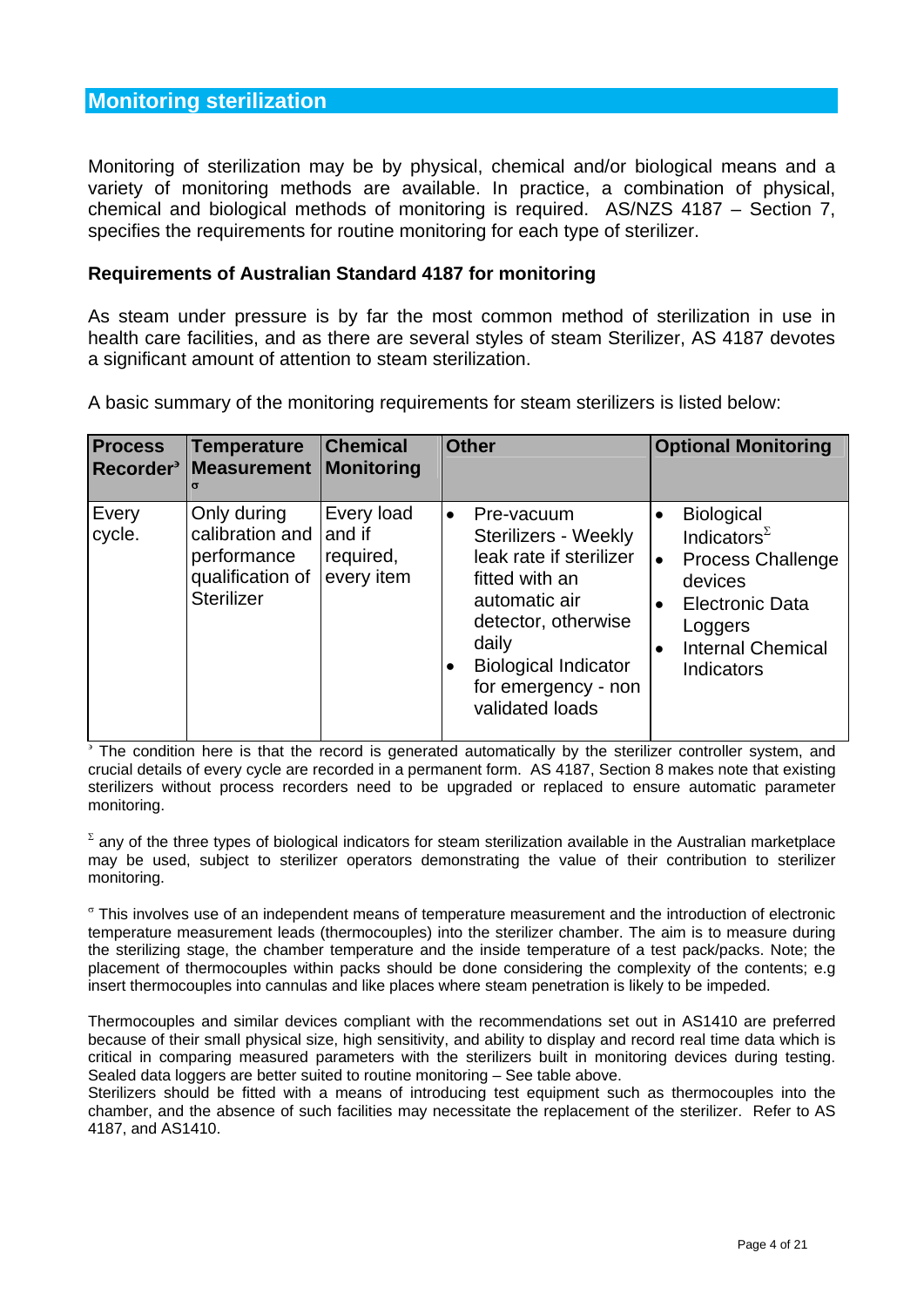## Monitoring sterilization

Monitoring of sterilization may be by physical, chemical and/or biological means and a variety of monitoring methods are available. In practice, a combination of physical, chemical and biological methods of monitoring is required. AS/NZS 4187 – Section 7, specifies the requirements for routine monitoring for each type of sterilizer.

### Requirements of Australian Standard 4187 for monitoring

As steam under pressure is by far the most common method of sterilization in use in health care facilities, and as there are several styles of steam Sterilizer, AS 4187 devotes a significant amount of attention to steam sterilization.

A basic summary of the monitoring requirements for steam sterilizers is listed below:

| Process Recorder[ᵌ] | Temperature Measurement[σ] | Chemical Monitoring | Other | Optional Monitoring |
|---|---|---|---|---|
| Every cycle. | Only during calibration and performance qualification of Sterilizer | Every load and if required, every item | • Pre-vacuum Sterilizers - Weekly leak rate if sterilizer fitted with an automatic air detector, otherwise daily<br>• Biological Indicator for emergency - non validated loads | • Biological Indicators[Σ]<br>• Process Challenge devices<br>• Electronic Data Loggers<br>• Internal Chemical Indicators |

[ᵌ] The condition here is that the record is generated automatically by the sterilizer controller system, and crucial details of every cycle are recorded in a permanent form. AS 4187, Section 8 makes note that existing sterilizers without process recorders need to be upgraded or replaced to ensure automatic parameter monitoring.

[Σ] any of the three types of biological indicators for steam sterilization available in the Australian marketplace may be used, subject to sterilizer operators demonstrating the value of their contribution to sterilizer monitoring.

[σ] This involves use of an independent means of temperature measurement and the introduction of electronic temperature measurement leads (thermocouples) into the sterilizer chamber. The aim is to measure during the sterilizing stage, the chamber temperature and the inside temperature of a test pack/packs. Note; the placement of thermocouples within packs should be done considering the complexity of the contents; e.g insert thermocouples into cannulas and like places where steam penetration is likely to be impeded.

Thermocouples and similar devices compliant with the recommendations set out in AS1410 are preferred because of their small physical size, high sensitivity, and ability to display and record real time data which is critical in comparing measured parameters with the sterilizers built in monitoring devices during testing. Sealed data loggers are better suited to routine monitoring – See table above.

Sterilizers should be fitted with a means of introducing test equipment such as thermocouples into the chamber, and the absence of such facilities may necessitate the replacement of the sterilizer. Refer to AS 4187, and AS1410.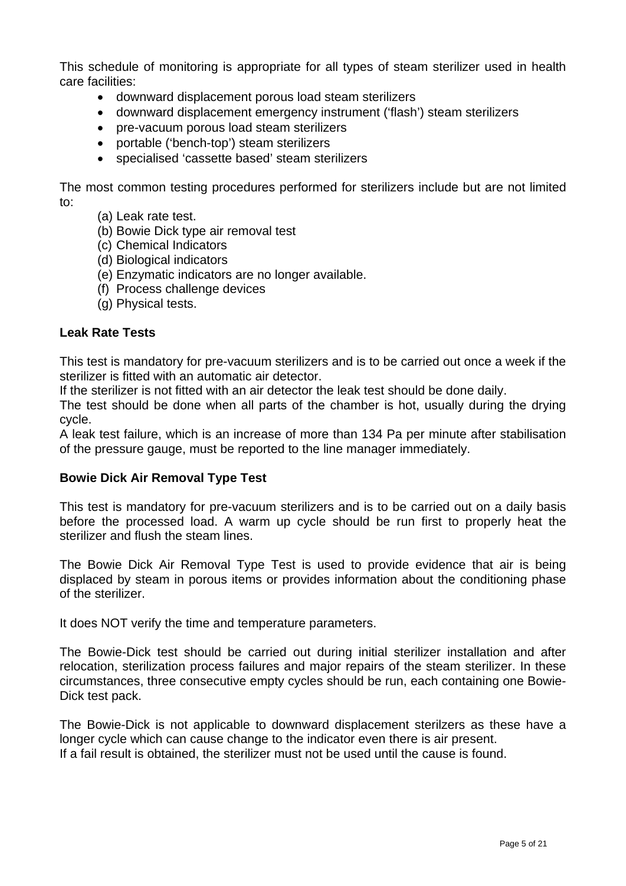This schedule of monitoring is appropriate for all types of steam sterilizer used in health care facilities:

- downward displacement porous load steam sterilizers
- downward displacement emergency instrument ('flash') steam sterilizers
- pre-vacuum porous load steam sterilizers
- portable ('bench-top') steam sterilizers
- specialised 'cassette based' steam sterilizers

The most common testing procedures performed for sterilizers include but are not limited to:

(a) Leak rate test.
(b) Bowie Dick type air removal test
(c) Chemical Indicators
(d) Biological indicators
(e) Enzymatic indicators are no longer available.
(f) Process challenge devices
(g) Physical tests.

**Leak Rate Tests**

This test is mandatory for pre-vacuum sterilizers and is to be carried out once a week if the sterilizer is fitted with an automatic air detector.
If the sterilizer is not fitted with an air detector the leak test should be done daily.
The test should be done when all parts of the chamber is hot, usually during the drying cycle.
A leak test failure, which is an increase of more than 134 Pa per minute after stabilisation of the pressure gauge, must be reported to the line manager immediately.

**Bowie Dick Air Removal Type Test**

This test is mandatory for pre-vacuum sterilizers and is to be carried out on a daily basis before the processed load. A warm up cycle should be run first to properly heat the sterilizer and flush the steam lines.

The Bowie Dick Air Removal Type Test is used to provide evidence that air is being displaced by steam in porous items or provides information about the conditioning phase of the sterilizer.

It does NOT verify the time and temperature parameters.

The Bowie-Dick test should be carried out during initial sterilizer installation and after relocation, sterilization process failures and major repairs of the steam sterilizer. In these circumstances, three consecutive empty cycles should be run, each containing one Bowie-Dick test pack.

The Bowie-Dick is not applicable to downward displacement sterilzers as these have a longer cycle which can cause change to the indicator even there is air present.
If a fail result is obtained, the sterilizer must not be used until the cause is found.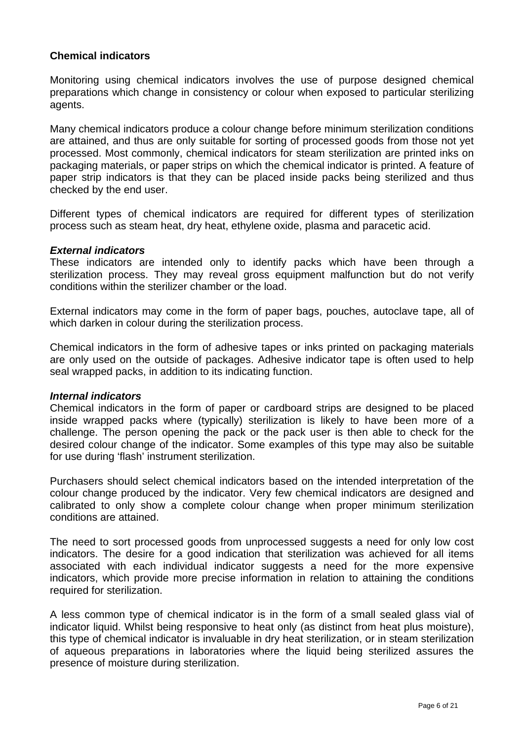## Chemical indicators

Monitoring using chemical indicators involves the use of purpose designed chemical preparations which change in consistency or colour when exposed to particular sterilizing agents.

Many chemical indicators produce a colour change before minimum sterilization conditions are attained, and thus are only suitable for sorting of processed goods from those not yet processed. Most commonly, chemical indicators for steam sterilization are printed inks on packaging materials, or paper strips on which the chemical indicator is printed. A feature of paper strip indicators is that they can be placed inside packs being sterilized and thus checked by the end user.

Different types of chemical indicators are required for different types of sterilization process such as steam heat, dry heat, ethylene oxide, plasma and paracetic acid.

### *External indicators*

These indicators are intended only to identify packs which have been through a sterilization process. They may reveal gross equipment malfunction but do not verify conditions within the sterilizer chamber or the load.

External indicators may come in the form of paper bags, pouches, autoclave tape, all of which darken in colour during the sterilization process.

Chemical indicators in the form of adhesive tapes or inks printed on packaging materials are only used on the outside of packages. Adhesive indicator tape is often used to help seal wrapped packs, in addition to its indicating function.

### *Internal indicators*

Chemical indicators in the form of paper or cardboard strips are designed to be placed inside wrapped packs where (typically) sterilization is likely to have been more of a challenge. The person opening the pack or the pack user is then able to check for the desired colour change of the indicator. Some examples of this type may also be suitable for use during 'flash' instrument sterilization.

Purchasers should select chemical indicators based on the intended interpretation of the colour change produced by the indicator. Very few chemical indicators are designed and calibrated to only show a complete colour change when proper minimum sterilization conditions are attained.

The need to sort processed goods from unprocessed suggests a need for only low cost indicators. The desire for a good indication that sterilization was achieved for all items associated with each individual indicator suggests a need for the more expensive indicators, which provide more precise information in relation to attaining the conditions required for sterilization.

A less common type of chemical indicator is in the form of a small sealed glass vial of indicator liquid. Whilst being responsive to heat only (as distinct from heat plus moisture), this type of chemical indicator is invaluable in dry heat sterilization, or in steam sterilization of aqueous preparations in laboratories where the liquid being sterilized assures the presence of moisture during sterilization.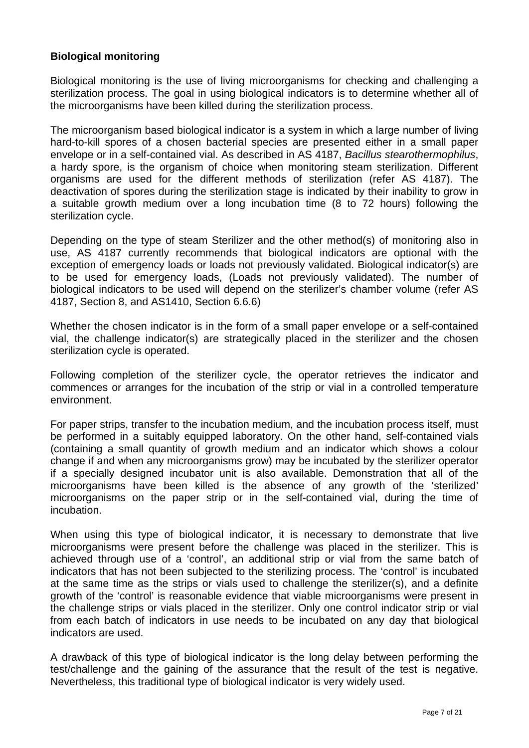**Biological monitoring**

Biological monitoring is the use of living microorganisms for checking and challenging a sterilization process. The goal in using biological indicators is to determine whether all of the microorganisms have been killed during the sterilization process.

The microorganism based biological indicator is a system in which a large number of living hard-to-kill spores of a chosen bacterial species are presented either in a small paper envelope or in a self-contained vial. As described in AS 4187, *Bacillus stearothermophilus*, a hardy spore, is the organism of choice when monitoring steam sterilization. Different organisms are used for the different methods of sterilization (refer AS 4187). The deactivation of spores during the sterilization stage is indicated by their inability to grow in a suitable growth medium over a long incubation time (8 to 72 hours) following the sterilization cycle.

Depending on the type of steam Sterilizer and the other method(s) of monitoring also in use, AS 4187 currently recommends that biological indicators are optional with the exception of emergency loads or loads not previously validated. Biological indicator(s) are to be used for emergency loads, (Loads not previously validated). The number of biological indicators to be used will depend on the sterilizer's chamber volume (refer AS 4187, Section 8, and AS1410, Section 6.6.6)

Whether the chosen indicator is in the form of a small paper envelope or a self-contained vial, the challenge indicator(s) are strategically placed in the sterilizer and the chosen sterilization cycle is operated.

Following completion of the sterilizer cycle, the operator retrieves the indicator and commences or arranges for the incubation of the strip or vial in a controlled temperature environment.

For paper strips, transfer to the incubation medium, and the incubation process itself, must be performed in a suitably equipped laboratory. On the other hand, self-contained vials (containing a small quantity of growth medium and an indicator which shows a colour change if and when any microorganisms grow) may be incubated by the sterilizer operator if a specially designed incubator unit is also available. Demonstration that all of the microorganisms have been killed is the absence of any growth of the 'sterilized' microorganisms on the paper strip or in the self-contained vial, during the time of incubation.

When using this type of biological indicator, it is necessary to demonstrate that live microorganisms were present before the challenge was placed in the sterilizer. This is achieved through use of a 'control', an additional strip or vial from the same batch of indicators that has not been subjected to the sterilizing process. The 'control' is incubated at the same time as the strips or vials used to challenge the sterilizer(s), and a definite growth of the 'control' is reasonable evidence that viable microorganisms were present in the challenge strips or vials placed in the sterilizer. Only one control indicator strip or vial from each batch of indicators in use needs to be incubated on any day that biological indicators are used.

A drawback of this type of biological indicator is the long delay between performing the test/challenge and the gaining of the assurance that the result of the test is negative. Nevertheless, this traditional type of biological indicator is very widely used.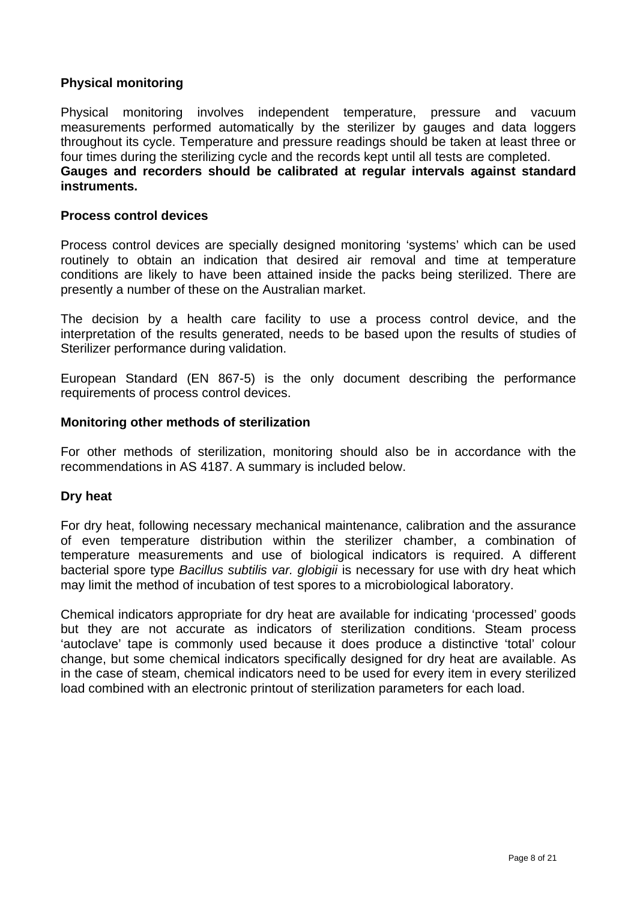## Physical monitoring

Physical monitoring involves independent temperature, pressure and vacuum measurements performed automatically by the sterilizer by gauges and data loggers throughout its cycle. Temperature and pressure readings should be taken at least three or four times during the sterilizing cycle and the records kept until all tests are completed. **Gauges and recorders should be calibrated at regular intervals against standard instruments.**

## Process control devices

Process control devices are specially designed monitoring 'systems' which can be used routinely to obtain an indication that desired air removal and time at temperature conditions are likely to have been attained inside the packs being sterilized. There are presently a number of these on the Australian market.

The decision by a health care facility to use a process control device, and the interpretation of the results generated, needs to be based upon the results of studies of Sterilizer performance during validation.

European Standard (EN 867-5) is the only document describing the performance requirements of process control devices.

## Monitoring other methods of sterilization

For other methods of sterilization, monitoring should also be in accordance with the recommendations in AS 4187. A summary is included below.

## Dry heat

For dry heat, following necessary mechanical maintenance, calibration and the assurance of even temperature distribution within the sterilizer chamber, a combination of temperature measurements and use of biological indicators is required. A different bacterial spore type *Bacillus subtilis var. globigii* is necessary for use with dry heat which may limit the method of incubation of test spores to a microbiological laboratory.

Chemical indicators appropriate for dry heat are available for indicating 'processed' goods but they are not accurate as indicators of sterilization conditions. Steam process 'autoclave' tape is commonly used because it does produce a distinctive 'total' colour change, but some chemical indicators specifically designed for dry heat are available. As in the case of steam, chemical indicators need to be used for every item in every sterilized load combined with an electronic printout of sterilization parameters for each load.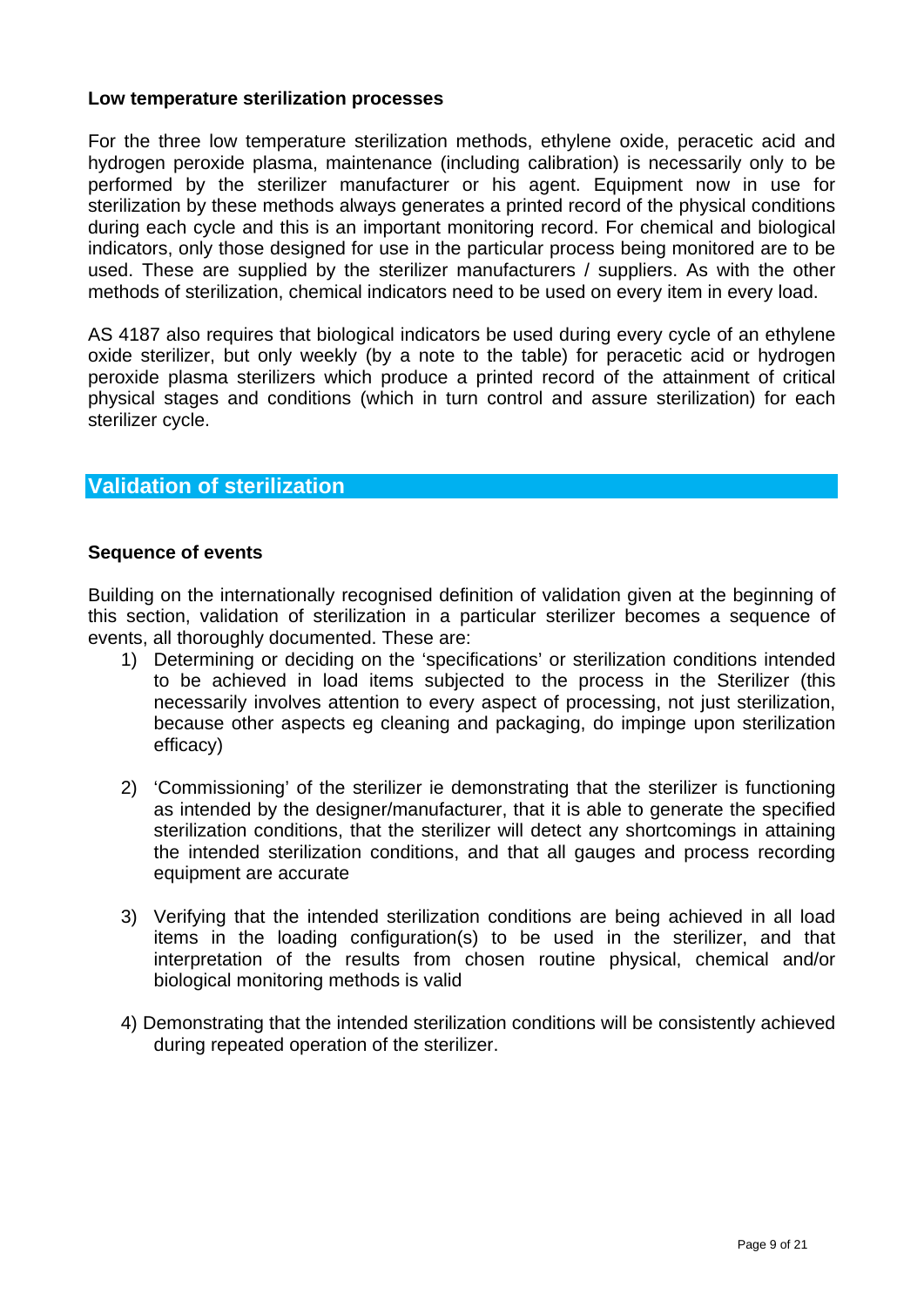### Low temperature sterilization processes

For the three low temperature sterilization methods, ethylene oxide, peracetic acid and hydrogen peroxide plasma, maintenance (including calibration) is necessarily only to be performed by the sterilizer manufacturer or his agent. Equipment now in use for sterilization by these methods always generates a printed record of the physical conditions during each cycle and this is an important monitoring record. For chemical and biological indicators, only those designed for use in the particular process being monitored are to be used. These are supplied by the sterilizer manufacturers / suppliers. As with the other methods of sterilization, chemical indicators need to be used on every item in every load.

AS 4187 also requires that biological indicators be used during every cycle of an ethylene oxide sterilizer, but only weekly (by a note to the table) for peracetic acid or hydrogen peroxide plasma sterilizers which produce a printed record of the attainment of critical physical stages and conditions (which in turn control and assure sterilization) for each sterilizer cycle.

## Validation of sterilization

### Sequence of events

Building on the internationally recognised definition of validation given at the beginning of this section, validation of sterilization in a particular sterilizer becomes a sequence of events, all thoroughly documented. These are:

1) Determining or deciding on the 'specifications' or sterilization conditions intended to be achieved in load items subjected to the process in the Sterilizer (this necessarily involves attention to every aspect of processing, not just sterilization, because other aspects eg cleaning and packaging, do impinge upon sterilization efficacy)

2) 'Commissioning' of the sterilizer ie demonstrating that the sterilizer is functioning as intended by the designer/manufacturer, that it is able to generate the specified sterilization conditions, that the sterilizer will detect any shortcomings in attaining the intended sterilization conditions, and that all gauges and process recording equipment are accurate

3) Verifying that the intended sterilization conditions are being achieved in all load items in the loading configuration(s) to be used in the sterilizer, and that interpretation of the results from chosen routine physical, chemical and/or biological monitoring methods is valid

4) Demonstrating that the intended sterilization conditions will be consistently achieved during repeated operation of the sterilizer.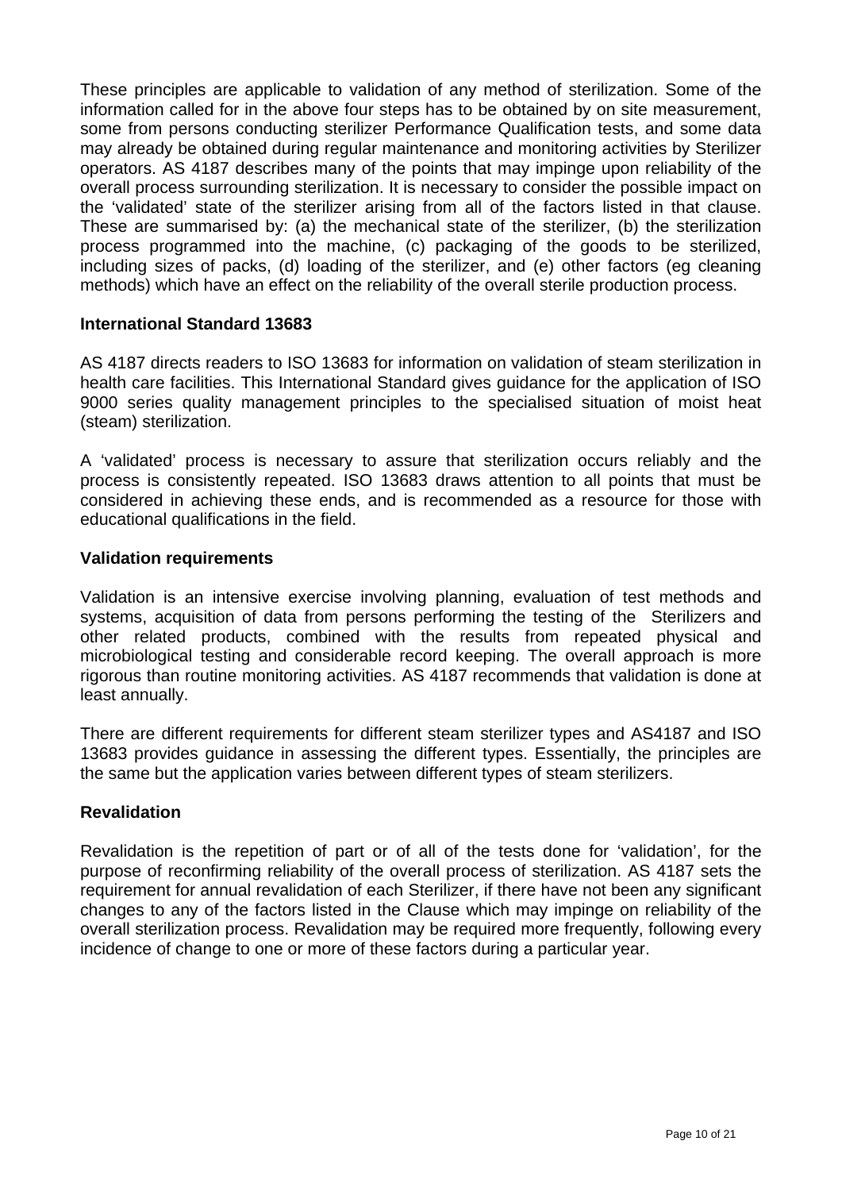These principles are applicable to validation of any method of sterilization. Some of the information called for in the above four steps has to be obtained by on site measurement, some from persons conducting sterilizer Performance Qualification tests, and some data may already be obtained during regular maintenance and monitoring activities by Sterilizer operators. AS 4187 describes many of the points that may impinge upon reliability of the overall process surrounding sterilization. It is necessary to consider the possible impact on the 'validated' state of the sterilizer arising from all of the factors listed in that clause. These are summarised by: (a) the mechanical state of the sterilizer, (b) the sterilization process programmed into the machine, (c) packaging of the goods to be sterilized, including sizes of packs, (d) loading of the sterilizer, and (e) other factors (eg cleaning methods) which have an effect on the reliability of the overall sterile production process.

**International Standard 13683**

AS 4187 directs readers to ISO 13683 for information on validation of steam sterilization in health care facilities. This International Standard gives guidance for the application of ISO 9000 series quality management principles to the specialised situation of moist heat (steam) sterilization.

A 'validated' process is necessary to assure that sterilization occurs reliably and the process is consistently repeated. ISO 13683 draws attention to all points that must be considered in achieving these ends, and is recommended as a resource for those with educational qualifications in the field.

**Validation requirements**

Validation is an intensive exercise involving planning, evaluation of test methods and systems, acquisition of data from persons performing the testing of the Sterilizers and other related products, combined with the results from repeated physical and microbiological testing and considerable record keeping. The overall approach is more rigorous than routine monitoring activities. AS 4187 recommends that validation is done at least annually.

There are different requirements for different steam sterilizer types and AS4187 and ISO 13683 provides guidance in assessing the different types. Essentially, the principles are the same but the application varies between different types of steam sterilizers.

**Revalidation**

Revalidation is the repetition of part or of all of the tests done for 'validation', for the purpose of reconfirming reliability of the overall process of sterilization. AS 4187 sets the requirement for annual revalidation of each Sterilizer, if there have not been any significant changes to any of the factors listed in the Clause which may impinge on reliability of the overall sterilization process. Revalidation may be required more frequently, following every incidence of change to one or more of these factors during a particular year.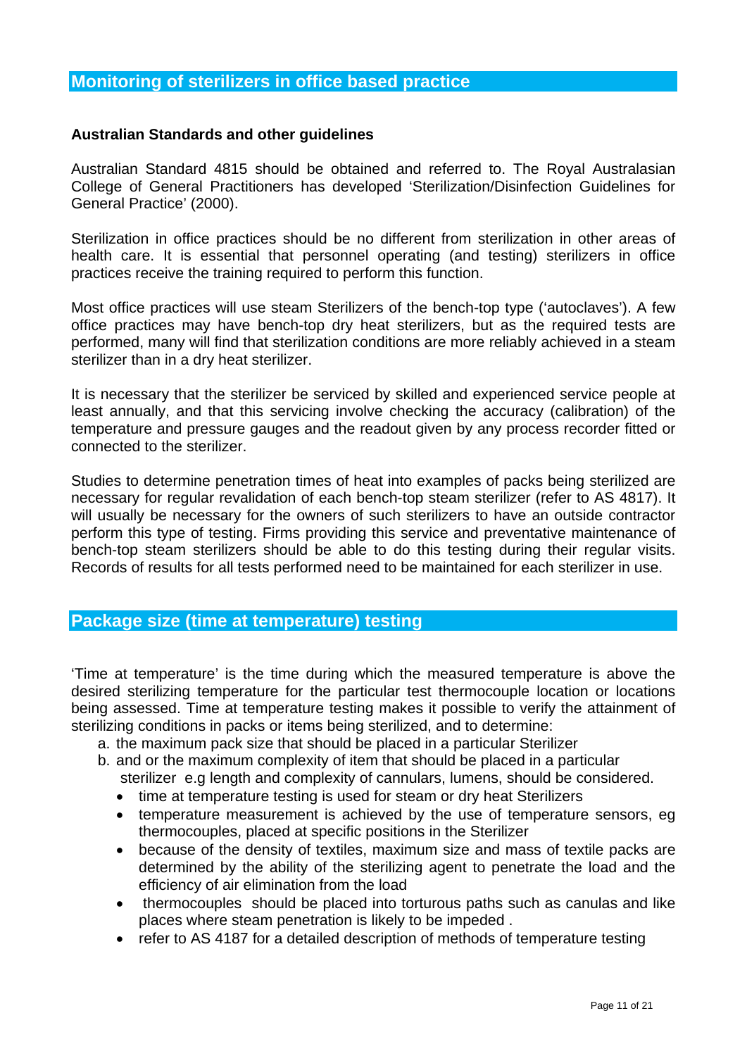## Monitoring of sterilizers in office based practice

**Australian Standards and other guidelines**

Australian Standard 4815 should be obtained and referred to. The Royal Australasian College of General Practitioners has developed 'Sterilization/Disinfection Guidelines for General Practice' (2000).

Sterilization in office practices should be no different from sterilization in other areas of health care. It is essential that personnel operating (and testing) sterilizers in office practices receive the training required to perform this function.

Most office practices will use steam Sterilizers of the bench-top type ('autoclaves'). A few office practices may have bench-top dry heat sterilizers, but as the required tests are performed, many will find that sterilization conditions are more reliably achieved in a steam sterilizer than in a dry heat sterilizer.

It is necessary that the sterilizer be serviced by skilled and experienced service people at least annually, and that this servicing involve checking the accuracy (calibration) of the temperature and pressure gauges and the readout given by any process recorder fitted or connected to the sterilizer.

Studies to determine penetration times of heat into examples of packs being sterilized are necessary for regular revalidation of each bench-top steam sterilizer (refer to AS 4817). It will usually be necessary for the owners of such sterilizers to have an outside contractor perform this type of testing. Firms providing this service and preventative maintenance of bench-top steam sterilizers should be able to do this testing during their regular visits. Records of results for all tests performed need to be maintained for each sterilizer in use.

## Package size (time at temperature) testing

'Time at temperature' is the time during which the measured temperature is above the desired sterilizing temperature for the particular test thermocouple location or locations being assessed. Time at temperature testing makes it possible to verify the attainment of sterilizing conditions in packs or items being sterilized, and to determine:

a. the maximum pack size that should be placed in a particular Sterilizer
b. and or the maximum complexity of item that should be placed in a particular sterilizer e.g length and complexity of cannulars, lumens, should be considered.

- time at temperature testing is used for steam or dry heat Sterilizers
- temperature measurement is achieved by the use of temperature sensors, eg thermocouples, placed at specific positions in the Sterilizer
- because of the density of textiles, maximum size and mass of textile packs are determined by the ability of the sterilizing agent to penetrate the load and the efficiency of air elimination from the load
- thermocouples should be placed into torturous paths such as canulas and like places where steam penetration is likely to be impeded .
- refer to AS 4187 for a detailed description of methods of temperature testing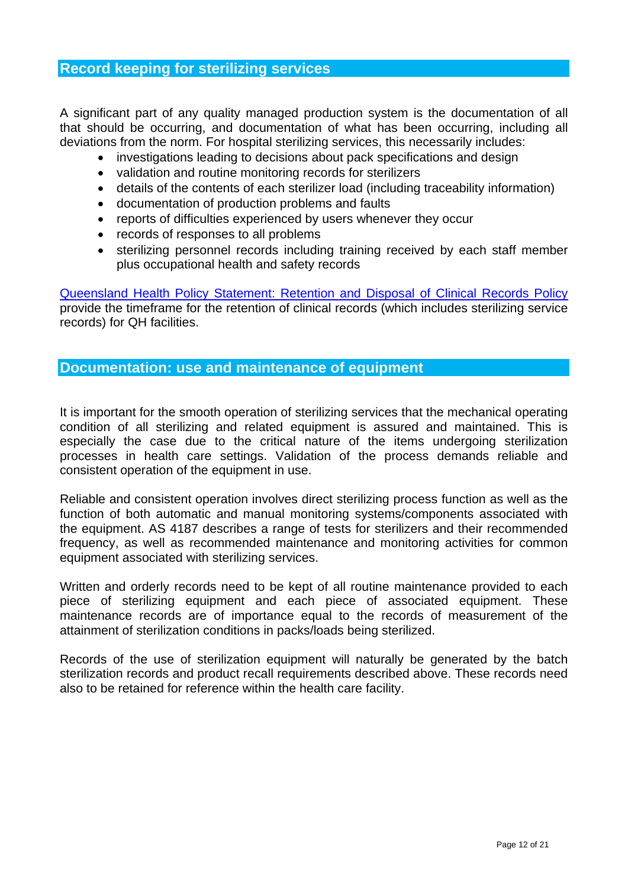## Record keeping for sterilizing services

A significant part of any quality managed production system is the documentation of all that should be occurring, and documentation of what has been occurring, including all deviations from the norm. For hospital sterilizing services, this necessarily includes:

- investigations leading to decisions about pack specifications and design
- validation and routine monitoring records for sterilizers
- details of the contents of each sterilizer load (including traceability information)
- documentation of production problems and faults
- reports of difficulties experienced by users whenever they occur
- records of responses to all problems
- sterilizing personnel records including training received by each staff member plus occupational health and safety records

Queensland Health Policy Statement: Retention and Disposal of Clinical Records Policy provide the timeframe for the retention of clinical records (which includes sterilizing service records) for QH facilities.

## Documentation: use and maintenance of equipment

It is important for the smooth operation of sterilizing services that the mechanical operating condition of all sterilizing and related equipment is assured and maintained. This is especially the case due to the critical nature of the items undergoing sterilization processes in health care settings. Validation of the process demands reliable and consistent operation of the equipment in use.

Reliable and consistent operation involves direct sterilizing process function as well as the function of both automatic and manual monitoring systems/components associated with the equipment. AS 4187 describes a range of tests for sterilizers and their recommended frequency, as well as recommended maintenance and monitoring activities for common equipment associated with sterilizing services.

Written and orderly records need to be kept of all routine maintenance provided to each piece of sterilizing equipment and each piece of associated equipment. These maintenance records are of importance equal to the records of measurement of the attainment of sterilization conditions in packs/loads being sterilized.

Records of the use of sterilization equipment will naturally be generated by the batch sterilization records and product recall requirements described above. These records need also to be retained for reference within the health care facility.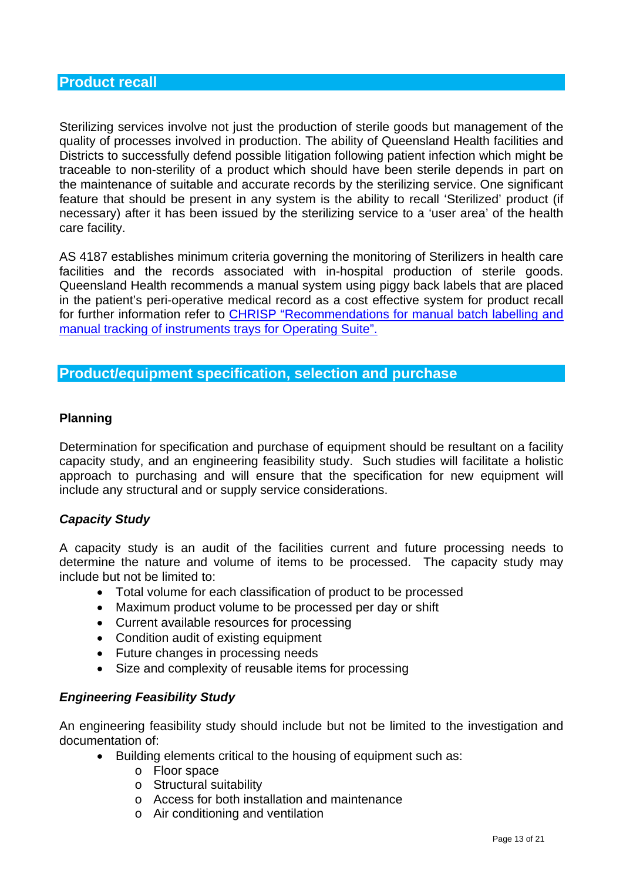## Product recall

Sterilizing services involve not just the production of sterile goods but management of the quality of processes involved in production. The ability of Queensland Health facilities and Districts to successfully defend possible litigation following patient infection which might be traceable to non-sterility of a product which should have been sterile depends in part on the maintenance of suitable and accurate records by the sterilizing service. One significant feature that should be present in any system is the ability to recall 'Sterilized' product (if necessary) after it has been issued by the sterilizing service to a 'user area' of the health care facility.

AS 4187 establishes minimum criteria governing the monitoring of Sterilizers in health care facilities and the records associated with in-hospital production of sterile goods. Queensland Health recommends a manual system using piggy back labels that are placed in the patient's peri-operative medical record as a cost effective system for product recall for further information refer to CHRISP "Recommendations for manual batch labelling and manual tracking of instruments trays for Operating Suite".

## Product/equipment specification, selection and purchase

### Planning

Determination for specification and purchase of equipment should be resultant on a facility capacity study, and an engineering feasibility study. Such studies will facilitate a holistic approach to purchasing and will ensure that the specification for new equipment will include any structural and or supply service considerations.

#### *Capacity Study*

A capacity study is an audit of the facilities current and future processing needs to determine the nature and volume of items to be processed. The capacity study may include but not be limited to:

- Total volume for each classification of product to be processed
- Maximum product volume to be processed per day or shift
- Current available resources for processing
- Condition audit of existing equipment
- Future changes in processing needs
- Size and complexity of reusable items for processing

#### *Engineering Feasibility Study*

An engineering feasibility study should include but not be limited to the investigation and documentation of:

- Building elements critical to the housing of equipment such as:
  - Floor space
  - Structural suitability
  - Access for both installation and maintenance
  - Air conditioning and ventilation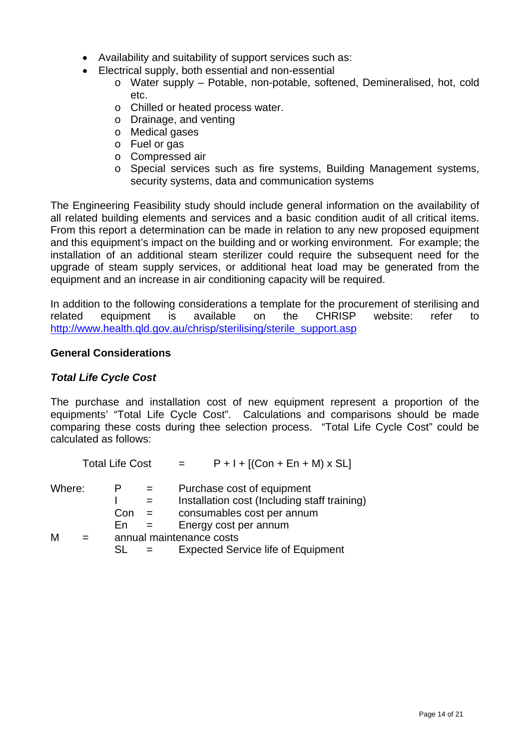- Availability and suitability of support services such as:
- Electrical supply, both essential and non-essential
    - Water supply – Potable, non-potable, softened, Demineralised, hot, cold etc.
    - Chilled or heated process water.
    - Drainage, and venting
    - Medical gases
    - Fuel or gas
    - Compressed air
    - Special services such as fire systems, Building Management systems, security systems, data and communication systems

The Engineering Feasibility study should include general information on the availability of all related building elements and services and a basic condition audit of all critical items. From this report a determination can be made in relation to any new proposed equipment and this equipment's impact on the building and or working environment. For example; the installation of an additional steam sterilizer could require the subsequent need for the upgrade of steam supply services, or additional heat load may be generated from the equipment and an increase in air conditioning capacity will be required.

In addition to the following considerations a template for the procurement of sterilising and related equipment is available on the CHRISP website: refer to http://www.health.qld.gov.au/chrisp/sterilising/sterile_support.asp

**General Considerations**

***Total Life Cycle Cost***

The purchase and installation cost of new equipment represent a proportion of the equipments' "Total Life Cycle Cost". Calculations and comparisons should be made comparing these costs during thee selection process. "Total Life Cycle Cost" could be calculated as follows:

$$\text{Total Life Cost} = P + I + [(Con + En + M) \times SL]$$

Where:

- P = Purchase cost of equipment
- I = Installation cost (Including staff training)
- Con = consumables cost per annum
- En = Energy cost per annum
- M = annual maintenance costs
- SL = Expected Service life of Equipment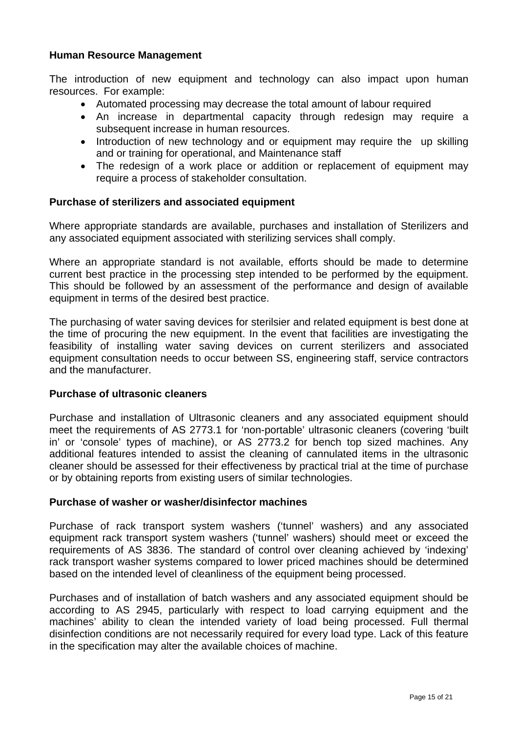**Human Resource Management**

The introduction of new equipment and technology can also impact upon human resources. For example:

- Automated processing may decrease the total amount of labour required
- An increase in departmental capacity through redesign may require a subsequent increase in human resources.
- Introduction of new technology and or equipment may require the up skilling and or training for operational, and Maintenance staff
- The redesign of a work place or addition or replacement of equipment may require a process of stakeholder consultation.

**Purchase of sterilizers and associated equipment**

Where appropriate standards are available, purchases and installation of Sterilizers and any associated equipment associated with sterilizing services shall comply.

Where an appropriate standard is not available, efforts should be made to determine current best practice in the processing step intended to be performed by the equipment. This should be followed by an assessment of the performance and design of available equipment in terms of the desired best practice.

The purchasing of water saving devices for sterilsier and related equipment is best done at the time of procuring the new equipment. In the event that facilities are investigating the feasibility of installing water saving devices on current sterilizers and associated equipment consultation needs to occur between SS, engineering staff, service contractors and the manufacturer.

**Purchase of ultrasonic cleaners**

Purchase and installation of Ultrasonic cleaners and any associated equipment should meet the requirements of AS 2773.1 for 'non-portable' ultrasonic cleaners (covering 'built in' or 'console' types of machine), or AS 2773.2 for bench top sized machines. Any additional features intended to assist the cleaning of cannulated items in the ultrasonic cleaner should be assessed for their effectiveness by practical trial at the time of purchase or by obtaining reports from existing users of similar technologies.

**Purchase of washer or washer/disinfector machines**

Purchase of rack transport system washers ('tunnel' washers) and any associated equipment rack transport system washers ('tunnel' washers) should meet or exceed the requirements of AS 3836. The standard of control over cleaning achieved by 'indexing' rack transport washer systems compared to lower priced machines should be determined based on the intended level of cleanliness of the equipment being processed.

Purchases and of installation of batch washers and any associated equipment should be according to AS 2945, particularly with respect to load carrying equipment and the machines' ability to clean the intended variety of load being processed. Full thermal disinfection conditions are not necessarily required for every load type. Lack of this feature in the specification may alter the available choices of machine.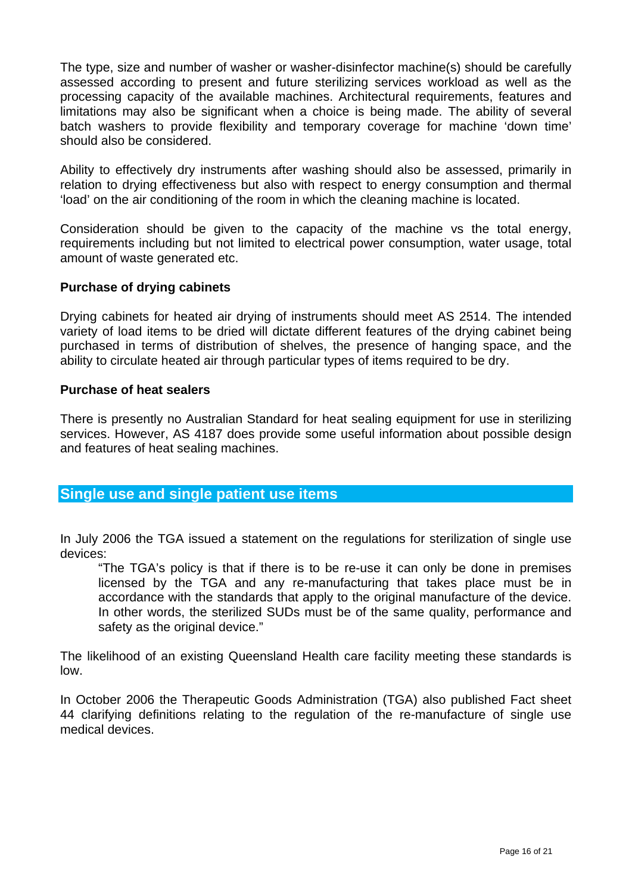The type, size and number of washer or washer-disinfector machine(s) should be carefully assessed according to present and future sterilizing services workload as well as the processing capacity of the available machines. Architectural requirements, features and limitations may also be significant when a choice is being made. The ability of several batch washers to provide flexibility and temporary coverage for machine 'down time' should also be considered.

Ability to effectively dry instruments after washing should also be assessed, primarily in relation to drying effectiveness but also with respect to energy consumption and thermal 'load' on the air conditioning of the room in which the cleaning machine is located.

Consideration should be given to the capacity of the machine vs the total energy, requirements including but not limited to electrical power consumption, water usage, total amount of waste generated etc.

**Purchase of drying cabinets**

Drying cabinets for heated air drying of instruments should meet AS 2514. The intended variety of load items to be dried will dictate different features of the drying cabinet being purchased in terms of distribution of shelves, the presence of hanging space, and the ability to circulate heated air through particular types of items required to be dry.

**Purchase of heat sealers**

There is presently no Australian Standard for heat sealing equipment for use in sterilizing services. However, AS 4187 does provide some useful information about possible design and features of heat sealing machines.

## Single use and single patient use items

In July 2006 the TGA issued a statement on the regulations for sterilization of single use devices:

> "The TGA's policy is that if there is to be re-use it can only be done in premises licensed by the TGA and any re-manufacturing that takes place must be in accordance with the standards that apply to the original manufacture of the device. In other words, the sterilized SUDs must be of the same quality, performance and safety as the original device."

The likelihood of an existing Queensland Health care facility meeting these standards is low.

In October 2006 the Therapeutic Goods Administration (TGA) also published Fact sheet 44 clarifying definitions relating to the regulation of the re-manufacture of single use medical devices.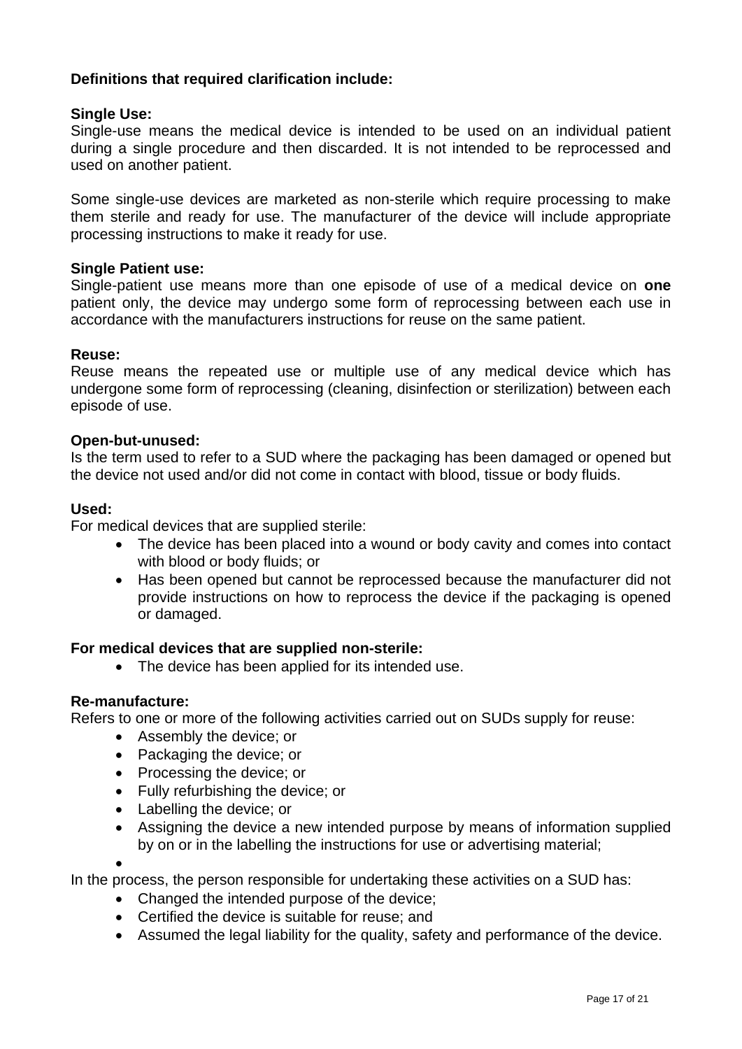**Definitions that required clarification include:**

**Single Use:**
Single-use means the medical device is intended to be used on an individual patient during a single procedure and then discarded. It is not intended to be reprocessed and used on another patient.

Some single-use devices are marketed as non-sterile which require processing to make them sterile and ready for use. The manufacturer of the device will include appropriate processing instructions to make it ready for use.

**Single Patient use:**
Single-patient use means more than one episode of use of a medical device on **one** patient only, the device may undergo some form of reprocessing between each use in accordance with the manufacturers instructions for reuse on the same patient.

**Reuse:**
Reuse means the repeated use or multiple use of any medical device which has undergone some form of reprocessing (cleaning, disinfection or sterilization) between each episode of use.

**Open-but-unused:**
Is the term used to refer to a SUD where the packaging has been damaged or opened but the device not used and/or did not come in contact with blood, tissue or body fluids.

**Used:**
For medical devices that are supplied sterile:

- The device has been placed into a wound or body cavity and comes into contact with blood or body fluids; or
- Has been opened but cannot be reprocessed because the manufacturer did not provide instructions on how to reprocess the device if the packaging is opened or damaged.

**For medical devices that are supplied non-sterile:**

- The device has been applied for its intended use.

**Re-manufacture:**
Refers to one or more of the following activities carried out on SUDs supply for reuse:

- Assembly the device; or
- Packaging the device; or
- Processing the device; or
- Fully refurbishing the device; or
- Labelling the device; or
- Assigning the device a new intended purpose by means of information supplied by on or in the labelling the instructions for use or advertising material;
- 

In the process, the person responsible for undertaking these activities on a SUD has:

- Changed the intended purpose of the device;
- Certified the device is suitable for reuse; and
- Assumed the legal liability for the quality, safety and performance of the device.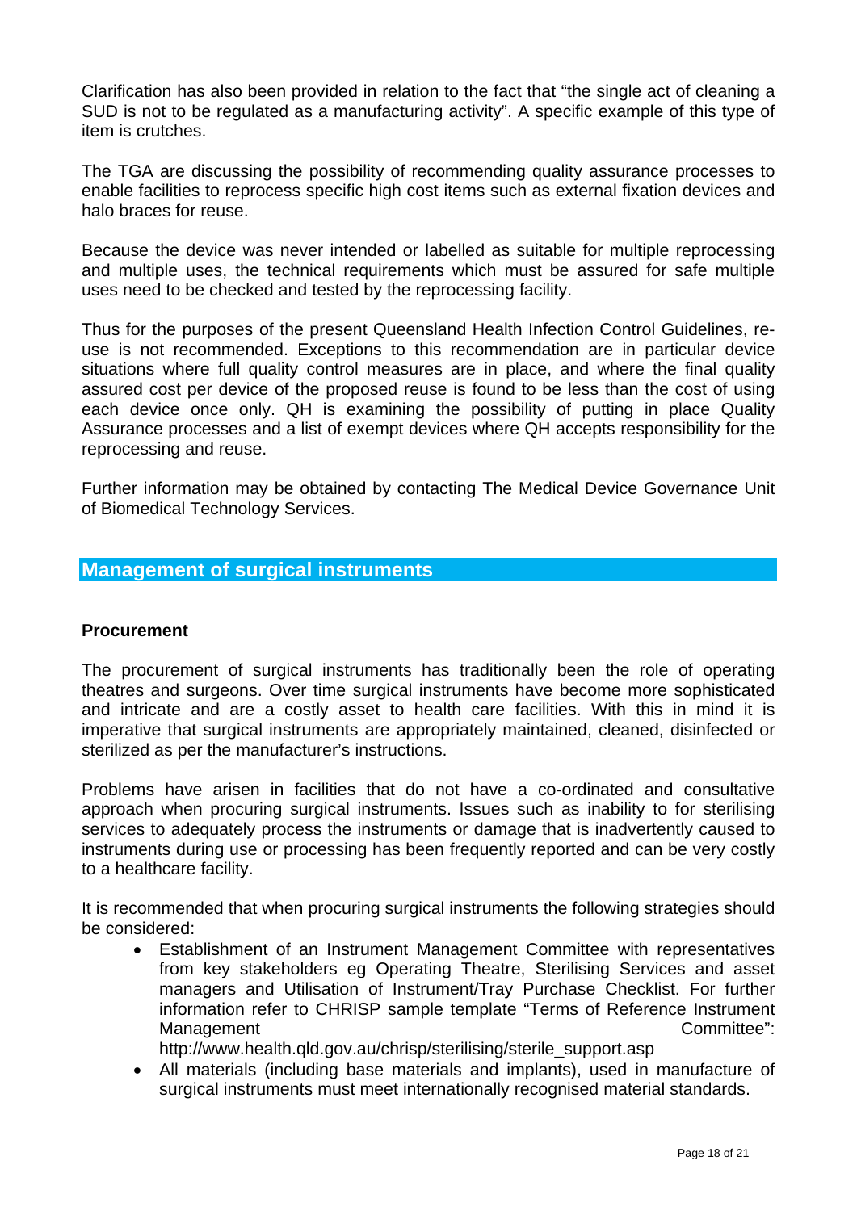Clarification has also been provided in relation to the fact that "the single act of cleaning a SUD is not to be regulated as a manufacturing activity". A specific example of this type of item is crutches.

The TGA are discussing the possibility of recommending quality assurance processes to enable facilities to reprocess specific high cost items such as external fixation devices and halo braces for reuse.

Because the device was never intended or labelled as suitable for multiple reprocessing and multiple uses, the technical requirements which must be assured for safe multiple uses need to be checked and tested by the reprocessing facility.

Thus for the purposes of the present Queensland Health Infection Control Guidelines, re-use is not recommended. Exceptions to this recommendation are in particular device situations where full quality control measures are in place, and where the final quality assured cost per device of the proposed reuse is found to be less than the cost of using each device once only. QH is examining the possibility of putting in place Quality Assurance processes and a list of exempt devices where QH accepts responsibility for the reprocessing and reuse.

Further information may be obtained by contacting The Medical Device Governance Unit of Biomedical Technology Services.

## Management of surgical instruments

### Procurement

The procurement of surgical instruments has traditionally been the role of operating theatres and surgeons. Over time surgical instruments have become more sophisticated and intricate and are a costly asset to health care facilities. With this in mind it is imperative that surgical instruments are appropriately maintained, cleaned, disinfected or sterilized as per the manufacturer's instructions.

Problems have arisen in facilities that do not have a co-ordinated and consultative approach when procuring surgical instruments. Issues such as inability to for sterilising services to adequately process the instruments or damage that is inadvertently caused to instruments during use or processing has been frequently reported and can be very costly to a healthcare facility.

It is recommended that when procuring surgical instruments the following strategies should be considered:

- Establishment of an Instrument Management Committee with representatives from key stakeholders eg Operating Theatre, Sterilising Services and asset managers and Utilisation of Instrument/Tray Purchase Checklist. For further information refer to CHRISP sample template "Terms of Reference Instrument Management Committee": http://www.health.qld.gov.au/chrisp/sterilising/sterile_support.asp
- All materials (including base materials and implants), used in manufacture of surgical instruments must meet internationally recognised material standards.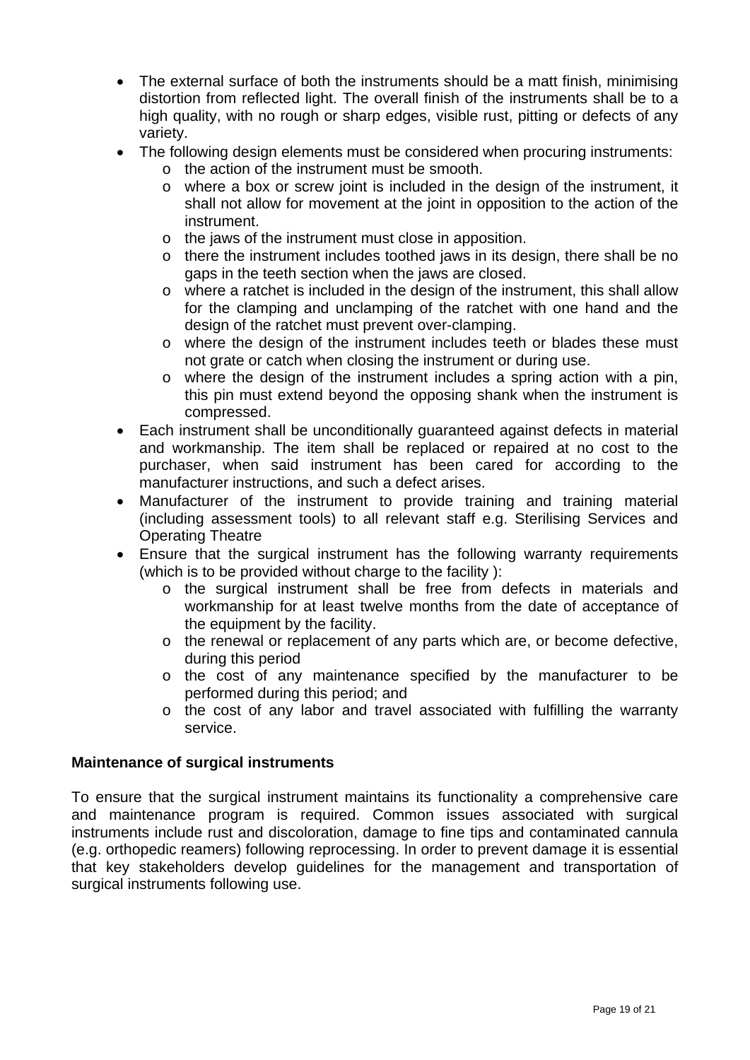- The external surface of both the instruments should be a matt finish, minimising distortion from reflected light. The overall finish of the instruments shall be to a high quality, with no rough or sharp edges, visible rust, pitting or defects of any variety.
- The following design elements must be considered when procuring instruments:
  - the action of the instrument must be smooth.
  - where a box or screw joint is included in the design of the instrument, it shall not allow for movement at the joint in opposition to the action of the instrument.
  - the jaws of the instrument must close in apposition.
  - there the instrument includes toothed jaws in its design, there shall be no gaps in the teeth section when the jaws are closed.
  - where a ratchet is included in the design of the instrument, this shall allow for the clamping and unclamping of the ratchet with one hand and the design of the ratchet must prevent over-clamping.
  - where the design of the instrument includes teeth or blades these must not grate or catch when closing the instrument or during use.
  - where the design of the instrument includes a spring action with a pin, this pin must extend beyond the opposing shank when the instrument is compressed.
- Each instrument shall be unconditionally guaranteed against defects in material and workmanship. The item shall be replaced or repaired at no cost to the purchaser, when said instrument has been cared for according to the manufacturer instructions, and such a defect arises.
- Manufacturer of the instrument to provide training and training material (including assessment tools) to all relevant staff e.g. Sterilising Services and Operating Theatre
- Ensure that the surgical instrument has the following warranty requirements (which is to be provided without charge to the facility ):
  - the surgical instrument shall be free from defects in materials and workmanship for at least twelve months from the date of acceptance of the equipment by the facility.
  - the renewal or replacement of any parts which are, or become defective, during this period
  - the cost of any maintenance specified by the manufacturer to be performed during this period; and
  - the cost of any labor and travel associated with fulfilling the warranty service.

**Maintenance of surgical instruments**

To ensure that the surgical instrument maintains its functionality a comprehensive care and maintenance program is required. Common issues associated with surgical instruments include rust and discoloration, damage to fine tips and contaminated cannula (e.g. orthopedic reamers) following reprocessing. In order to prevent damage it is essential that key stakeholders develop guidelines for the management and transportation of surgical instruments following use.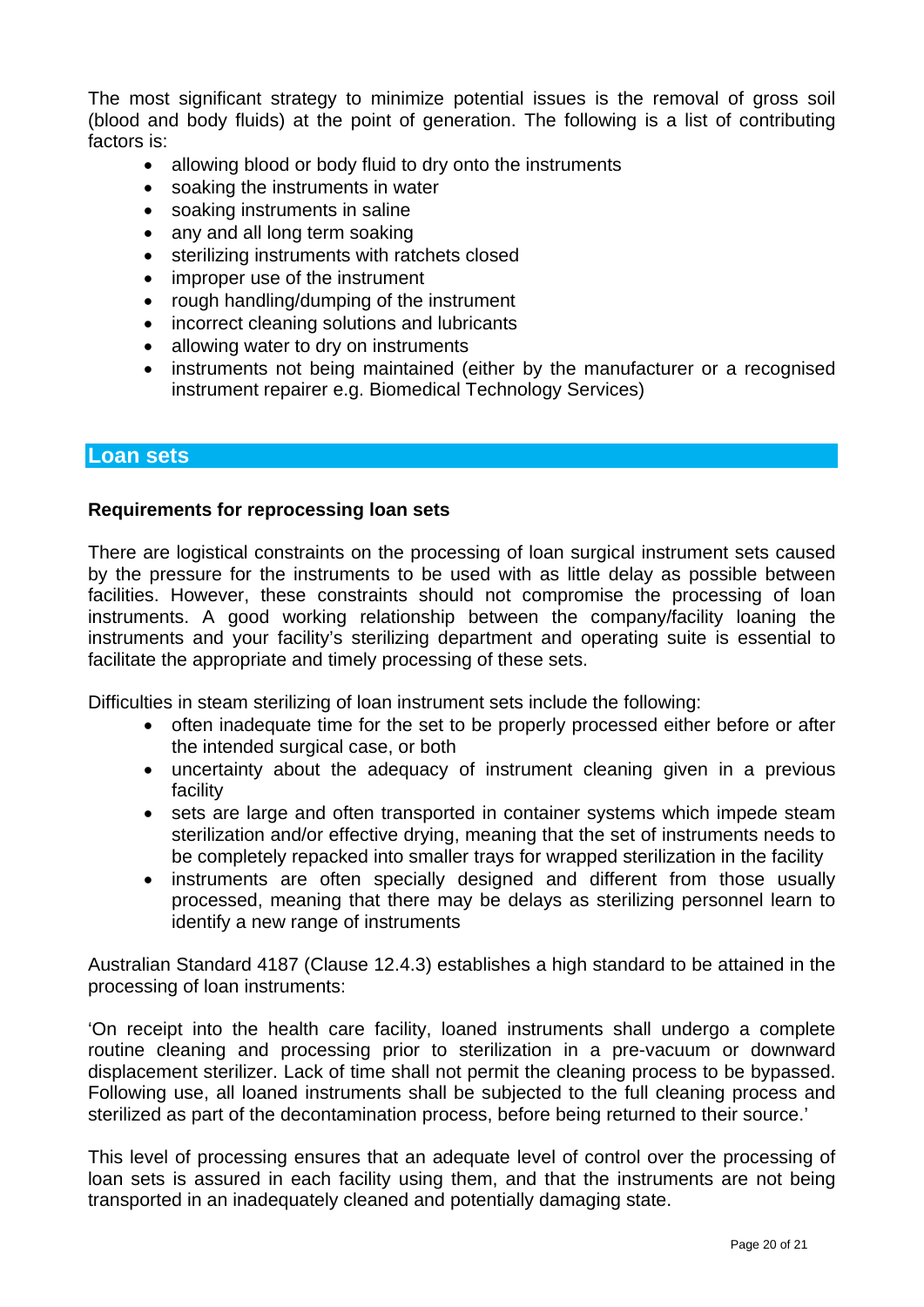The most significant strategy to minimize potential issues is the removal of gross soil (blood and body fluids) at the point of generation. The following is a list of contributing factors is:

- allowing blood or body fluid to dry onto the instruments
- soaking the instruments in water
- soaking instruments in saline
- any and all long term soaking
- sterilizing instruments with ratchets closed
- improper use of the instrument
- rough handling/dumping of the instrument
- incorrect cleaning solutions and lubricants
- allowing water to dry on instruments
- instruments not being maintained (either by the manufacturer or a recognised instrument repairer e.g. Biomedical Technology Services)

## Loan sets

### Requirements for reprocessing loan sets

There are logistical constraints on the processing of loan surgical instrument sets caused by the pressure for the instruments to be used with as little delay as possible between facilities. However, these constraints should not compromise the processing of loan instruments. A good working relationship between the company/facility loaning the instruments and your facility's sterilizing department and operating suite is essential to facilitate the appropriate and timely processing of these sets.

Difficulties in steam sterilizing of loan instrument sets include the following:

- often inadequate time for the set to be properly processed either before or after the intended surgical case, or both
- uncertainty about the adequacy of instrument cleaning given in a previous facility
- sets are large and often transported in container systems which impede steam sterilization and/or effective drying, meaning that the set of instruments needs to be completely repacked into smaller trays for wrapped sterilization in the facility
- instruments are often specially designed and different from those usually processed, meaning that there may be delays as sterilizing personnel learn to identify a new range of instruments

Australian Standard 4187 (Clause 12.4.3) establishes a high standard to be attained in the processing of loan instruments:

'On receipt into the health care facility, loaned instruments shall undergo a complete routine cleaning and processing prior to sterilization in a pre-vacuum or downward displacement sterilizer. Lack of time shall not permit the cleaning process to be bypassed. Following use, all loaned instruments shall be subjected to the full cleaning process and sterilized as part of the decontamination process, before being returned to their source.'

This level of processing ensures that an adequate level of control over the processing of loan sets is assured in each facility using them, and that the instruments are not being transported in an inadequately cleaned and potentially damaging state.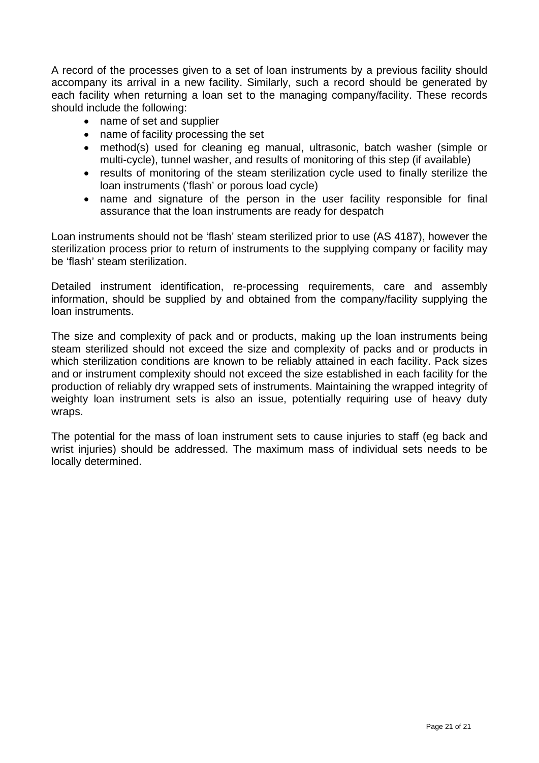A record of the processes given to a set of loan instruments by a previous facility should accompany its arrival in a new facility. Similarly, such a record should be generated by each facility when returning a loan set to the managing company/facility. These records should include the following:

- name of set and supplier
- name of facility processing the set
- method(s) used for cleaning eg manual, ultrasonic, batch washer (simple or multi-cycle), tunnel washer, and results of monitoring of this step (if available)
- results of monitoring of the steam sterilization cycle used to finally sterilize the loan instruments ('flash' or porous load cycle)
- name and signature of the person in the user facility responsible for final assurance that the loan instruments are ready for despatch

Loan instruments should not be 'flash' steam sterilized prior to use (AS 4187), however the sterilization process prior to return of instruments to the supplying company or facility may be 'flash' steam sterilization.

Detailed instrument identification, re-processing requirements, care and assembly information, should be supplied by and obtained from the company/facility supplying the loan instruments.

The size and complexity of pack and or products, making up the loan instruments being steam sterilized should not exceed the size and complexity of packs and or products in which sterilization conditions are known to be reliably attained in each facility. Pack sizes and or instrument complexity should not exceed the size established in each facility for the production of reliably dry wrapped sets of instruments. Maintaining the wrapped integrity of weighty loan instrument sets is also an issue, potentially requiring use of heavy duty wraps.

The potential for the mass of loan instrument sets to cause injuries to staff (eg back and wrist injuries) should be addressed. The maximum mass of individual sets needs to be locally determined.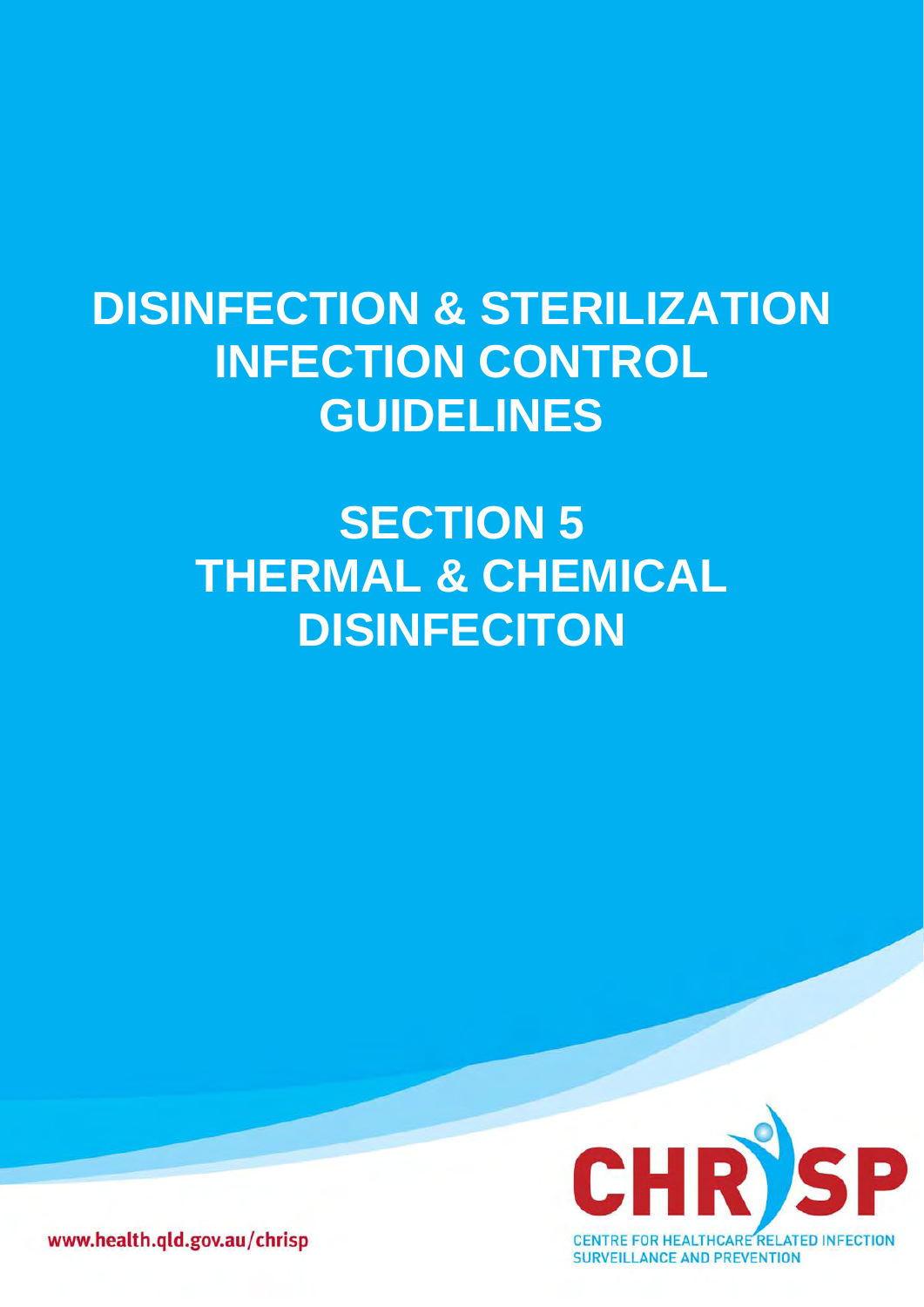# DISINFECTION & STERILIZATION INFECTION CONTROL GUIDELINES

# SECTION 5 THERMAL & CHEMICAL DISINFECITON

CHRISP

CENTRE FOR HEALTHCARE RELATED INFECTION SURVEILLANCE AND PREVENTION

www.health.qld.gov.au/chrisp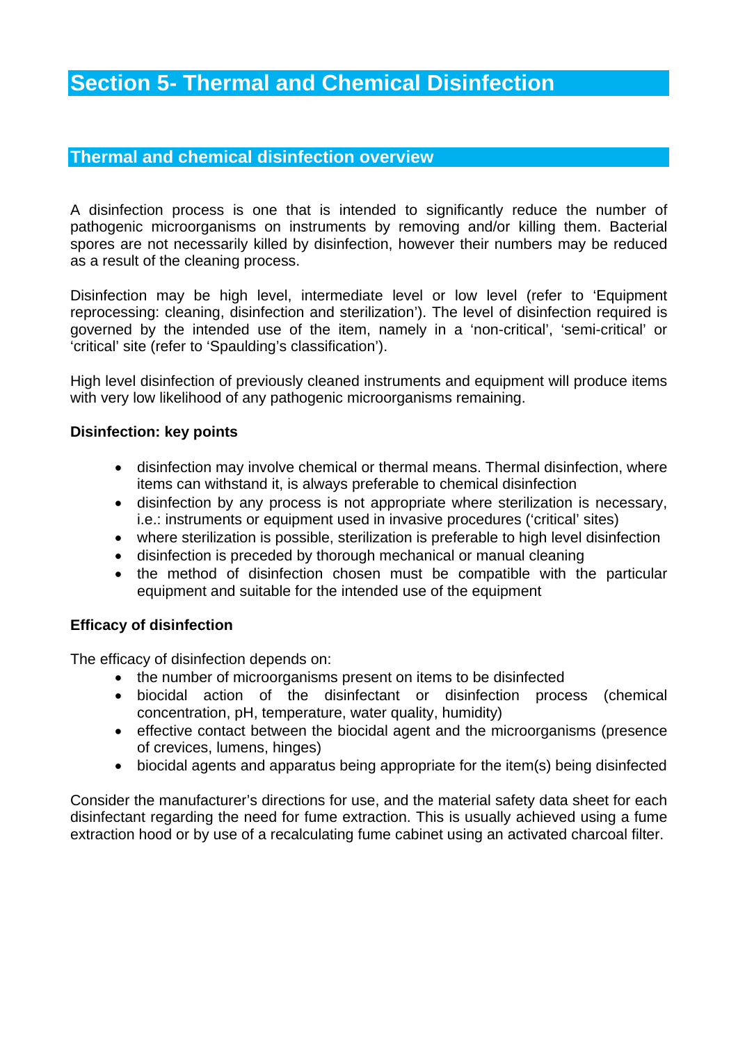# Section 5- Thermal and Chemical Disinfection

## Thermal and chemical disinfection overview

A disinfection process is one that is intended to significantly reduce the number of pathogenic microorganisms on instruments by removing and/or killing them. Bacterial spores are not necessarily killed by disinfection, however their numbers may be reduced as a result of the cleaning process.

Disinfection may be high level, intermediate level or low level (refer to 'Equipment reprocessing: cleaning, disinfection and sterilization'). The level of disinfection required is governed by the intended use of the item, namely in a 'non-critical', 'semi-critical' or 'critical' site (refer to 'Spaulding's classification').

High level disinfection of previously cleaned instruments and equipment will produce items with very low likelihood of any pathogenic microorganisms remaining.

**Disinfection: key points**

- disinfection may involve chemical or thermal means. Thermal disinfection, where items can withstand it, is always preferable to chemical disinfection
- disinfection by any process is not appropriate where sterilization is necessary, i.e.: instruments or equipment used in invasive procedures ('critical' sites)
- where sterilization is possible, sterilization is preferable to high level disinfection
- disinfection is preceded by thorough mechanical or manual cleaning
- the method of disinfection chosen must be compatible with the particular equipment and suitable for the intended use of the equipment

**Efficacy of disinfection**

The efficacy of disinfection depends on:

- the number of microorganisms present on items to be disinfected
- biocidal action of the disinfectant or disinfection process (chemical concentration, pH, temperature, water quality, humidity)
- effective contact between the biocidal agent and the microorganisms (presence of crevices, lumens, hinges)
- biocidal agents and apparatus being appropriate for the item(s) being disinfected

Consider the manufacturer's directions for use, and the material safety data sheet for each disinfectant regarding the need for fume extraction. This is usually achieved using a fume extraction hood or by use of a recalculating fume cabinet using an activated charcoal filter.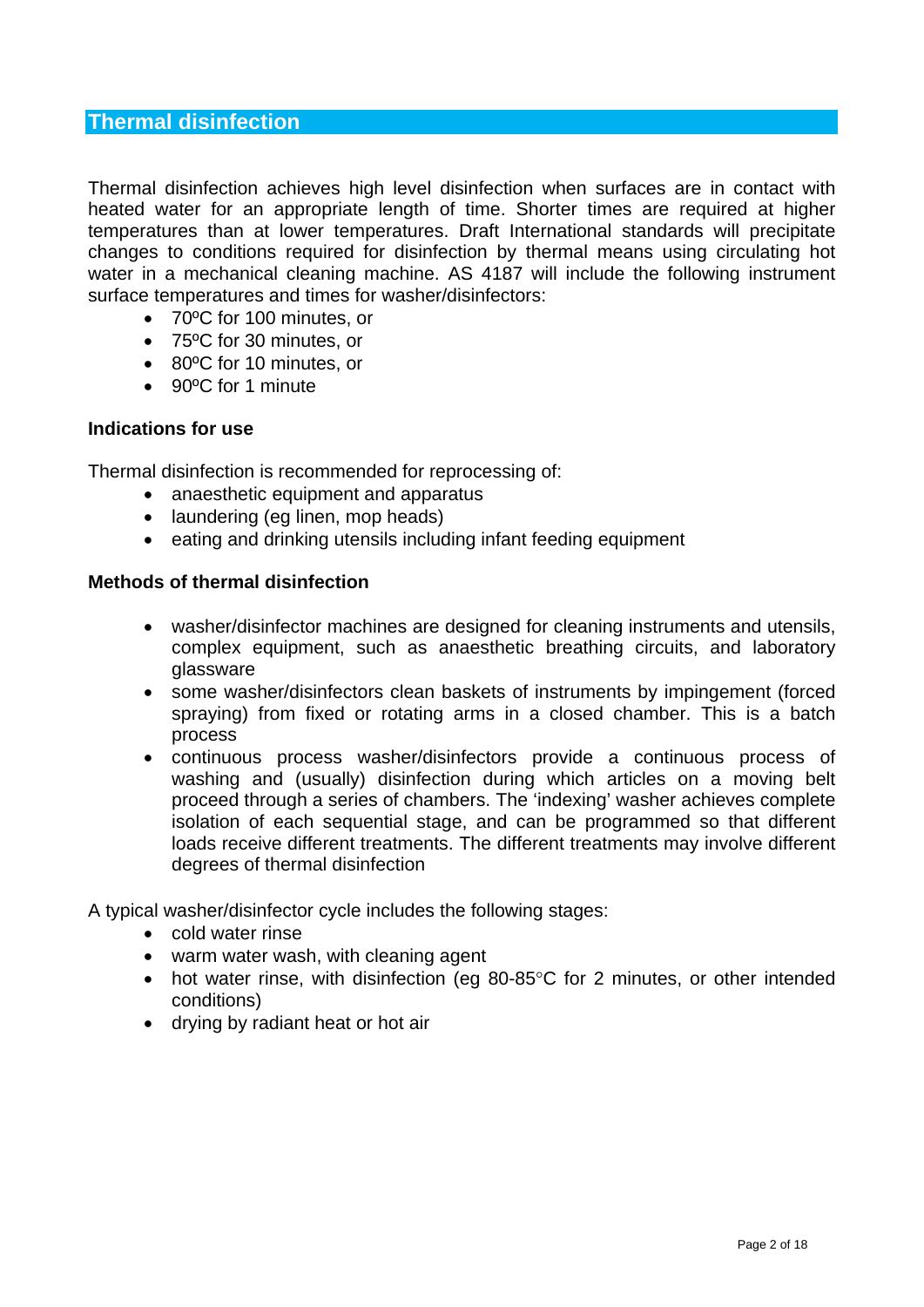## Thermal disinfection

Thermal disinfection achieves high level disinfection when surfaces are in contact with heated water for an appropriate length of time. Shorter times are required at higher temperatures than at lower temperatures. Draft International standards will precipitate changes to conditions required for disinfection by thermal means using circulating hot water in a mechanical cleaning machine. AS 4187 will include the following instrument surface temperatures and times for washer/disinfectors:

- 70ºC for 100 minutes, or
- 75ºC for 30 minutes, or
- 80ºC for 10 minutes, or
- 90ºC for 1 minute

**Indications for use**

Thermal disinfection is recommended for reprocessing of:

- anaesthetic equipment and apparatus
- laundering (eg linen, mop heads)
- eating and drinking utensils including infant feeding equipment

**Methods of thermal disinfection**

- washer/disinfector machines are designed for cleaning instruments and utensils, complex equipment, such as anaesthetic breathing circuits, and laboratory glassware
- some washer/disinfectors clean baskets of instruments by impingement (forced spraying) from fixed or rotating arms in a closed chamber. This is a batch process
- continuous process washer/disinfectors provide a continuous process of washing and (usually) disinfection during which articles on a moving belt proceed through a series of chambers. The 'indexing' washer achieves complete isolation of each sequential stage, and can be programmed so that different loads receive different treatments. The different treatments may involve different degrees of thermal disinfection

A typical washer/disinfector cycle includes the following stages:

- cold water rinse
- warm water wash, with cleaning agent
- hot water rinse, with disinfection (eg 80-85°C for 2 minutes, or other intended conditions)
- drying by radiant heat or hot air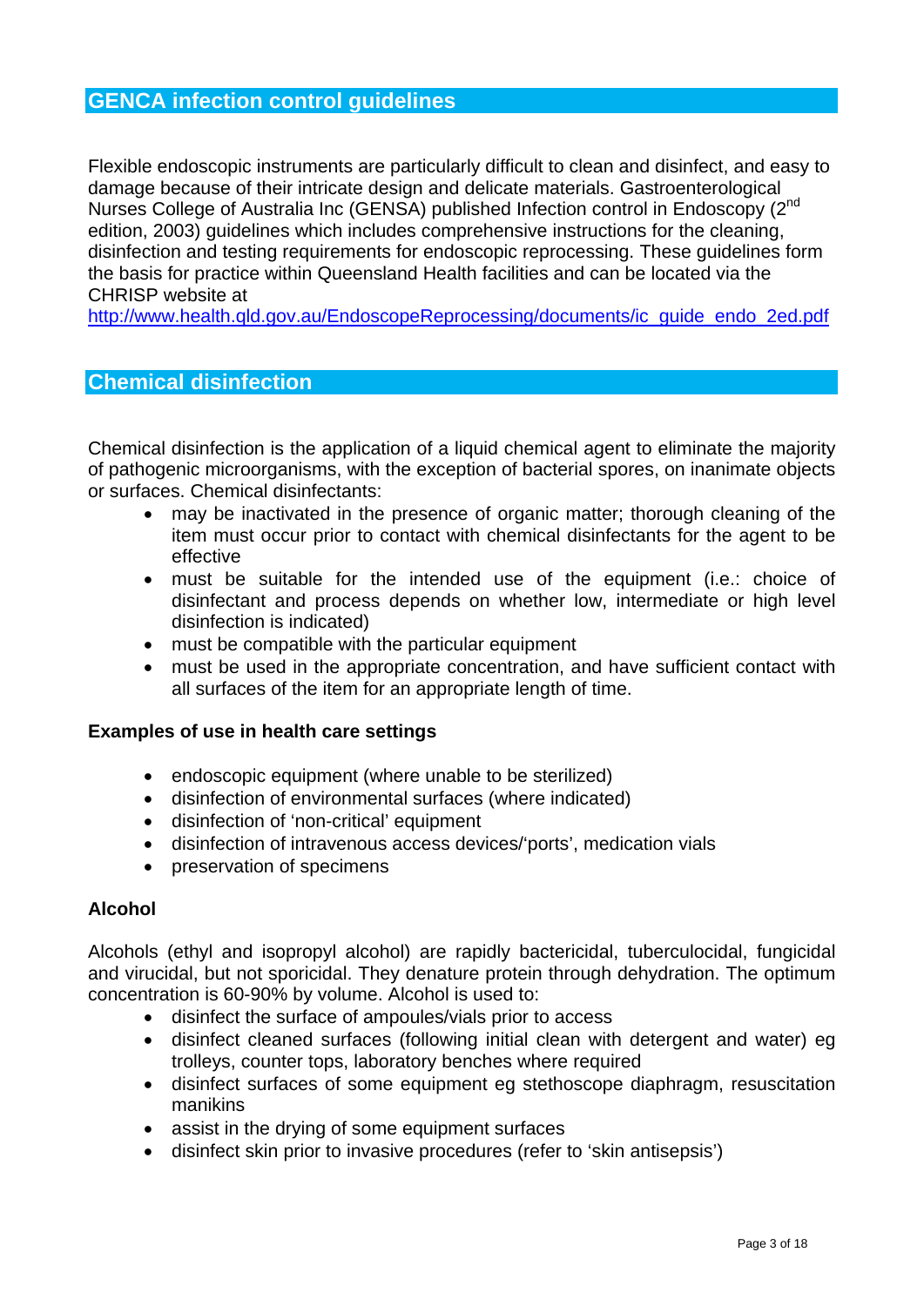## GENCA infection control guidelines

Flexible endoscopic instruments are particularly difficult to clean and disinfect, and easy to damage because of their intricate design and delicate materials. Gastroenterological Nurses College of Australia Inc (GENSA) published Infection control in Endoscopy (2nd edition, 2003) guidelines which includes comprehensive instructions for the cleaning, disinfection and testing requirements for endoscopic reprocessing. These guidelines form the basis for practice within Queensland Health facilities and can be located via the CHRISP website at http://www.health.qld.gov.au/EndoscopeReprocessing/documents/ic_guide_endo_2ed.pdf

## Chemical disinfection

Chemical disinfection is the application of a liquid chemical agent to eliminate the majority of pathogenic microorganisms, with the exception of bacterial spores, on inanimate objects or surfaces. Chemical disinfectants:

- may be inactivated in the presence of organic matter; thorough cleaning of the item must occur prior to contact with chemical disinfectants for the agent to be effective
- must be suitable for the intended use of the equipment (i.e.: choice of disinfectant and process depends on whether low, intermediate or high level disinfection is indicated)
- must be compatible with the particular equipment
- must be used in the appropriate concentration, and have sufficient contact with all surfaces of the item for an appropriate length of time.

**Examples of use in health care settings**

- endoscopic equipment (where unable to be sterilized)
- disinfection of environmental surfaces (where indicated)
- disinfection of 'non-critical' equipment
- disinfection of intravenous access devices/'ports', medication vials
- preservation of specimens

**Alcohol**

Alcohols (ethyl and isopropyl alcohol) are rapidly bactericidal, tuberculocidal, fungicidal and virucidal, but not sporicidal. They denature protein through dehydration. The optimum concentration is 60-90% by volume. Alcohol is used to:

- disinfect the surface of ampoules/vials prior to access
- disinfect cleaned surfaces (following initial clean with detergent and water) eg trolleys, counter tops, laboratory benches where required
- disinfect surfaces of some equipment eg stethoscope diaphragm, resuscitation manikins
- assist in the drying of some equipment surfaces
- disinfect skin prior to invasive procedures (refer to 'skin antisepsis')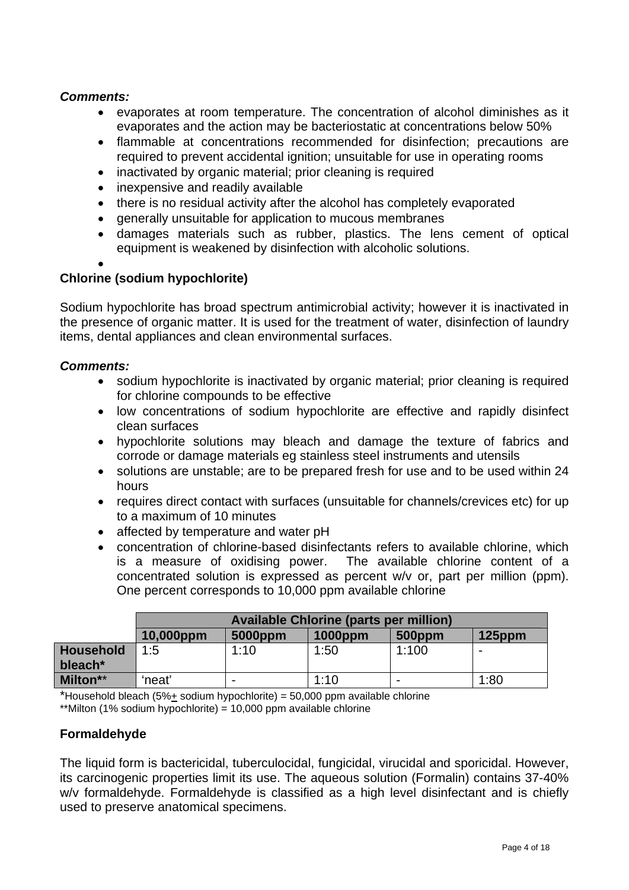***Comments:***

- evaporates at room temperature. The concentration of alcohol diminishes as it evaporates and the action may be bacteriostatic at concentrations below 50%
- flammable at concentrations recommended for disinfection; precautions are required to prevent accidental ignition; unsuitable for use in operating rooms
- inactivated by organic material; prior cleaning is required
- inexpensive and readily available
- there is no residual activity after the alcohol has completely evaporated
- generally unsuitable for application to mucous membranes
- damages materials such as rubber, plastics. The lens cement of optical equipment is weakened by disinfection with alcoholic solutions.

**Chlorine (sodium hypochlorite)**

Sodium hypochlorite has broad spectrum antimicrobial activity; however it is inactivated in the presence of organic matter. It is used for the treatment of water, disinfection of laundry items, dental appliances and clean environmental surfaces.

***Comments:***

- sodium hypochlorite is inactivated by organic material; prior cleaning is required for chlorine compounds to be effective
- low concentrations of sodium hypochlorite are effective and rapidly disinfect clean surfaces
- hypochlorite solutions may bleach and damage the texture of fabrics and corrode or damage materials eg stainless steel instruments and utensils
- solutions are unstable; are to be prepared fresh for use and to be used within 24 hours
- requires direct contact with surfaces (unsuitable for channels/crevices etc) for up to a maximum of 10 minutes
- affected by temperature and water pH
- concentration of chlorine-based disinfectants refers to available chlorine, which is a measure of oxidising power. The available chlorine content of a concentrated solution is expressed as percent w/v or, part per million (ppm). One percent corresponds to 10,000 ppm available chlorine

| | **Available Chlorine (parts per million)** | | | | |
|---|---|---|---|---|---|
| | **10,000ppm** | **5000ppm** | **1000ppm** | **500ppm** | **125ppm** |
| **Household bleach*** | 1:5 | 1:10 | 1:50 | 1:100 | - |
| **Milton**** | 'neat' | - | 1:10 | - | 1:80 |

*Household bleach (5%$\pm$ sodium hypochlorite) = 50,000 ppm available chlorine
**Milton (1% sodium hypochlorite) = 10,000 ppm available chlorine

**Formaldehyde**

The liquid form is bactericidal, tuberculocidal, fungicidal, virucidal and sporicidal. However, its carcinogenic properties limit its use. The aqueous solution (Formalin) contains 37-40% w/v formaldehyde. Formaldehyde is classified as a high level disinfectant and is chiefly used to preserve anatomical specimens.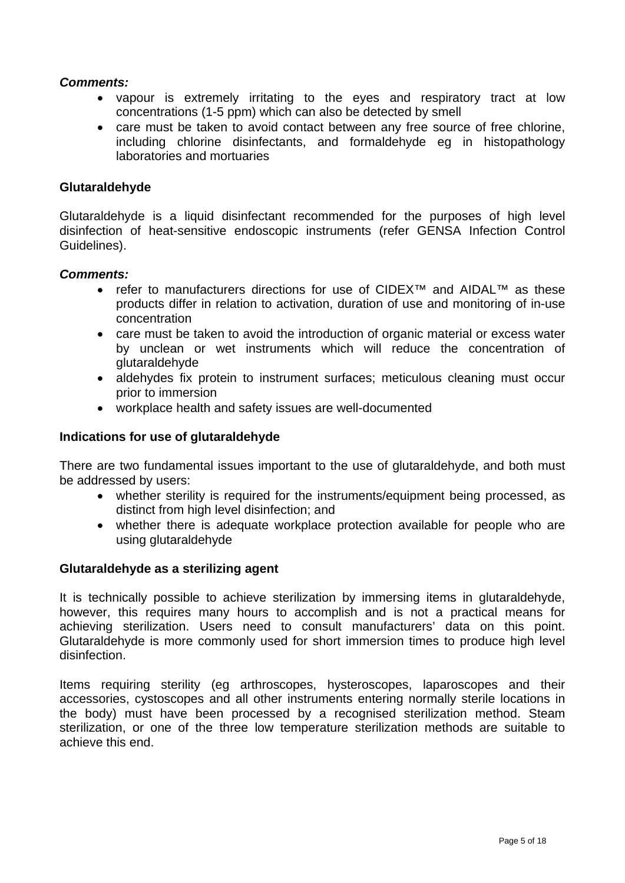***Comments:***

- vapour is extremely irritating to the eyes and respiratory tract at low concentrations (1-5 ppm) which can also be detected by smell
- care must be taken to avoid contact between any free source of free chlorine, including chlorine disinfectants, and formaldehyde eg in histopathology laboratories and mortuaries

**Glutaraldehyde**

Glutaraldehyde is a liquid disinfectant recommended for the purposes of high level disinfection of heat-sensitive endoscopic instruments (refer GENSA Infection Control Guidelines).

***Comments:***

- refer to manufacturers directions for use of CIDEX™ and AIDAL™ as these products differ in relation to activation, duration of use and monitoring of in-use concentration
- care must be taken to avoid the introduction of organic material or excess water by unclean or wet instruments which will reduce the concentration of glutaraldehyde
- aldehydes fix protein to instrument surfaces; meticulous cleaning must occur prior to immersion
- workplace health and safety issues are well-documented

**Indications for use of glutaraldehyde**

There are two fundamental issues important to the use of glutaraldehyde, and both must be addressed by users:

- whether sterility is required for the instruments/equipment being processed, as distinct from high level disinfection; and
- whether there is adequate workplace protection available for people who are using glutaraldehyde

**Glutaraldehyde as a sterilizing agent**

It is technically possible to achieve sterilization by immersing items in glutaraldehyde, however, this requires many hours to accomplish and is not a practical means for achieving sterilization. Users need to consult manufacturers' data on this point. Glutaraldehyde is more commonly used for short immersion times to produce high level disinfection.

Items requiring sterility (eg arthroscopes, hysteroscopes, laparoscopes and their accessories, cystoscopes and all other instruments entering normally sterile locations in the body) must have been processed by a recognised sterilization method. Steam sterilization, or one of the three low temperature sterilization methods are suitable to achieve this end.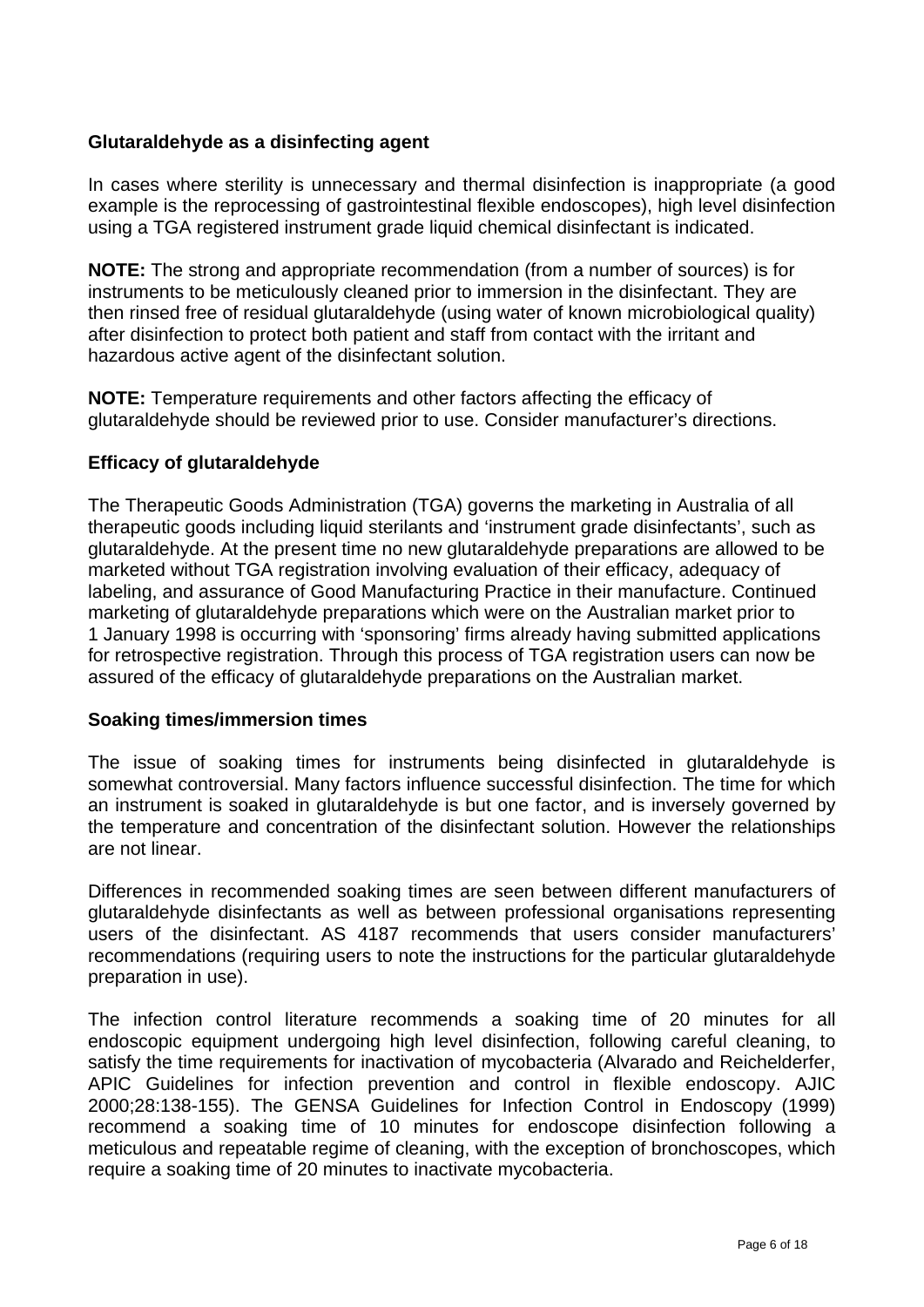## Glutaraldehyde as a disinfecting agent

In cases where sterility is unnecessary and thermal disinfection is inappropriate (a good example is the reprocessing of gastrointestinal flexible endoscopes), high level disinfection using a TGA registered instrument grade liquid chemical disinfectant is indicated.

**NOTE:** The strong and appropriate recommendation (from a number of sources) is for instruments to be meticulously cleaned prior to immersion in the disinfectant. They are then rinsed free of residual glutaraldehyde (using water of known microbiological quality) after disinfection to protect both patient and staff from contact with the irritant and hazardous active agent of the disinfectant solution.

**NOTE:** Temperature requirements and other factors affecting the efficacy of glutaraldehyde should be reviewed prior to use. Consider manufacturer's directions.

## Efficacy of glutaraldehyde

The Therapeutic Goods Administration (TGA) governs the marketing in Australia of all therapeutic goods including liquid sterilants and 'instrument grade disinfectants', such as glutaraldehyde. At the present time no new glutaraldehyde preparations are allowed to be marketed without TGA registration involving evaluation of their efficacy, adequacy of labeling, and assurance of Good Manufacturing Practice in their manufacture. Continued marketing of glutaraldehyde preparations which were on the Australian market prior to 1 January 1998 is occurring with 'sponsoring' firms already having submitted applications for retrospective registration. Through this process of TGA registration users can now be assured of the efficacy of glutaraldehyde preparations on the Australian market.

## Soaking times/immersion times

The issue of soaking times for instruments being disinfected in glutaraldehyde is somewhat controversial. Many factors influence successful disinfection. The time for which an instrument is soaked in glutaraldehyde is but one factor, and is inversely governed by the temperature and concentration of the disinfectant solution. However the relationships are not linear.

Differences in recommended soaking times are seen between different manufacturers of glutaraldehyde disinfectants as well as between professional organisations representing users of the disinfectant. AS 4187 recommends that users consider manufacturers' recommendations (requiring users to note the instructions for the particular glutaraldehyde preparation in use).

The infection control literature recommends a soaking time of 20 minutes for all endoscopic equipment undergoing high level disinfection, following careful cleaning, to satisfy the time requirements for inactivation of mycobacteria (Alvarado and Reichelderfer, APIC Guidelines for infection prevention and control in flexible endoscopy. AJIC 2000;28:138-155). The GENSA Guidelines for Infection Control in Endoscopy (1999) recommend a soaking time of 10 minutes for endoscope disinfection following a meticulous and repeatable regime of cleaning, with the exception of bronchoscopes, which require a soaking time of 20 minutes to inactivate mycobacteria.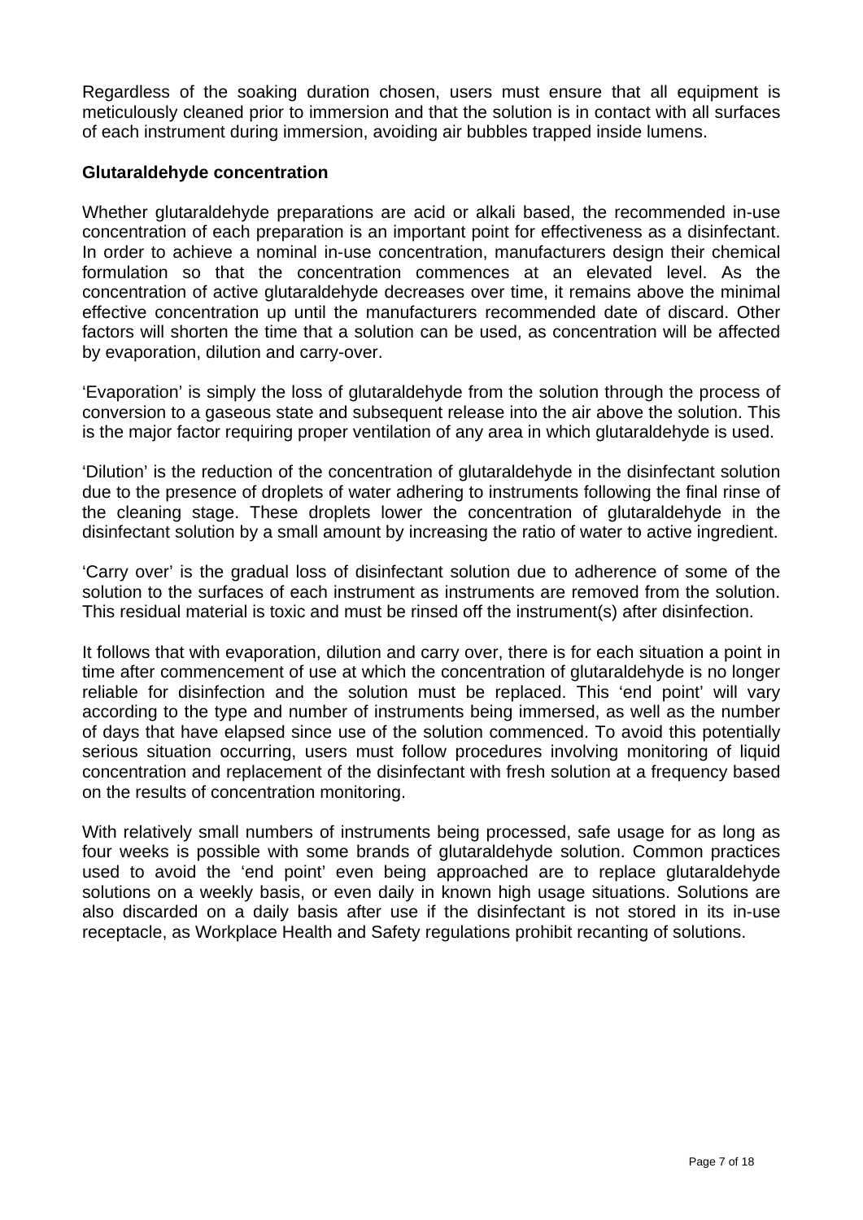Regardless of the soaking duration chosen, users must ensure that all equipment is meticulously cleaned prior to immersion and that the solution is in contact with all surfaces of each instrument during immersion, avoiding air bubbles trapped inside lumens.

**Glutaraldehyde concentration**

Whether glutaraldehyde preparations are acid or alkali based, the recommended in-use concentration of each preparation is an important point for effectiveness as a disinfectant. In order to achieve a nominal in-use concentration, manufacturers design their chemical formulation so that the concentration commences at an elevated level. As the concentration of active glutaraldehyde decreases over time, it remains above the minimal effective concentration up until the manufacturers recommended date of discard. Other factors will shorten the time that a solution can be used, as concentration will be affected by evaporation, dilution and carry-over.

'Evaporation' is simply the loss of glutaraldehyde from the solution through the process of conversion to a gaseous state and subsequent release into the air above the solution. This is the major factor requiring proper ventilation of any area in which glutaraldehyde is used.

'Dilution' is the reduction of the concentration of glutaraldehyde in the disinfectant solution due to the presence of droplets of water adhering to instruments following the final rinse of the cleaning stage. These droplets lower the concentration of glutaraldehyde in the disinfectant solution by a small amount by increasing the ratio of water to active ingredient.

'Carry over' is the gradual loss of disinfectant solution due to adherence of some of the solution to the surfaces of each instrument as instruments are removed from the solution. This residual material is toxic and must be rinsed off the instrument(s) after disinfection.

It follows that with evaporation, dilution and carry over, there is for each situation a point in time after commencement of use at which the concentration of glutaraldehyde is no longer reliable for disinfection and the solution must be replaced. This 'end point' will vary according to the type and number of instruments being immersed, as well as the number of days that have elapsed since use of the solution commenced. To avoid this potentially serious situation occurring, users must follow procedures involving monitoring of liquid concentration and replacement of the disinfectant with fresh solution at a frequency based on the results of concentration monitoring.

With relatively small numbers of instruments being processed, safe usage for as long as four weeks is possible with some brands of glutaraldehyde solution. Common practices used to avoid the 'end point' even being approached are to replace glutaraldehyde solutions on a weekly basis, or even daily in known high usage situations. Solutions are also discarded on a daily basis after use if the disinfectant is not stored in its in-use receptacle, as Workplace Health and Safety regulations prohibit recanting of solutions.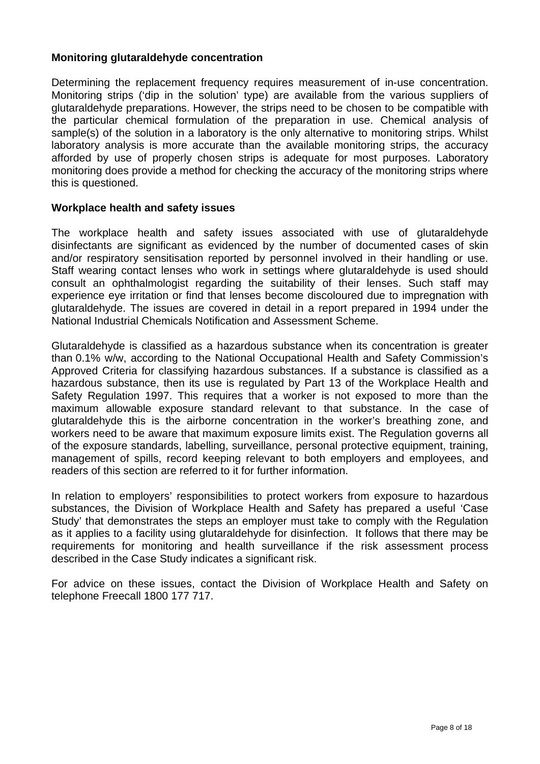**Monitoring glutaraldehyde concentration**

Determining the replacement frequency requires measurement of in-use concentration. Monitoring strips ('dip in the solution' type) are available from the various suppliers of glutaraldehyde preparations. However, the strips need to be chosen to be compatible with the particular chemical formulation of the preparation in use. Chemical analysis of sample(s) of the solution in a laboratory is the only alternative to monitoring strips. Whilst laboratory analysis is more accurate than the available monitoring strips, the accuracy afforded by use of properly chosen strips is adequate for most purposes. Laboratory monitoring does provide a method for checking the accuracy of the monitoring strips where this is questioned.

**Workplace health and safety issues**

The workplace health and safety issues associated with use of glutaraldehyde disinfectants are significant as evidenced by the number of documented cases of skin and/or respiratory sensitisation reported by personnel involved in their handling or use. Staff wearing contact lenses who work in settings where glutaraldehyde is used should consult an ophthalmologist regarding the suitability of their lenses. Such staff may experience eye irritation or find that lenses become discoloured due to impregnation with glutaraldehyde. The issues are covered in detail in a report prepared in 1994 under the National Industrial Chemicals Notification and Assessment Scheme.

Glutaraldehyde is classified as a hazardous substance when its concentration is greater than 0.1% w/w, according to the National Occupational Health and Safety Commission's Approved Criteria for classifying hazardous substances. If a substance is classified as a hazardous substance, then its use is regulated by Part 13 of the Workplace Health and Safety Regulation 1997. This requires that a worker is not exposed to more than the maximum allowable exposure standard relevant to that substance. In the case of glutaraldehyde this is the airborne concentration in the worker's breathing zone, and workers need to be aware that maximum exposure limits exist. The Regulation governs all of the exposure standards, labelling, surveillance, personal protective equipment, training, management of spills, record keeping relevant to both employers and employees, and readers of this section are referred to it for further information.

In relation to employers' responsibilities to protect workers from exposure to hazardous substances, the Division of Workplace Health and Safety has prepared a useful 'Case Study' that demonstrates the steps an employer must take to comply with the Regulation as it applies to a facility using glutaraldehyde for disinfection. It follows that there may be requirements for monitoring and health surveillance if the risk assessment process described in the Case Study indicates a significant risk.

For advice on these issues, contact the Division of Workplace Health and Safety on telephone Freecall 1800 177 717.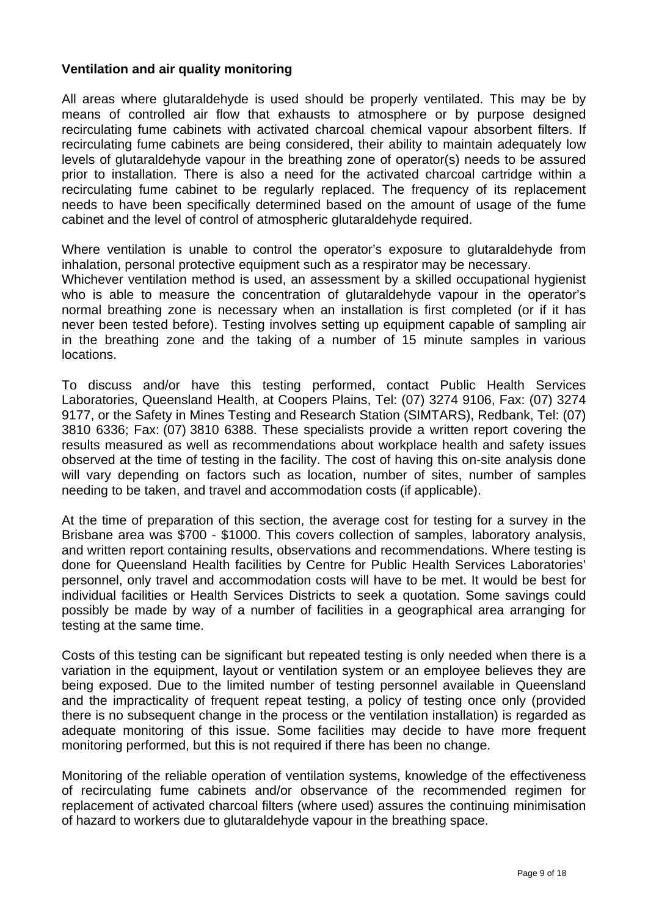**Ventilation and air quality monitoring**

All areas where glutaraldehyde is used should be properly ventilated. This may be by means of controlled air flow that exhausts to atmosphere or by purpose designed recirculating fume cabinets with activated charcoal chemical vapour absorbent filters. If recirculating fume cabinets are being considered, their ability to maintain adequately low levels of glutaraldehyde vapour in the breathing zone of operator(s) needs to be assured prior to installation. There is also a need for the activated charcoal cartridge within a recirculating fume cabinet to be regularly replaced. The frequency of its replacement needs to have been specifically determined based on the amount of usage of the fume cabinet and the level of control of atmospheric glutaraldehyde required.

Where ventilation is unable to control the operator's exposure to glutaraldehyde from inhalation, personal protective equipment such as a respirator may be necessary.
Whichever ventilation method is used, an assessment by a skilled occupational hygienist who is able to measure the concentration of glutaraldehyde vapour in the operator's normal breathing zone is necessary when an installation is first completed (or if it has never been tested before). Testing involves setting up equipment capable of sampling air in the breathing zone and the taking of a number of 15 minute samples in various locations.

To discuss and/or have this testing performed, contact Public Health Services Laboratories, Queensland Health, at Coopers Plains, Tel: (07) 3274 9106, Fax: (07) 3274 9177, or the Safety in Mines Testing and Research Station (SIMTARS), Redbank, Tel: (07) 3810 6336; Fax: (07) 3810 6388. These specialists provide a written report covering the results measured as well as recommendations about workplace health and safety issues observed at the time of testing in the facility. The cost of having this on-site analysis done will vary depending on factors such as location, number of sites, number of samples needing to be taken, and travel and accommodation costs (if applicable).

At the time of preparation of this section, the average cost for testing for a survey in the Brisbane area was $700 - $1000. This covers collection of samples, laboratory analysis, and written report containing results, observations and recommendations. Where testing is done for Queensland Health facilities by Centre for Public Health Services Laboratories' personnel, only travel and accommodation costs will have to be met. It would be best for individual facilities or Health Services Districts to seek a quotation. Some savings could possibly be made by way of a number of facilities in a geographical area arranging for testing at the same time.

Costs of this testing can be significant but repeated testing is only needed when there is a variation in the equipment, layout or ventilation system or an employee believes they are being exposed. Due to the limited number of testing personnel available in Queensland and the impracticality of frequent repeat testing, a policy of testing once only (provided there is no subsequent change in the process or the ventilation installation) is regarded as adequate monitoring of this issue. Some facilities may decide to have more frequent monitoring performed, but this is not required if there has been no change.

Monitoring of the reliable operation of ventilation systems, knowledge of the effectiveness of recirculating fume cabinets and/or observance of the recommended regimen for replacement of activated charcoal filters (where used) assures the continuing minimisation of hazard to workers due to glutaraldehyde vapour in the breathing space.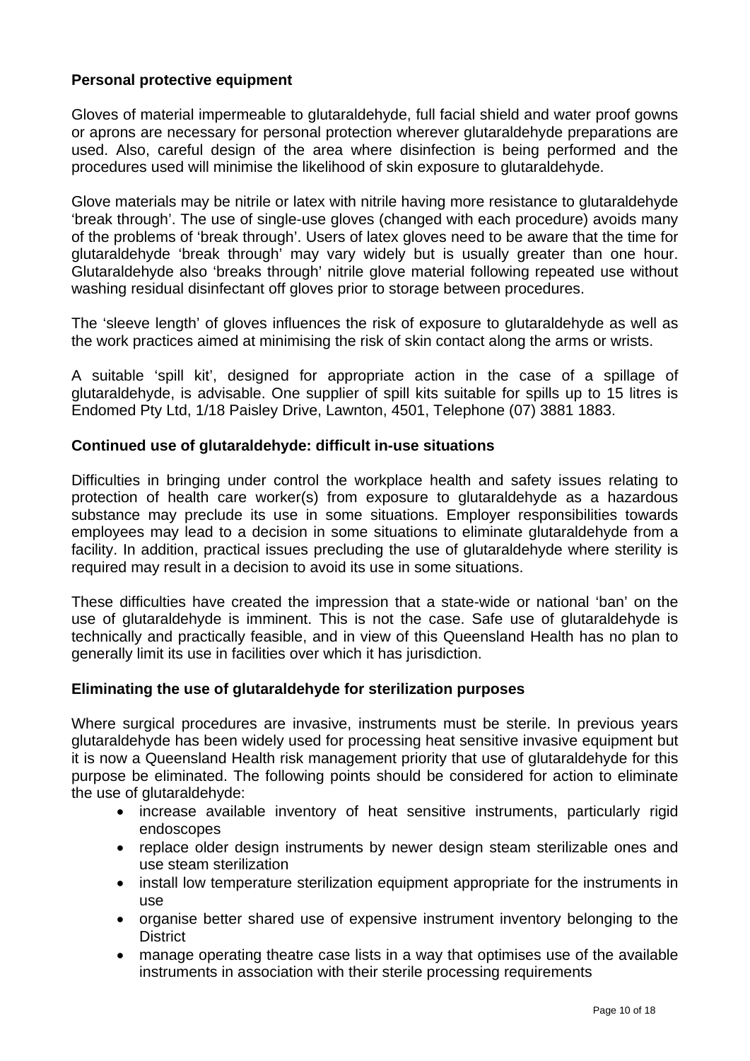### Personal protective equipment

Gloves of material impermeable to glutaraldehyde, full facial shield and water proof gowns or aprons are necessary for personal protection wherever glutaraldehyde preparations are used. Also, careful design of the area where disinfection is being performed and the procedures used will minimise the likelihood of skin exposure to glutaraldehyde.

Glove materials may be nitrile or latex with nitrile having more resistance to glutaraldehyde 'break through'. The use of single-use gloves (changed with each procedure) avoids many of the problems of 'break through'. Users of latex gloves need to be aware that the time for glutaraldehyde 'break through' may vary widely but is usually greater than one hour. Glutaraldehyde also 'breaks through' nitrile glove material following repeated use without washing residual disinfectant off gloves prior to storage between procedures.

The 'sleeve length' of gloves influences the risk of exposure to glutaraldehyde as well as the work practices aimed at minimising the risk of skin contact along the arms or wrists.

A suitable 'spill kit', designed for appropriate action in the case of a spillage of glutaraldehyde, is advisable. One supplier of spill kits suitable for spills up to 15 litres is Endomed Pty Ltd, 1/18 Paisley Drive, Lawnton, 4501, Telephone (07) 3881 1883.

### Continued use of glutaraldehyde: difficult in-use situations

Difficulties in bringing under control the workplace health and safety issues relating to protection of health care worker(s) from exposure to glutaraldehyde as a hazardous substance may preclude its use in some situations. Employer responsibilities towards employees may lead to a decision in some situations to eliminate glutaraldehyde from a facility. In addition, practical issues precluding the use of glutaraldehyde where sterility is required may result in a decision to avoid its use in some situations.

These difficulties have created the impression that a state-wide or national 'ban' on the use of glutaraldehyde is imminent. This is not the case. Safe use of glutaraldehyde is technically and practically feasible, and in view of this Queensland Health has no plan to generally limit its use in facilities over which it has jurisdiction.

### Eliminating the use of glutaraldehyde for sterilization purposes

Where surgical procedures are invasive, instruments must be sterile. In previous years glutaraldehyde has been widely used for processing heat sensitive invasive equipment but it is now a Queensland Health risk management priority that use of glutaraldehyde for this purpose be eliminated. The following points should be considered for action to eliminate the use of glutaraldehyde:

- increase available inventory of heat sensitive instruments, particularly rigid endoscopes
- replace older design instruments by newer design steam sterilizable ones and use steam sterilization
- install low temperature sterilization equipment appropriate for the instruments in use
- organise better shared use of expensive instrument inventory belonging to the District
- manage operating theatre case lists in a way that optimises use of the available instruments in association with their sterile processing requirements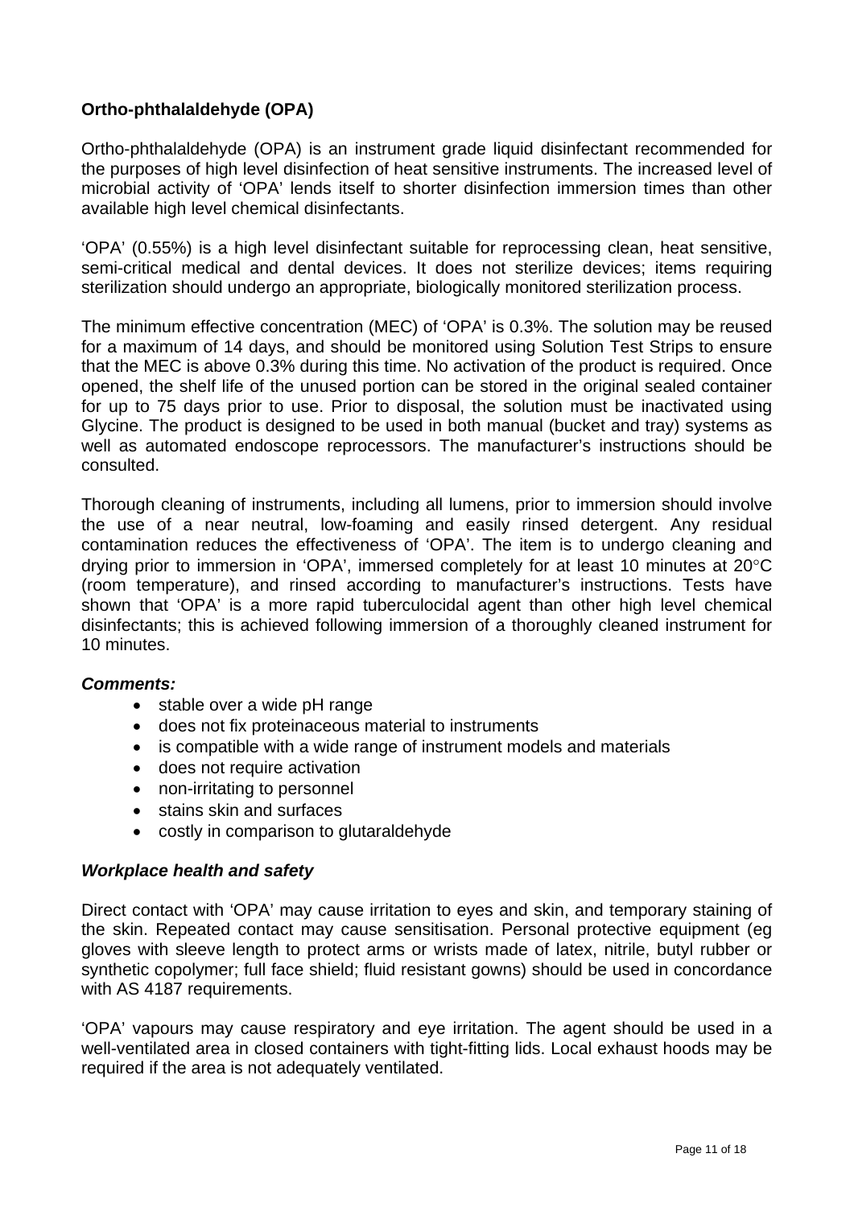## Ortho-phthalaldehyde (OPA)

Ortho-phthalaldehyde (OPA) is an instrument grade liquid disinfectant recommended for the purposes of high level disinfection of heat sensitive instruments. The increased level of microbial activity of 'OPA' lends itself to shorter disinfection immersion times than other available high level chemical disinfectants.

'OPA' (0.55%) is a high level disinfectant suitable for reprocessing clean, heat sensitive, semi-critical medical and dental devices. It does not sterilize devices; items requiring sterilization should undergo an appropriate, biologically monitored sterilization process.

The minimum effective concentration (MEC) of 'OPA' is 0.3%. The solution may be reused for a maximum of 14 days, and should be monitored using Solution Test Strips to ensure that the MEC is above 0.3% during this time. No activation of the product is required. Once opened, the shelf life of the unused portion can be stored in the original sealed container for up to 75 days prior to use. Prior to disposal, the solution must be inactivated using Glycine. The product is designed to be used in both manual (bucket and tray) systems as well as automated endoscope reprocessors. The manufacturer's instructions should be consulted.

Thorough cleaning of instruments, including all lumens, prior to immersion should involve the use of a near neutral, low-foaming and easily rinsed detergent. Any residual contamination reduces the effectiveness of 'OPA'. The item is to undergo cleaning and drying prior to immersion in 'OPA', immersed completely for at least 10 minutes at 20°C (room temperature), and rinsed according to manufacturer's instructions. Tests have shown that 'OPA' is a more rapid tuberculocidal agent than other high level chemical disinfectants; this is achieved following immersion of a thoroughly cleaned instrument for 10 minutes.

### *Comments:*

- stable over a wide pH range
- does not fix proteinaceous material to instruments
- is compatible with a wide range of instrument models and materials
- does not require activation
- non-irritating to personnel
- stains skin and surfaces
- costly in comparison to glutaraldehyde

### *Workplace health and safety*

Direct contact with 'OPA' may cause irritation to eyes and skin, and temporary staining of the skin. Repeated contact may cause sensitisation. Personal protective equipment (eg gloves with sleeve length to protect arms or wrists made of latex, nitrile, butyl rubber or synthetic copolymer; full face shield; fluid resistant gowns) should be used in concordance with AS 4187 requirements.

'OPA' vapours may cause respiratory and eye irritation. The agent should be used in a well-ventilated area in closed containers with tight-fitting lids. Local exhaust hoods may be required if the area is not adequately ventilated.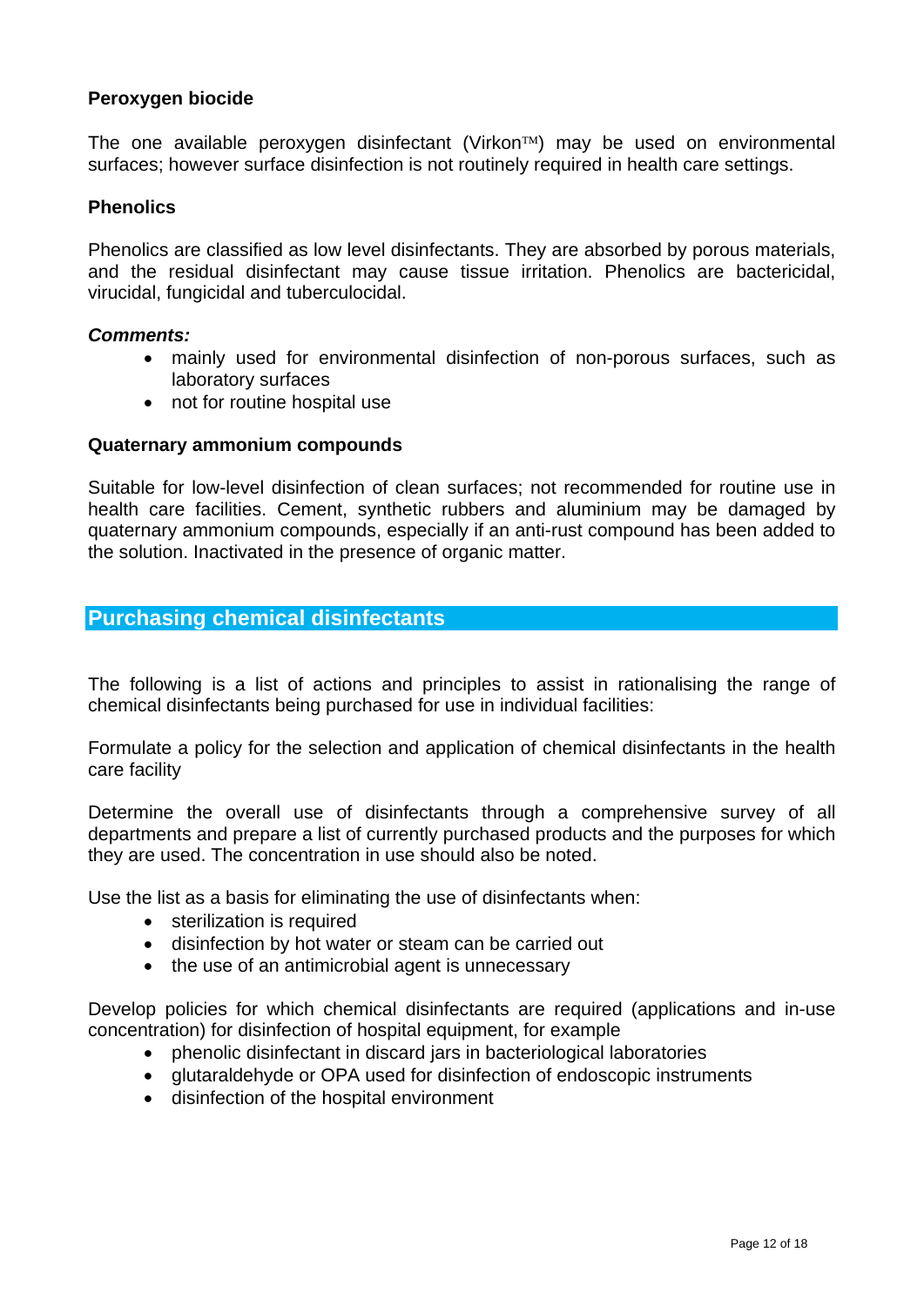### Peroxygen biocide

The one available peroxygen disinfectant (Virkon™) may be used on environmental surfaces; however surface disinfection is not routinely required in health care settings.

### Phenolics

Phenolics are classified as low level disinfectants. They are absorbed by porous materials, and the residual disinfectant may cause tissue irritation. Phenolics are bactericidal, virucidal, fungicidal and tuberculocidal.

***Comments:***

- mainly used for environmental disinfection of non-porous surfaces, such as laboratory surfaces
- not for routine hospital use

### Quaternary ammonium compounds

Suitable for low-level disinfection of clean surfaces; not recommended for routine use in health care facilities. Cement, synthetic rubbers and aluminium may be damaged by quaternary ammonium compounds, especially if an anti-rust compound has been added to the solution. Inactivated in the presence of organic matter.

## Purchasing chemical disinfectants

The following is a list of actions and principles to assist in rationalising the range of chemical disinfectants being purchased for use in individual facilities:

Formulate a policy for the selection and application of chemical disinfectants in the health care facility

Determine the overall use of disinfectants through a comprehensive survey of all departments and prepare a list of currently purchased products and the purposes for which they are used. The concentration in use should also be noted.

Use the list as a basis for eliminating the use of disinfectants when:

- sterilization is required
- disinfection by hot water or steam can be carried out
- the use of an antimicrobial agent is unnecessary

Develop policies for which chemical disinfectants are required (applications and in-use concentration) for disinfection of hospital equipment, for example

- phenolic disinfectant in discard jars in bacteriological laboratories
- glutaraldehyde or OPA used for disinfection of endoscopic instruments
- disinfection of the hospital environment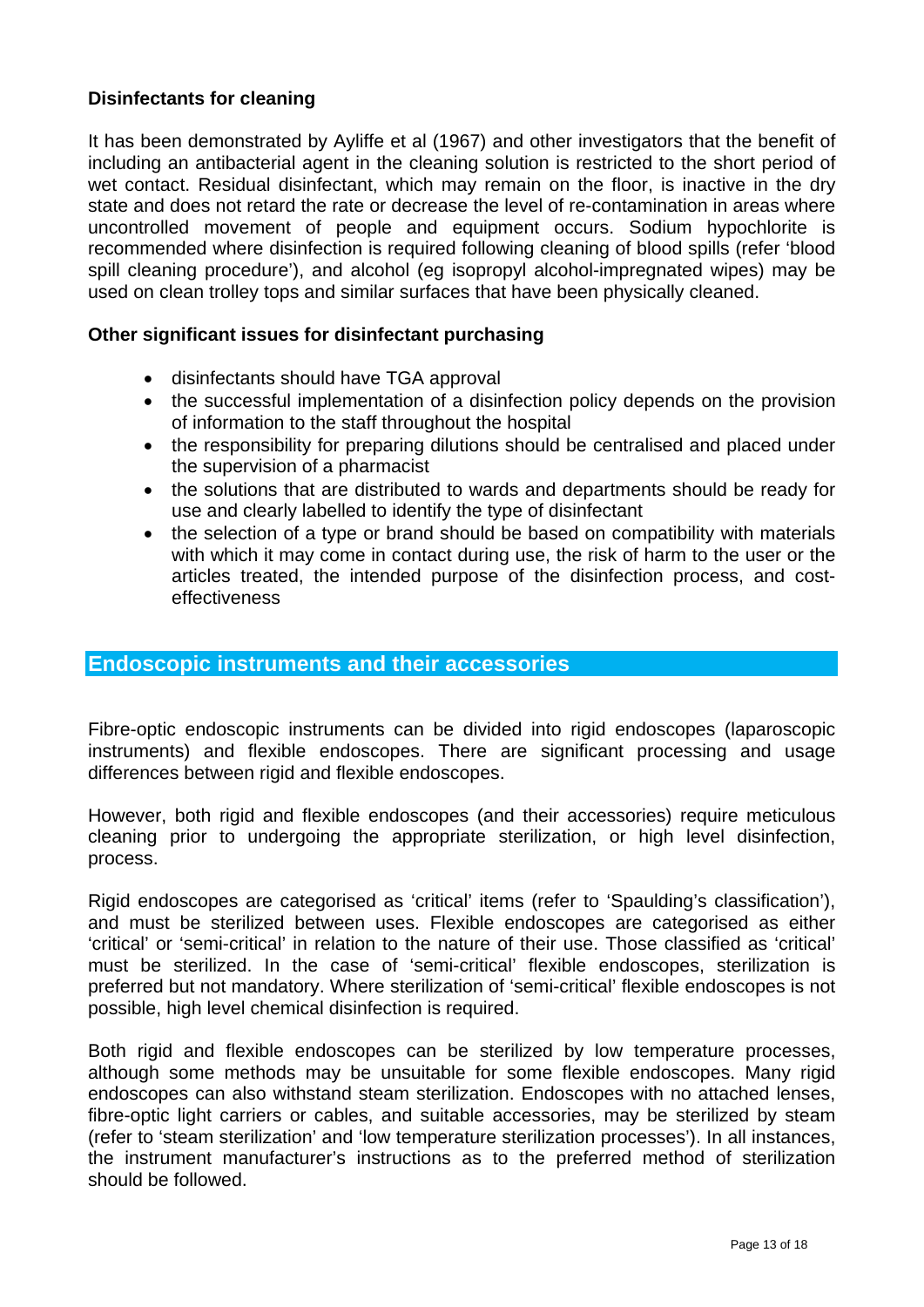### Disinfectants for cleaning

It has been demonstrated by Ayliffe et al (1967) and other investigators that the benefit of including an antibacterial agent in the cleaning solution is restricted to the short period of wet contact. Residual disinfectant, which may remain on the floor, is inactive in the dry state and does not retard the rate or decrease the level of re-contamination in areas where uncontrolled movement of people and equipment occurs. Sodium hypochlorite is recommended where disinfection is required following cleaning of blood spills (refer 'blood spill cleaning procedure'), and alcohol (eg isopropyl alcohol-impregnated wipes) may be used on clean trolley tops and similar surfaces that have been physically cleaned.

### Other significant issues for disinfectant purchasing

- disinfectants should have TGA approval
- the successful implementation of a disinfection policy depends on the provision of information to the staff throughout the hospital
- the responsibility for preparing dilutions should be centralised and placed under the supervision of a pharmacist
- the solutions that are distributed to wards and departments should be ready for use and clearly labelled to identify the type of disinfectant
- the selection of a type or brand should be based on compatibility with materials with which it may come in contact during use, the risk of harm to the user or the articles treated, the intended purpose of the disinfection process, and cost-effectiveness

## Endoscopic instruments and their accessories

Fibre-optic endoscopic instruments can be divided into rigid endoscopes (laparoscopic instruments) and flexible endoscopes. There are significant processing and usage differences between rigid and flexible endoscopes.

However, both rigid and flexible endoscopes (and their accessories) require meticulous cleaning prior to undergoing the appropriate sterilization, or high level disinfection, process.

Rigid endoscopes are categorised as 'critical' items (refer to 'Spaulding's classification'), and must be sterilized between uses. Flexible endoscopes are categorised as either 'critical' or 'semi-critical' in relation to the nature of their use. Those classified as 'critical' must be sterilized. In the case of 'semi-critical' flexible endoscopes, sterilization is preferred but not mandatory. Where sterilization of 'semi-critical' flexible endoscopes is not possible, high level chemical disinfection is required.

Both rigid and flexible endoscopes can be sterilized by low temperature processes, although some methods may be unsuitable for some flexible endoscopes. Many rigid endoscopes can also withstand steam sterilization. Endoscopes with no attached lenses, fibre-optic light carriers or cables, and suitable accessories, may be sterilized by steam (refer to 'steam sterilization' and 'low temperature sterilization processes'). In all instances, the instrument manufacturer's instructions as to the preferred method of sterilization should be followed.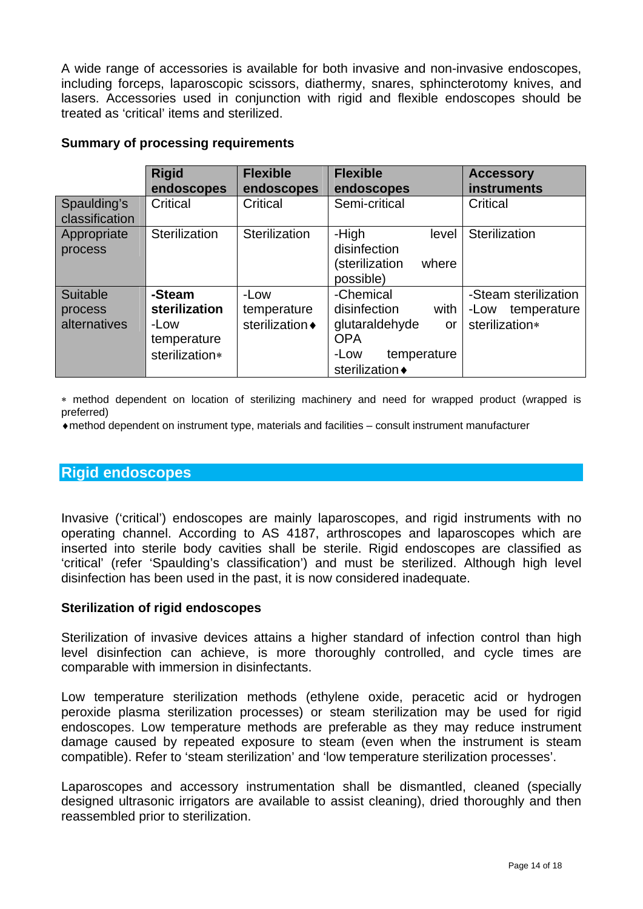A wide range of accessories is available for both invasive and non-invasive endoscopes, including forceps, laparoscopic scissors, diathermy, snares, sphincterotomy knives, and lasers. Accessories used in conjunction with rigid and flexible endoscopes should be treated as 'critical' items and sterilized.

**Summary of processing requirements**

| | **Rigid endoscopes** | **Flexible endoscopes** | **Flexible endoscopes** | **Accessory instruments** |
|---|---|---|---|---|
| Spaulding's classification | Critical | Critical | Semi-critical | Critical |
| Appropriate process | Sterilization | Sterilization | -High level disinfection (sterilization where possible) | Sterilization |
| Suitable process alternatives | **-Steam sterilization** -Low temperature sterilization∗ | -Low temperature sterilization♦ | -Chemical disinfection with glutaraldehyde or OPA -Low temperature sterilization♦ | -Steam sterilization -Low temperature sterilization∗ |

∗ method dependent on location of sterilizing machinery and need for wrapped product (wrapped is preferred)

♦method dependent on instrument type, materials and facilities – consult instrument manufacturer

## Rigid endoscopes

Invasive ('critical') endoscopes are mainly laparoscopes, and rigid instruments with no operating channel. According to AS 4187, arthroscopes and laparoscopes which are inserted into sterile body cavities shall be sterile. Rigid endoscopes are classified as 'critical' (refer 'Spaulding's classification') and must be sterilized. Although high level disinfection has been used in the past, it is now considered inadequate.

**Sterilization of rigid endoscopes**

Sterilization of invasive devices attains a higher standard of infection control than high level disinfection can achieve, is more thoroughly controlled, and cycle times are comparable with immersion in disinfectants.

Low temperature sterilization methods (ethylene oxide, peracetic acid or hydrogen peroxide plasma sterilization processes) or steam sterilization may be used for rigid endoscopes. Low temperature methods are preferable as they may reduce instrument damage caused by repeated exposure to steam (even when the instrument is steam compatible). Refer to 'steam sterilization' and 'low temperature sterilization processes'.

Laparoscopes and accessory instrumentation shall be dismantled, cleaned (specially designed ultrasonic irrigators are available to assist cleaning), dried thoroughly and then reassembled prior to sterilization.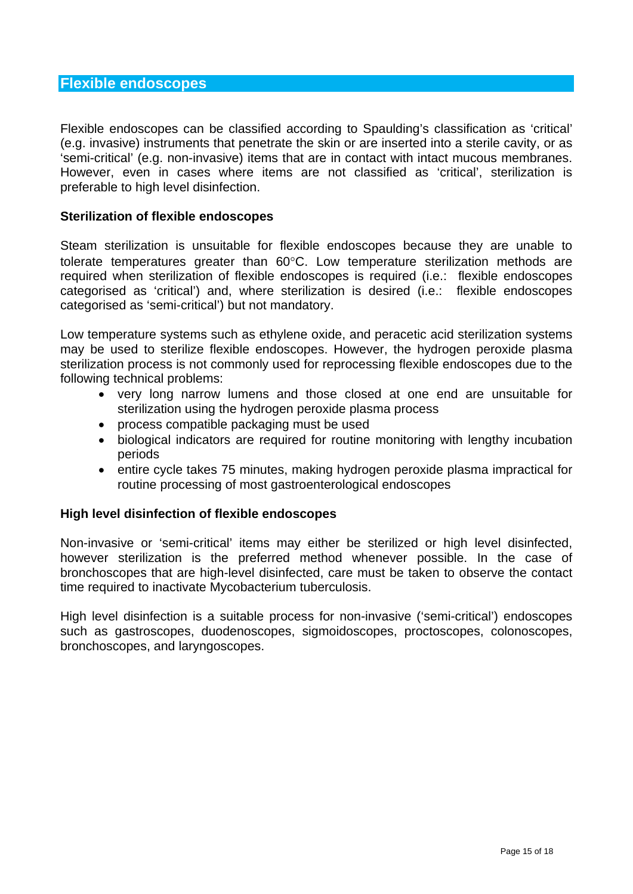## Flexible endoscopes

Flexible endoscopes can be classified according to Spaulding's classification as 'critical' (e.g. invasive) instruments that penetrate the skin or are inserted into a sterile cavity, or as 'semi-critical' (e.g. non-invasive) items that are in contact with intact mucous membranes. However, even in cases where items are not classified as 'critical', sterilization is preferable to high level disinfection.

### Sterilization of flexible endoscopes

Steam sterilization is unsuitable for flexible endoscopes because they are unable to tolerate temperatures greater than 60°C. Low temperature sterilization methods are required when sterilization of flexible endoscopes is required (i.e.: flexible endoscopes categorised as 'critical') and, where sterilization is desired (i.e.: flexible endoscopes categorised as 'semi-critical') but not mandatory.

Low temperature systems such as ethylene oxide, and peracetic acid sterilization systems may be used to sterilize flexible endoscopes. However, the hydrogen peroxide plasma sterilization process is not commonly used for reprocessing flexible endoscopes due to the following technical problems:

- very long narrow lumens and those closed at one end are unsuitable for sterilization using the hydrogen peroxide plasma process
- process compatible packaging must be used
- biological indicators are required for routine monitoring with lengthy incubation periods
- entire cycle takes 75 minutes, making hydrogen peroxide plasma impractical for routine processing of most gastroenterological endoscopes

### High level disinfection of flexible endoscopes

Non-invasive or 'semi-critical' items may either be sterilized or high level disinfected, however sterilization is the preferred method whenever possible. In the case of bronchoscopes that are high-level disinfected, care must be taken to observe the contact time required to inactivate Mycobacterium tuberculosis.

High level disinfection is a suitable process for non-invasive ('semi-critical') endoscopes such as gastroscopes, duodenoscopes, sigmoidoscopes, proctoscopes, colonoscopes, bronchoscopes, and laryngoscopes.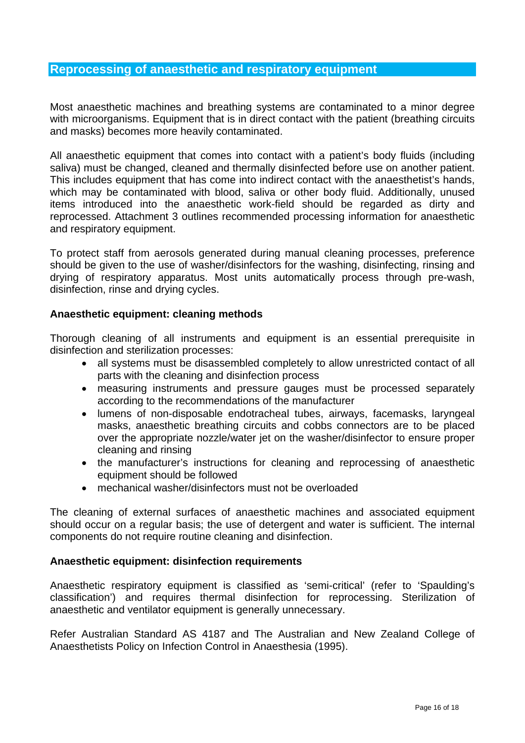## Reprocessing of anaesthetic and respiratory equipment

Most anaesthetic machines and breathing systems are contaminated to a minor degree with microorganisms. Equipment that is in direct contact with the patient (breathing circuits and masks) becomes more heavily contaminated.

All anaesthetic equipment that comes into contact with a patient's body fluids (including saliva) must be changed, cleaned and thermally disinfected before use on another patient. This includes equipment that has come into indirect contact with the anaesthetist's hands, which may be contaminated with blood, saliva or other body fluid. Additionally, unused items introduced into the anaesthetic work-field should be regarded as dirty and reprocessed. Attachment 3 outlines recommended processing information for anaesthetic and respiratory equipment.

To protect staff from aerosols generated during manual cleaning processes, preference should be given to the use of washer/disinfectors for the washing, disinfecting, rinsing and drying of respiratory apparatus. Most units automatically process through pre-wash, disinfection, rinse and drying cycles.

### Anaesthetic equipment: cleaning methods

Thorough cleaning of all instruments and equipment is an essential prerequisite in disinfection and sterilization processes:

- all systems must be disassembled completely to allow unrestricted contact of all parts with the cleaning and disinfection process
- measuring instruments and pressure gauges must be processed separately according to the recommendations of the manufacturer
- lumens of non-disposable endotracheal tubes, airways, facemasks, laryngeal masks, anaesthetic breathing circuits and cobbs connectors are to be placed over the appropriate nozzle/water jet on the washer/disinfector to ensure proper cleaning and rinsing
- the manufacturer's instructions for cleaning and reprocessing of anaesthetic equipment should be followed
- mechanical washer/disinfectors must not be overloaded

The cleaning of external surfaces of anaesthetic machines and associated equipment should occur on a regular basis; the use of detergent and water is sufficient. The internal components do not require routine cleaning and disinfection.

### Anaesthetic equipment: disinfection requirements

Anaesthetic respiratory equipment is classified as 'semi-critical' (refer to 'Spaulding's classification') and requires thermal disinfection for reprocessing. Sterilization of anaesthetic and ventilator equipment is generally unnecessary.

Refer Australian Standard AS 4187 and The Australian and New Zealand College of Anaesthetists Policy on Infection Control in Anaesthesia (1995).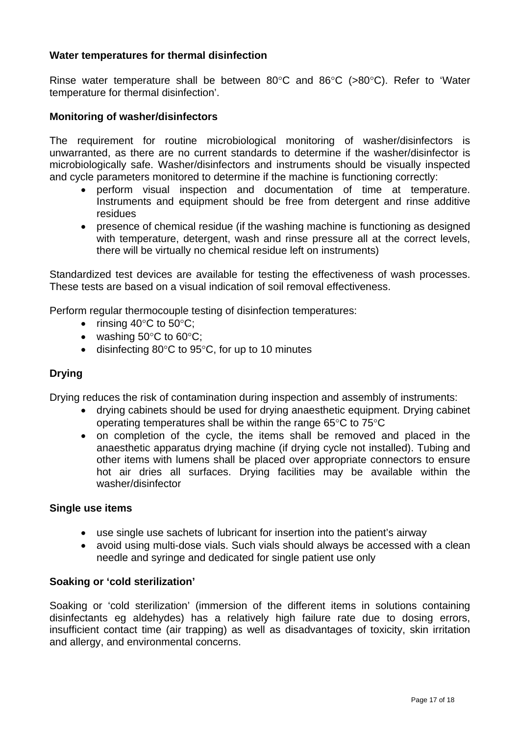**Water temperatures for thermal disinfection**

Rinse water temperature shall be between 80°C and 86°C (>80°C). Refer to 'Water temperature for thermal disinfection'.

**Monitoring of washer/disinfectors**

The requirement for routine microbiological monitoring of washer/disinfectors is unwarranted, as there are no current standards to determine if the washer/disinfector is microbiologically safe. Washer/disinfectors and instruments should be visually inspected and cycle parameters monitored to determine if the machine is functioning correctly:

- perform visual inspection and documentation of time at temperature. Instruments and equipment should be free from detergent and rinse additive residues
- presence of chemical residue (if the washing machine is functioning as designed with temperature, detergent, wash and rinse pressure all at the correct levels, there will be virtually no chemical residue left on instruments)

Standardized test devices are available for testing the effectiveness of wash processes. These tests are based on a visual indication of soil removal effectiveness.

Perform regular thermocouple testing of disinfection temperatures:

- rinsing 40°C to 50°C;
- washing 50°C to 60°C;
- disinfecting 80°C to 95°C, for up to 10 minutes

**Drying**

Drying reduces the risk of contamination during inspection and assembly of instruments:

- drying cabinets should be used for drying anaesthetic equipment. Drying cabinet operating temperatures shall be within the range 65°C to 75°C
- on completion of the cycle, the items shall be removed and placed in the anaesthetic apparatus drying machine (if drying cycle not installed). Tubing and other items with lumens shall be placed over appropriate connectors to ensure hot air dries all surfaces. Drying facilities may be available within the washer/disinfector

**Single use items**

- use single use sachets of lubricant for insertion into the patient's airway
- avoid using multi-dose vials. Such vials should always be accessed with a clean needle and syringe and dedicated for single patient use only

**Soaking or 'cold sterilization'**

Soaking or 'cold sterilization' (immersion of the different items in solutions containing disinfectants eg aldehydes) has a relatively high failure rate due to dosing errors, insufficient contact time (air trapping) as well as disadvantages of toxicity, skin irritation and allergy, and environmental concerns.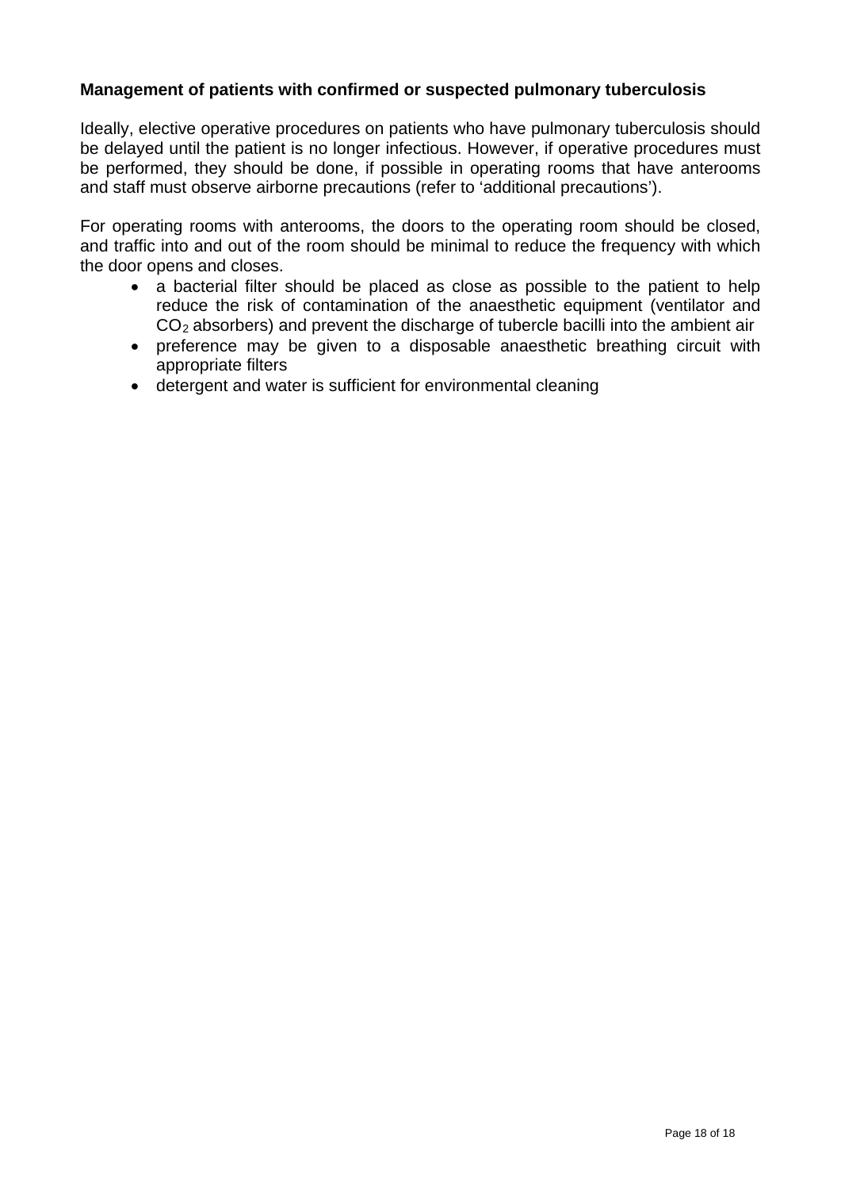**Management of patients with confirmed or suspected pulmonary tuberculosis**

Ideally, elective operative procedures on patients who have pulmonary tuberculosis should be delayed until the patient is no longer infectious. However, if operative procedures must be performed, they should be done, if possible in operating rooms that have anterooms and staff must observe airborne precautions (refer to 'additional precautions').

For operating rooms with anterooms, the doors to the operating room should be closed, and traffic into and out of the room should be minimal to reduce the frequency with which the door opens and closes.

- a bacterial filter should be placed as close as possible to the patient to help reduce the risk of contamination of the anaesthetic equipment (ventilator and $CO_2$ absorbers) and prevent the discharge of tubercle bacilli into the ambient air
- preference may be given to a disposable anaesthetic breathing circuit with appropriate filters
- detergent and water is sufficient for environmental cleaning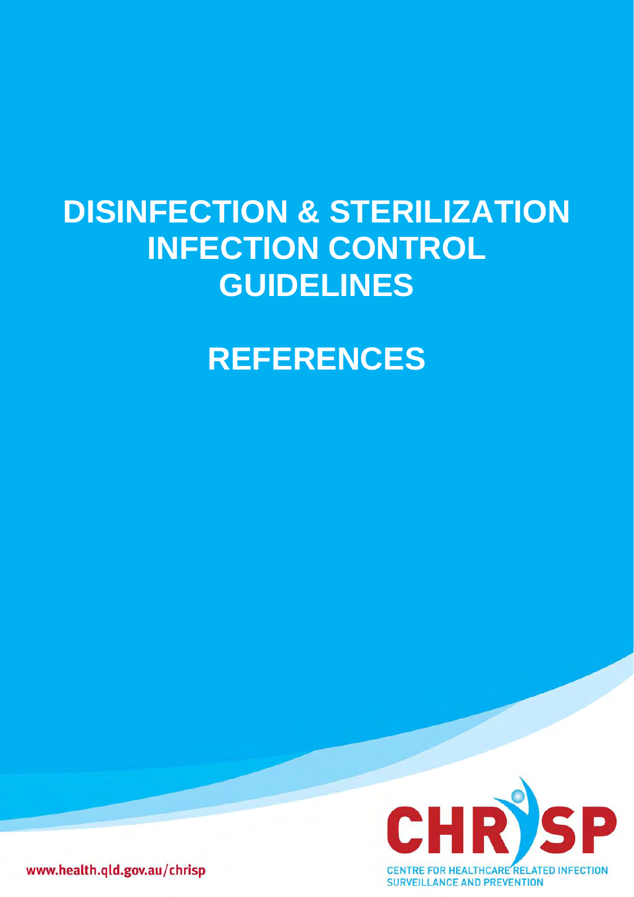# DISINFECTION & STERILIZATION INFECTION CONTROL GUIDELINES

# REFERENCES

www.health.qld.gov.au/chrisp

CHRISP

CENTRE FOR HEALTHCARE RELATED INFECTION SURVEILLANCE AND PREVENTION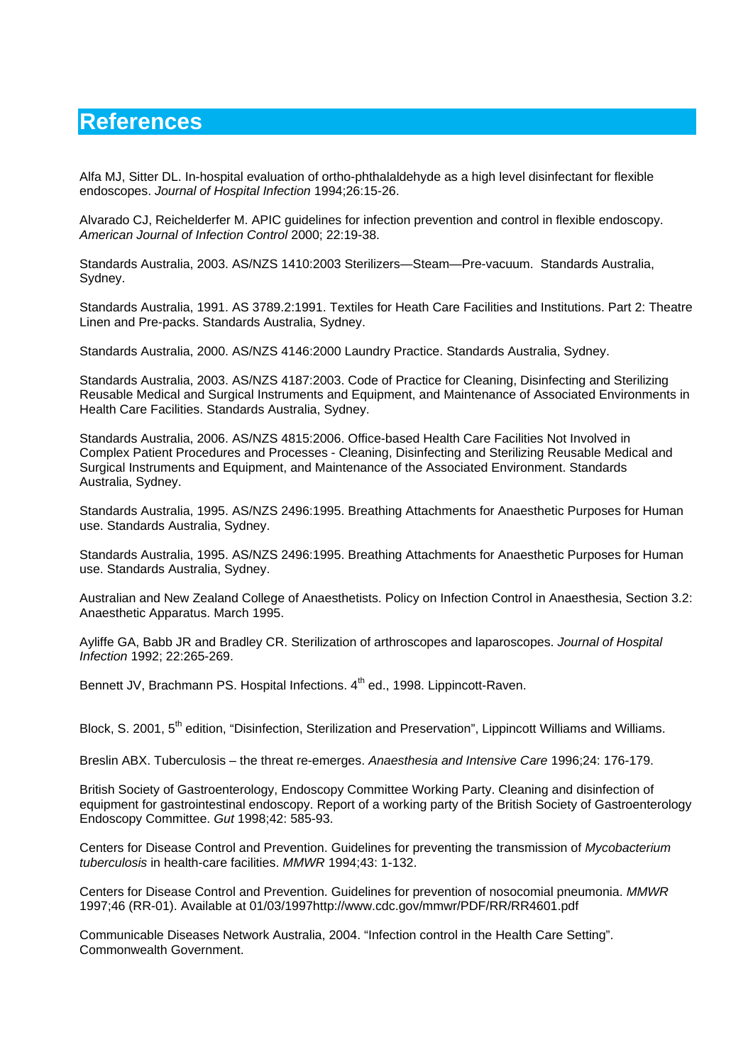# References

Alfa MJ, Sitter DL. In-hospital evaluation of ortho-phthalaldehyde as a high level disinfectant for flexible endoscopes. *Journal of Hospital Infection* 1994;26:15-26.

Alvarado CJ, Reichelderfer M. APIC guidelines for infection prevention and control in flexible endoscopy. *American Journal of Infection Control* 2000; 22:19-38.

Standards Australia, 2003. AS/NZS 1410:2003 Sterilizers—Steam—Pre-vacuum. Standards Australia, Sydney.

Standards Australia, 1991. AS 3789.2:1991. Textiles for Heath Care Facilities and Institutions. Part 2: Theatre Linen and Pre-packs. Standards Australia, Sydney.

Standards Australia, 2000. AS/NZS 4146:2000 Laundry Practice. Standards Australia, Sydney.

Standards Australia, 2003. AS/NZS 4187:2003. Code of Practice for Cleaning, Disinfecting and Sterilizing Reusable Medical and Surgical Instruments and Equipment, and Maintenance of Associated Environments in Health Care Facilities. Standards Australia, Sydney.

Standards Australia, 2006. AS/NZS 4815:2006. Office-based Health Care Facilities Not Involved in Complex Patient Procedures and Processes - Cleaning, Disinfecting and Sterilizing Reusable Medical and Surgical Instruments and Equipment, and Maintenance of the Associated Environment. Standards Australia, Sydney.

Standards Australia, 1995. AS/NZS 2496:1995. Breathing Attachments for Anaesthetic Purposes for Human use. Standards Australia, Sydney.

Standards Australia, 1995. AS/NZS 2496:1995. Breathing Attachments for Anaesthetic Purposes for Human use. Standards Australia, Sydney.

Australian and New Zealand College of Anaesthetists. Policy on Infection Control in Anaesthesia, Section 3.2: Anaesthetic Apparatus. March 1995.

Ayliffe GA, Babb JR and Bradley CR. Sterilization of arthroscopes and laparoscopes. *Journal of Hospital Infection* 1992; 22:265-269.

Bennett JV, Brachmann PS. Hospital Infections. 4th ed., 1998. Lippincott-Raven.

Block, S. 2001, 5th edition, "Disinfection, Sterilization and Preservation", Lippincott Williams and Williams.

Breslin ABX. Tuberculosis – the threat re-emerges. *Anaesthesia and Intensive Care* 1996;24: 176-179.

British Society of Gastroenterology, Endoscopy Committee Working Party. Cleaning and disinfection of equipment for gastrointestinal endoscopy. Report of a working party of the British Society of Gastroenterology Endoscopy Committee. *Gut* 1998;42: 585-93.

Centers for Disease Control and Prevention. Guidelines for preventing the transmission of *Mycobacterium tuberculosis* in health-care facilities. *MMWR* 1994;43: 1-132.

Centers for Disease Control and Prevention. Guidelines for prevention of nosocomial pneumonia. *MMWR* 1997;46 (RR-01). Available at 01/03/1997http://www.cdc.gov/mmwr/PDF/RR/RR4601.pdf

Communicable Diseases Network Australia, 2004. "Infection control in the Health Care Setting". Commonwealth Government.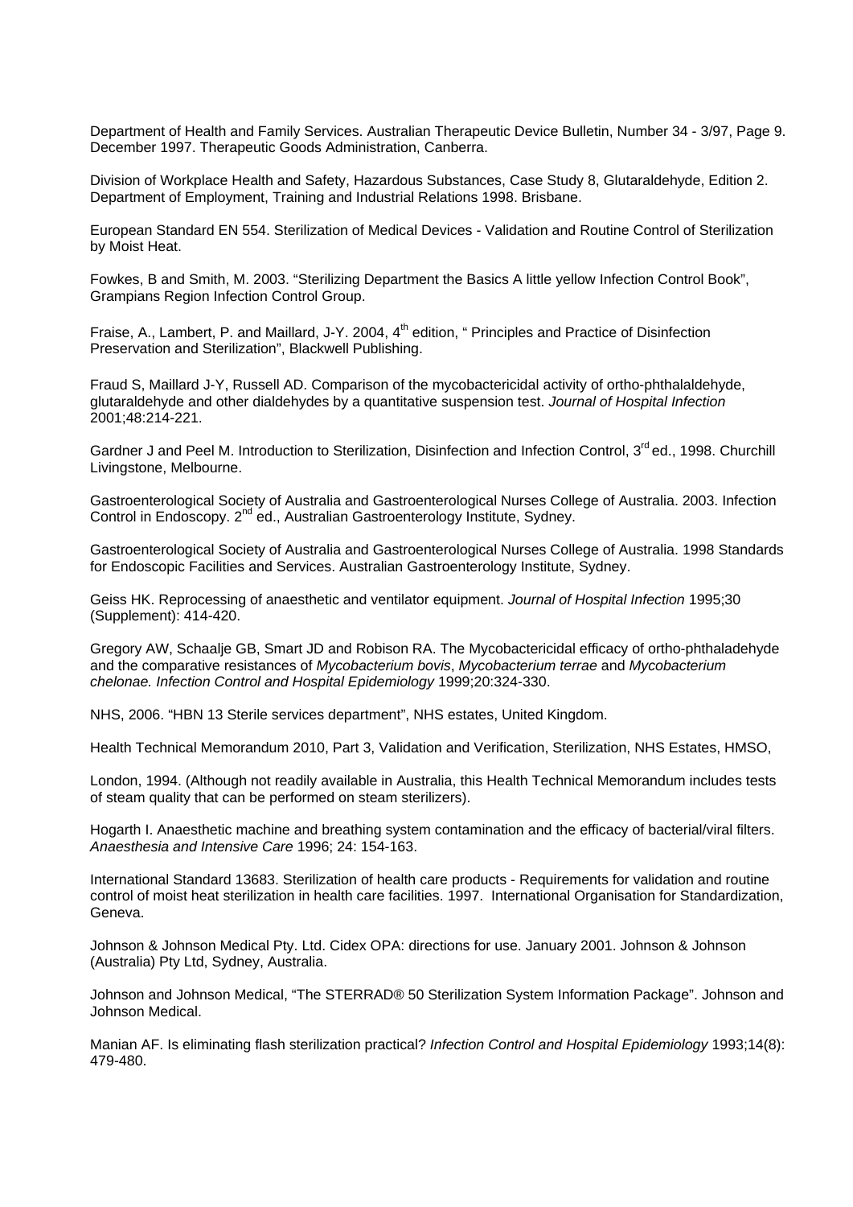Department of Health and Family Services. Australian Therapeutic Device Bulletin, Number 34 - 3/97, Page 9. December 1997. Therapeutic Goods Administration, Canberra.

Division of Workplace Health and Safety, Hazardous Substances, Case Study 8, Glutaraldehyde, Edition 2. Department of Employment, Training and Industrial Relations 1998. Brisbane.

European Standard EN 554. Sterilization of Medical Devices - Validation and Routine Control of Sterilization by Moist Heat.

Fowkes, B and Smith, M. 2003. "Sterilizing Department the Basics A little yellow Infection Control Book", Grampians Region Infection Control Group.

Fraise, A., Lambert, P. and Maillard, J-Y. 2004, 4th edition, " Principles and Practice of Disinfection Preservation and Sterilization", Blackwell Publishing.

Fraud S, Maillard J-Y, Russell AD. Comparison of the mycobactericidal activity of ortho-phthalaldehyde, glutaraldehyde and other dialdehydes by a quantitative suspension test. *Journal of Hospital Infection* 2001;48:214-221.

Gardner J and Peel M. Introduction to Sterilization, Disinfection and Infection Control, 3rd ed., 1998. Churchill Livingstone, Melbourne.

Gastroenterological Society of Australia and Gastroenterological Nurses College of Australia. 2003. Infection Control in Endoscopy. 2nd ed., Australian Gastroenterology Institute, Sydney.

Gastroenterological Society of Australia and Gastroenterological Nurses College of Australia. 1998 Standards for Endoscopic Facilities and Services. Australian Gastroenterology Institute, Sydney.

Geiss HK. Reprocessing of anaesthetic and ventilator equipment. *Journal of Hospital Infection* 1995;30 (Supplement): 414-420.

Gregory AW, Schaalje GB, Smart JD and Robison RA. The Mycobactericidal efficacy of ortho-phthaladehyde and the comparative resistances of *Mycobacterium bovis*, *Mycobacterium terrae* and *Mycobacterium chelonae. Infection Control and Hospital Epidemiology* 1999;20:324-330.

NHS, 2006. "HBN 13 Sterile services department", NHS estates, United Kingdom.

Health Technical Memorandum 2010, Part 3, Validation and Verification, Sterilization, NHS Estates, HMSO,

London, 1994. (Although not readily available in Australia, this Health Technical Memorandum includes tests of steam quality that can be performed on steam sterilizers).

Hogarth I. Anaesthetic machine and breathing system contamination and the efficacy of bacterial/viral filters. *Anaesthesia and Intensive Care* 1996; 24: 154-163.

International Standard 13683. Sterilization of health care products - Requirements for validation and routine control of moist heat sterilization in health care facilities. 1997. International Organisation for Standardization, Geneva.

Johnson & Johnson Medical Pty. Ltd. Cidex OPA: directions for use. January 2001. Johnson & Johnson (Australia) Pty Ltd, Sydney, Australia.

Johnson and Johnson Medical, "The STERRAD® 50 Sterilization System Information Package". Johnson and Johnson Medical.

Manian AF. Is eliminating flash sterilization practical? *Infection Control and Hospital Epidemiology* 1993;14(8): 479-480.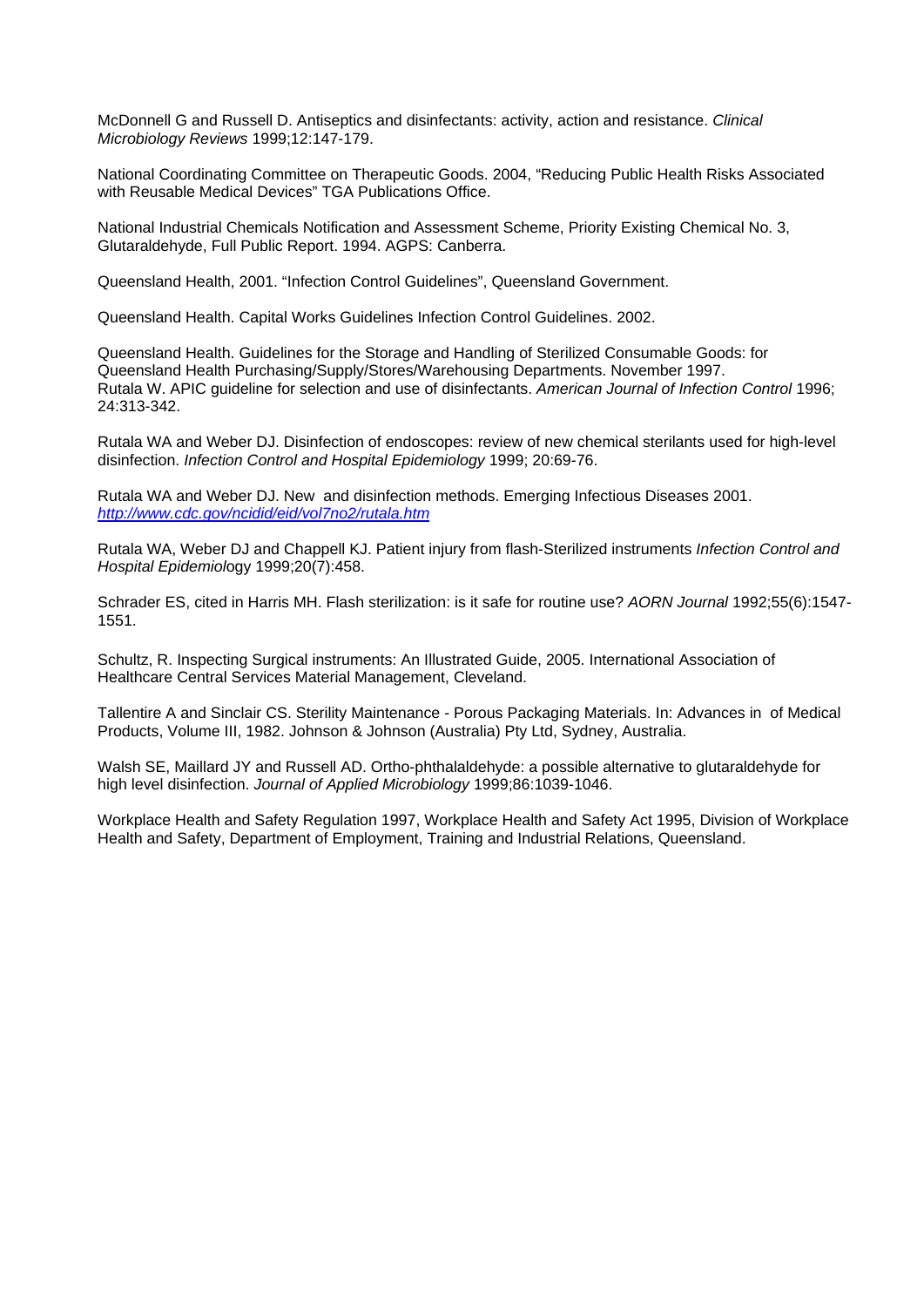McDonnell G and Russell D. Antiseptics and disinfectants: activity, action and resistance. *Clinical Microbiology Reviews* 1999;12:147-179.

National Coordinating Committee on Therapeutic Goods. 2004, "Reducing Public Health Risks Associated with Reusable Medical Devices" TGA Publications Office.

National Industrial Chemicals Notification and Assessment Scheme, Priority Existing Chemical No. 3, Glutaraldehyde, Full Public Report. 1994. AGPS: Canberra.

Queensland Health, 2001. "Infection Control Guidelines", Queensland Government.

Queensland Health. Capital Works Guidelines Infection Control Guidelines. 2002.

Queensland Health. Guidelines for the Storage and Handling of Sterilized Consumable Goods: for Queensland Health Purchasing/Supply/Stores/Warehousing Departments. November 1997.
Rutala W. APIC guideline for selection and use of disinfectants. *American Journal of Infection Control* 1996; 24:313-342.

Rutala WA and Weber DJ. Disinfection of endoscopes: review of new chemical sterilants used for high-level disinfection. *Infection Control and Hospital Epidemiology* 1999; 20:69-76.

Rutala WA and Weber DJ. New  and disinfection methods. Emerging Infectious Diseases 2001. *http://www.cdc.gov/ncidid/eid/vol7no2/rutala.htm*

Rutala WA, Weber DJ and Chappell KJ. Patient injury from flash-Sterilized instruments *Infection Control and Hospital Epidemiol*ogy 1999;20(7):458.

Schrader ES, cited in Harris MH. Flash sterilization: is it safe for routine use? *AORN Journal* 1992;55(6):1547-1551.

Schultz, R. Inspecting Surgical instruments: An Illustrated Guide, 2005. International Association of Healthcare Central Services Material Management, Cleveland.

Tallentire A and Sinclair CS. Sterility Maintenance - Porous Packaging Materials. In: Advances in  of Medical Products, Volume III, 1982. Johnson & Johnson (Australia) Pty Ltd, Sydney, Australia.

Walsh SE, Maillard JY and Russell AD. Ortho-phthalaldehyde: a possible alternative to glutaraldehyde for high level disinfection. *Journal of Applied Microbiology* 1999;86:1039-1046.

Workplace Health and Safety Regulation 1997, Workplace Health and Safety Act 1995, Division of Workplace Health and Safety, Department of Employment, Training and Industrial Relations, Queensland.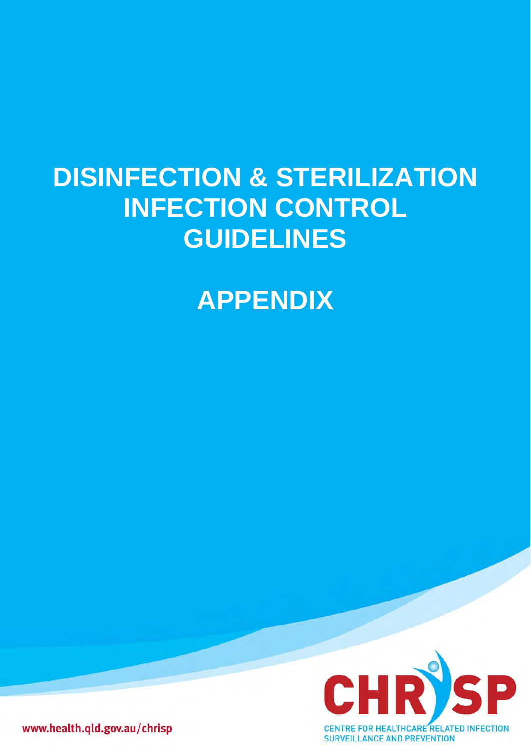# DISINFECTION & STERILIZATION INFECTION CONTROL GUIDELINES

# APPENDIX

www.health.qld.gov.au/chrisp

CHRISP

CENTRE FOR HEALTHCARE RELATED INFECTION SURVEILLANCE AND PREVENTION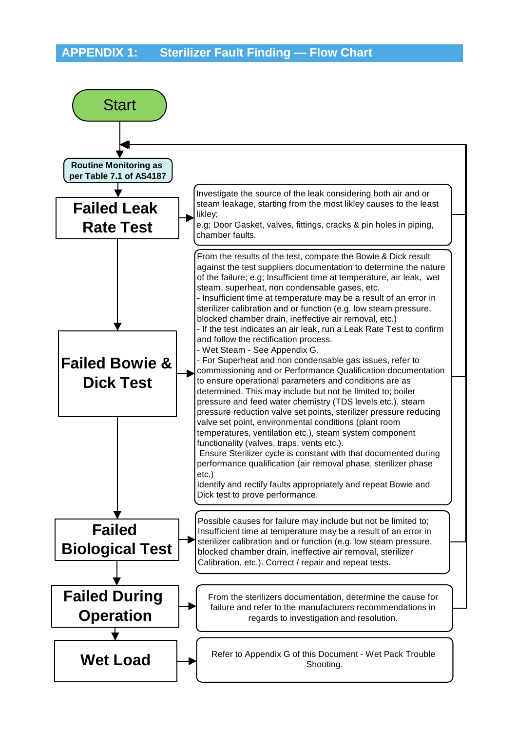## APPENDIX 1: Sterilizer Fault Finding — Flow Chart

**Start**

**Routine Monitoring as per Table 7.1 of AS4187**

| Fault | Action |
| --- | --- |
| **Failed Leak Rate Test** | Investigate the source of the leak considering both air and or steam leakage, starting from the most likley causes to the least likley;<br>e.g; Door Gasket, valves, fittings, cracks & pin holes in piping, chamber faults. |
| **Failed Bowie & Dick Test** | From the results of the test, compare the Bowie & Dick result against the test suppliers documentation to determine the nature of the failure; e.g; Insufficient time at temperature, air leak, wet steam, superheat, non condensable gases, etc.<br>- Insufficient time at temperature may be a result of an error in sterilizer calibration and or function (e.g. low steam pressure, blocked chamber drain, ineffective air removal, etc.)<br>- If the test indicates an air leak, run a Leak Rate Test to confirm and follow the rectification process.<br>- Wet Steam - See Appendix G.<br>- For Superheat and non condensable gas issues, refer to commissioning and or Performance Qualification documentation to ensure operational parameters and conditions are as determined. This may include but not be limited to; boiler pressure and feed water chemistry (TDS levels etc.), steam pressure reduction valve set points, sterilizer pressure reducing valve set point, environmental conditions (plant room temperatures, ventilation etc.), steam system component functionality (valves, traps, vents etc.).<br>Ensure Sterilizer cycle is constant with that documented during performance qualification (air removal phase, sterilizer phase etc.)<br>Identify and rectify faults appropriately and repeat Bowie and Dick test to prove performance. |
| **Failed Biological Test** | Possible causes for failure may include but not be limited to; Insufficient time at temperature may be a result of an error in sterilizer calibration and or function (e.g. low steam pressure, blocked chamber drain, ineffective air removal, sterilizer Calibration, etc.). Correct / repair and repeat tests. |
| **Failed During Operation** | From the sterilizers documentation, determine the cause for failure and refer to the manufacturers recommendations in regards to investigation and resolution. |
| **Wet Load** | Refer to Appendix G of this Document - Wet Pack Trouble Shooting. |

After each corrective action (Leak Rate Test, Bowie & Dick Test, Biological Test, Failed During Operation), return to Routine Monitoring.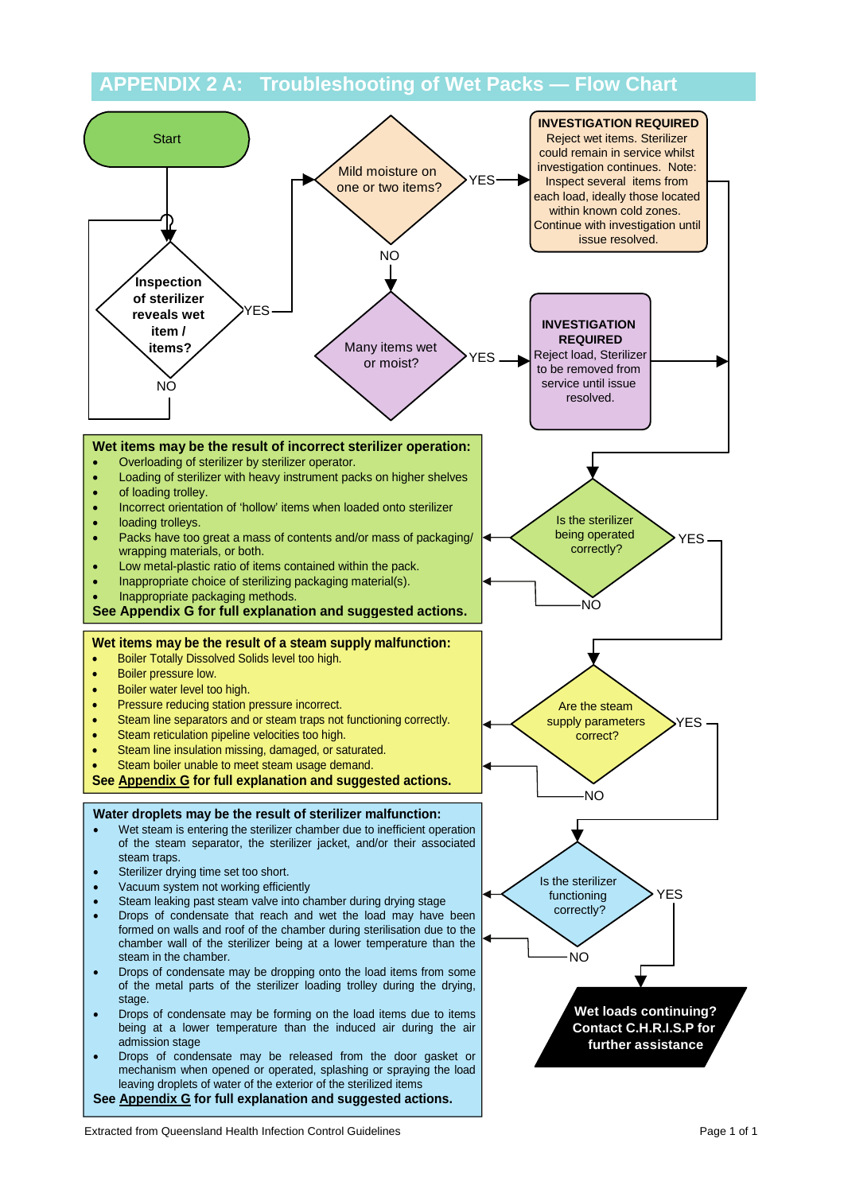# APPENDIX 2 A: Troubleshooting of Wet Packs — Flow Chart

Start

**Inspection of sterilizer reveals wet item / items?**

- NO → (return to Start / inspection loop)
- YES → Mild moisture on one or two items?

Mild moisture on one or two items?

- YES → **INVESTIGATION REQUIRED** Reject wet items. Sterilizer could remain in service whilst investigation continues. Note: Inspect several items from each load, ideally those located within known cold zones. Continue with investigation until issue resolved.
- NO → Many items wet or moist?

Many items wet or moist?

- YES → **INVESTIGATION REQUIRED** Reject load, Sterilizer to be removed from service until issue resolved.

Is the sterilizer being operated correctly?

- NO → see below
- YES → Are the steam supply parameters correct?

**Wet items may be the result of incorrect sterilizer operation:**

- Overloading of sterilizer by sterilizer operator.
- Loading of sterilizer with heavy instrument packs on higher shelves
- of loading trolley.
- Incorrect orientation of 'hollow' items when loaded onto sterilizer
- loading trolleys.
- Packs have too great a mass of contents and/or mass of packaging/ wrapping materials, or both.
- Low metal-plastic ratio of items contained within the pack.
- Inappropriate choice of sterilizing packaging material(s).
- Inappropriate packaging methods.

**See Appendix G for full explanation and suggested actions.**

Are the steam supply parameters correct?

- NO → see below
- YES → Is the sterilizer functioning correctly?

**Wet items may be the result of a steam supply malfunction:**

- Boiler Totally Dissolved Solids level too high.
- Boiler pressure low.
- Boiler water level too high.
- Pressure reducing station pressure incorrect.
- Steam line separators and or steam traps not functioning correctly.
- Steam reticulation pipeline velocities too high.
- Steam line insulation missing, damaged, or saturated.
- Steam boiler unable to meet steam usage demand.

**See Appendix G for full explanation and suggested actions.**

Is the sterilizer functioning correctly?

- NO → see below
- YES → **Wet loads continuing? Contact C.H.R.I.S.P for further assistance**

**Water droplets may be the result of sterilizer malfunction:**

- Wet steam is entering the sterilizer chamber due to inefficient operation of the steam separator, the sterilizer jacket, and/or their associated steam traps.
- Sterilizer drying time set too short.
- Vacuum system not working efficiently
- Steam leaking past steam valve into chamber during drying stage
- Drops of condensate that reach and wet the load may have been formed on walls and roof of the chamber during sterilisation due to the chamber wall of the sterilizer being at a lower temperature than the steam in the chamber.
- Drops of condensate may be dropping onto the load items from some of the metal parts of the sterilizer loading trolley during the drying, stage.
- Drops of condensate may be forming on the load items due to items being at a lower temperature than the induced air during the air admission stage
- Drops of condensate may be released from the door gasket or mechanism when opened or operated, splashing or spraying the load leaving droplets of water of the exterior of the sterilized items

**See Appendix G for full explanation and suggested actions.**

Extracted from Queensland Health Infection Control Guidelines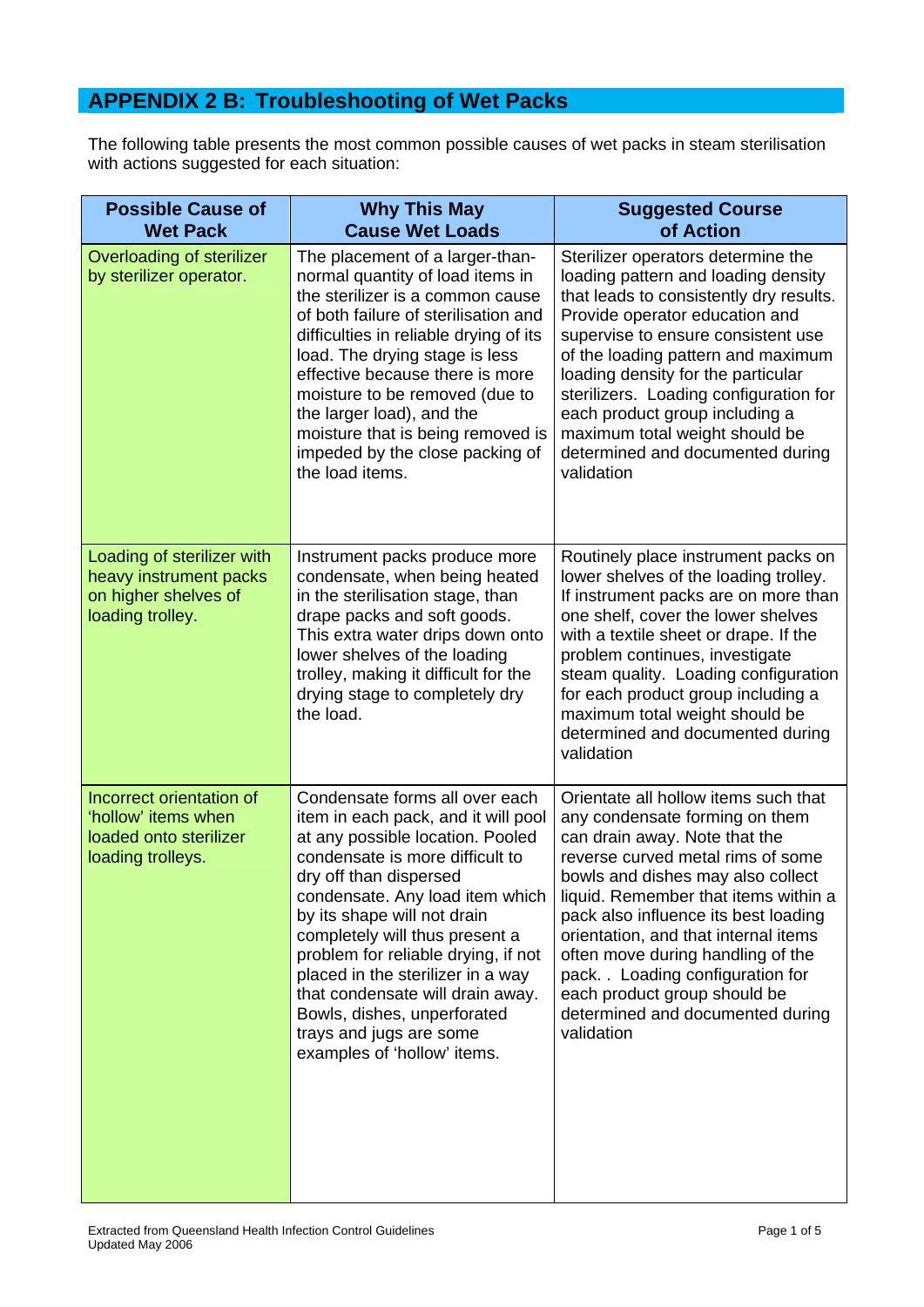## APPENDIX 2 B: Troubleshooting of Wet Packs

The following table presents the most common possible causes of wet packs in steam sterilisation with actions suggested for each situation:

| Possible Cause of Wet Pack | Why This May Cause Wet Loads | Suggested Course of Action |
|---|---|---|
| Overloading of sterilizer by sterilizer operator. | The placement of a larger-than-normal quantity of load items in the sterilizer is a common cause of both failure of sterilisation and difficulties in reliable drying of its load. The drying stage is less effective because there is more moisture to be removed (due to the larger load), and the moisture that is being removed is impeded by the close packing of the load items. | Sterilizer operators determine the loading pattern and loading density that leads to consistently dry results. Provide operator education and supervise to ensure consistent use of the loading pattern and maximum loading density for the particular sterilizers. Loading configuration for each product group including a maximum total weight should be determined and documented during validation |
| Loading of sterilizer with heavy instrument packs on higher shelves of loading trolley. | Instrument packs produce more condensate, when being heated in the sterilisation stage, than drape packs and soft goods. This extra water drips down onto lower shelves of the loading trolley, making it difficult for the drying stage to completely dry the load. | Routinely place instrument packs on lower shelves of the loading trolley. If instrument packs are on more than one shelf, cover the lower shelves with a textile sheet or drape. If the problem continues, investigate steam quality. Loading configuration for each product group including a maximum total weight should be determined and documented during validation |
| Incorrect orientation of 'hollow' items when loaded onto sterilizer loading trolleys. | Condensate forms all over each item in each pack, and it will pool at any possible location. Pooled condensate is more difficult to dry off than dispersed condensate. Any load item which by its shape will not drain completely will thus present a problem for reliable drying, if not placed in the sterilizer in a way that condensate will drain away. Bowls, dishes, unperforated trays and jugs are some examples of 'hollow' items. | Orientate all hollow items such that any condensate forming on them can drain away. Note that the reverse curved metal rims of some bowls and dishes may also collect liquid. Remember that items within a pack also influence its best loading orientation, and that internal items often move during handling of the pack. . Loading configuration for each product group should be determined and documented during validation |

Extracted from Queensland Health Infection Control Guidelines
Updated May 2006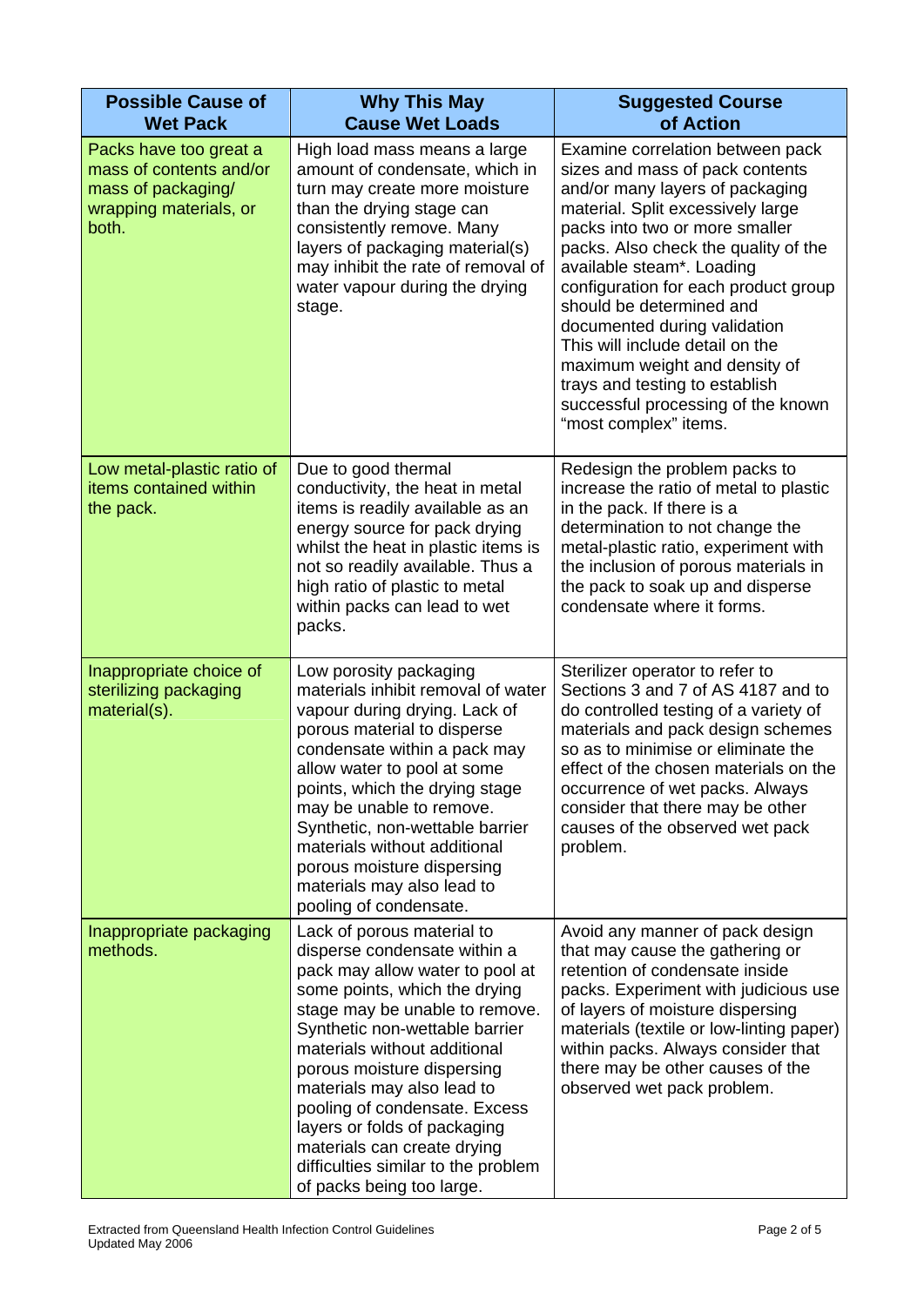| Possible Cause of Wet Pack | Why This May Cause Wet Loads | Suggested Course of Action |
|---|---|---|
| Packs have too great a mass of contents and/or mass of packaging/ wrapping materials, or both. | High load mass means a large amount of condensate, which in turn may create more moisture than the drying stage can consistently remove. Many layers of packaging material(s) may inhibit the rate of removal of water vapour during the drying stage. | Examine correlation between pack sizes and mass of pack contents and/or many layers of packaging material. Split excessively large packs into two or more smaller packs. Also check the quality of the available steam*. Loading configuration for each product group should be determined and documented during validation This will include detail on the maximum weight and density of trays and testing to establish successful processing of the known "most complex" items. |
| Low metal-plastic ratio of items contained within the pack. | Due to good thermal conductivity, the heat in metal items is readily available as an energy source for pack drying whilst the heat in plastic items is not so readily available. Thus a high ratio of plastic to metal within packs can lead to wet packs. | Redesign the problem packs to increase the ratio of metal to plastic in the pack. If there is a determination to not change the metal-plastic ratio, experiment with the inclusion of porous materials in the pack to soak up and disperse condensate where it forms. |
| Inappropriate choice of sterilizing packaging material(s). | Low porosity packaging materials inhibit removal of water vapour during drying. Lack of porous material to disperse condensate within a pack may allow water to pool at some points, which the drying stage may be unable to remove. Synthetic, non-wettable barrier materials without additional porous moisture dispersing materials may also lead to pooling of condensate. | Sterilizer operator to refer to Sections 3 and 7 of AS 4187 and to do controlled testing of a variety of materials and pack design schemes so as to minimise or eliminate the effect of the chosen materials on the occurrence of wet packs. Always consider that there may be other causes of the observed wet pack problem. |
| Inappropriate packaging methods. | Lack of porous material to disperse condensate within a pack may allow water to pool at some points, which the drying stage may be unable to remove. Synthetic non-wettable barrier materials without additional porous moisture dispersing materials may also lead to pooling of condensate. Excess layers or folds of packaging materials can create drying difficulties similar to the problem of packs being too large. | Avoid any manner of pack design that may cause the gathering or retention of condensate inside packs. Experiment with judicious use of layers of moisture dispersing materials (textile or low-linting paper) within packs. Always consider that there may be other causes of the observed wet pack problem. |

Extracted from Queensland Health Infection Control Guidelines
Updated May 2006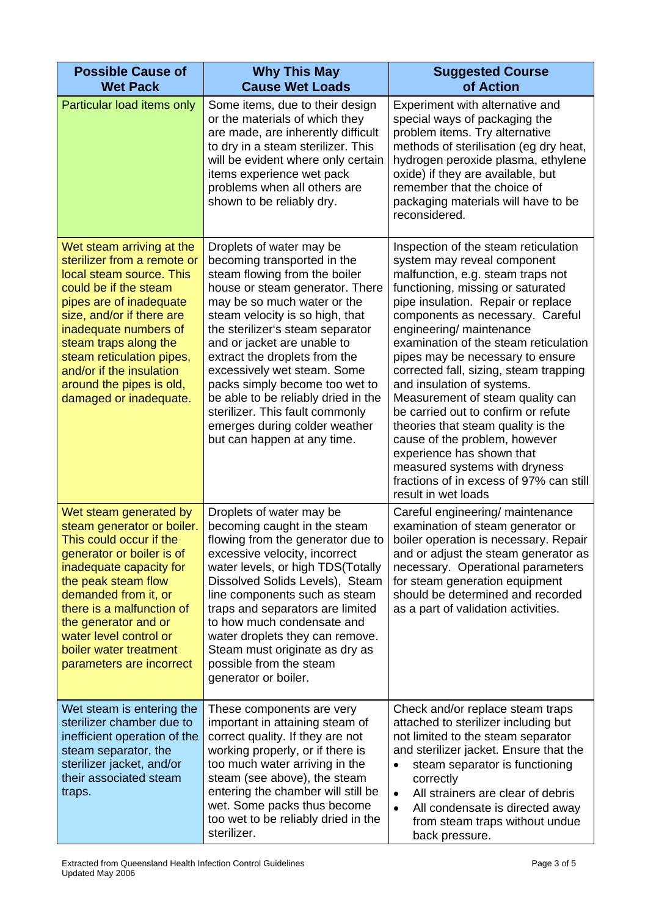| Possible Cause of Wet Pack | Why This May Cause Wet Loads | Suggested Course of Action |
|---|---|---|
| Particular load items only | Some items, due to their design or the materials of which they are made, are inherently difficult to dry in a steam sterilizer. This will be evident where only certain items experience wet pack problems when all others are shown to be reliably dry. | Experiment with alternative and special ways of packaging the problem items. Try alternative methods of sterilisation (eg dry heat, hydrogen peroxide plasma, ethylene oxide) if they are available, but remember that the choice of packaging materials will have to be reconsidered. |
| Wet steam arriving at the sterilizer from a remote or local steam source. This could be if the steam pipes are of inadequate size, and/or if there are inadequate numbers of steam traps along the steam reticulation pipes, and/or if the insulation around the pipes is old, damaged or inadequate. | Droplets of water may be becoming transported in the steam flowing from the boiler house or steam generator. There may be so much water or the steam velocity is so high, that the sterilizer's steam separator and or jacket are unable to extract the droplets from the excessively wet steam. Some packs simply become too wet to be able to be reliably dried in the sterilizer. This fault commonly emerges during colder weather but can happen at any time. | Inspection of the steam reticulation system may reveal component malfunction, e.g. steam traps not functioning, missing or saturated pipe insulation. Repair or replace components as necessary. Careful engineering/ maintenance examination of the steam reticulation pipes may be necessary to ensure corrected fall, sizing, steam trapping and insulation of systems. Measurement of steam quality can be carried out to confirm or refute theories that steam quality is the cause of the problem, however experience has shown that measured systems with dryness fractions of in excess of 97% can still result in wet loads |
| Wet steam generated by steam generator or boiler. This could occur if the generator or boiler is of inadequate capacity for the peak steam flow demanded from it, or there is a malfunction of the generator and or water level control or boiler water treatment parameters are incorrect | Droplets of water may be becoming caught in the steam flowing from the generator due to excessive velocity, incorrect water levels, or high TDS(Totally Dissolved Solids Levels), Steam line components such as steam traps and separators are limited to how much condensate and water droplets they can remove. Steam must originate as dry as possible from the steam generator or boiler. | Careful engineering/ maintenance examination of steam generator or boiler operation is necessary. Repair and or adjust the steam generator as necessary. Operational parameters for steam generation equipment should be determined and recorded as a part of validation activities. |
| Wet steam is entering the sterilizer chamber due to inefficient operation of the steam separator, the sterilizer jacket, and/or their associated steam traps. | These components are very important in attaining steam of correct quality. If they are not working properly, or if there is too much water arriving in the steam (see above), the steam entering the chamber will still be wet. Some packs thus become too wet to be reliably dried in the sterilizer. | Check and/or replace steam traps attached to sterilizer including but not limited to the steam separator and sterilizer jacket. Ensure that the<br>• steam separator is functioning correctly<br>• All strainers are clear of debris<br>• All condensate is directed away from steam traps without undue back pressure. |

Extracted from Queensland Health Infection Control Guidelines
Updated May 2006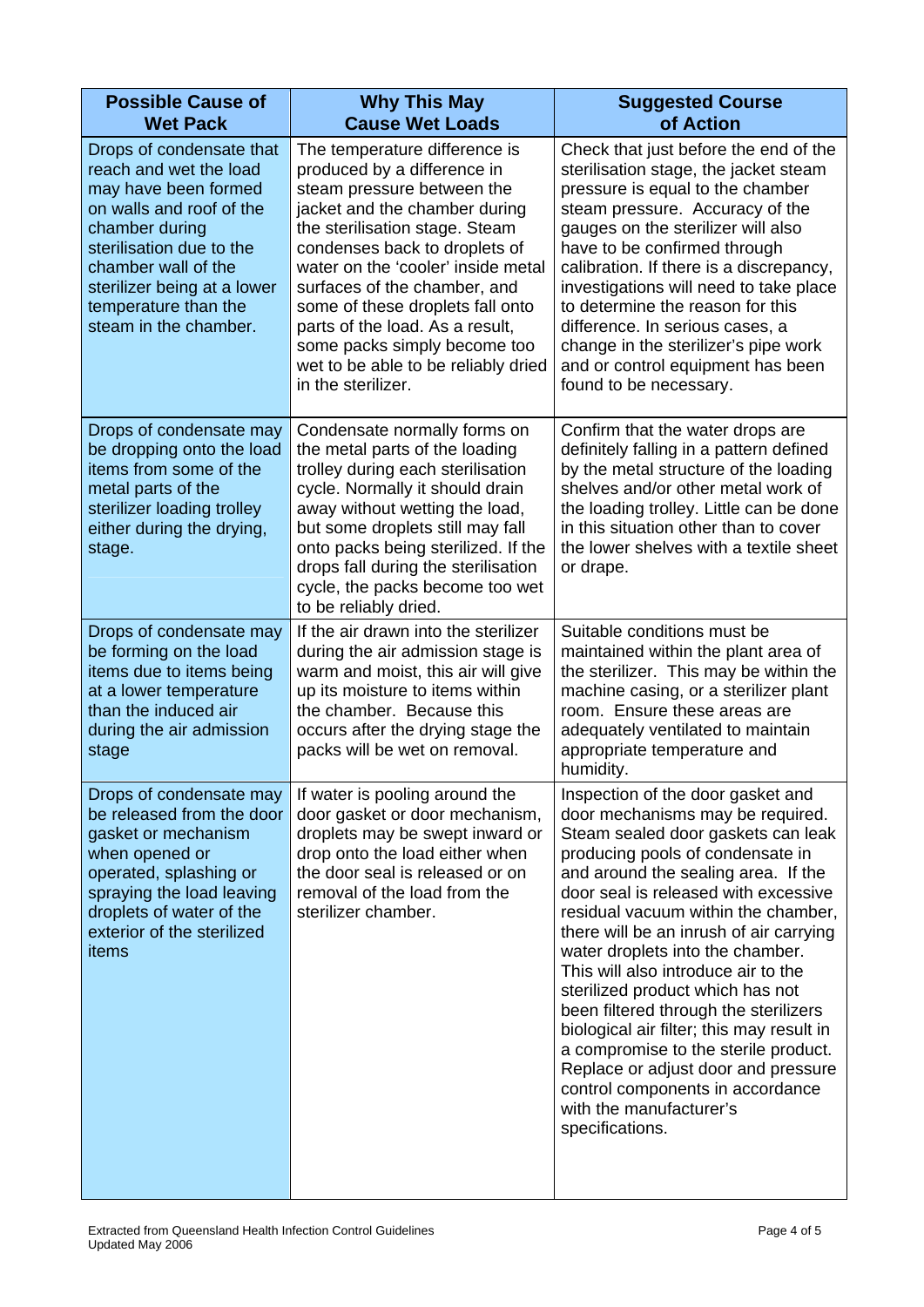| Possible Cause of Wet Pack | Why This May Cause Wet Loads | Suggested Course of Action |
|---|---|---|
| Drops of condensate that reach and wet the load may have been formed on walls and roof of the chamber during sterilisation due to the chamber wall of the sterilizer being at a lower temperature than the steam in the chamber. | The temperature difference is produced by a difference in steam pressure between the jacket and the chamber during the sterilisation stage. Steam condenses back to droplets of water on the 'cooler' inside metal surfaces of the chamber, and some of these droplets fall onto parts of the load. As a result, some packs simply become too wet to be able to be reliably dried in the sterilizer. | Check that just before the end of the sterilisation stage, the jacket steam pressure is equal to the chamber steam pressure. Accuracy of the gauges on the sterilizer will also have to be confirmed through calibration. If there is a discrepancy, investigations will need to take place to determine the reason for this difference. In serious cases, a change in the sterilizer's pipe work and or control equipment has been found to be necessary. |
| Drops of condensate may be dropping onto the load items from some of the metal parts of the sterilizer loading trolley either during the drying, stage. | Condensate normally forms on the metal parts of the loading trolley during each sterilisation cycle. Normally it should drain away without wetting the load, but some droplets still may fall onto packs being sterilized. If the drops fall during the sterilisation cycle, the packs become too wet to be reliably dried. | Confirm that the water drops are definitely falling in a pattern defined by the metal structure of the loading shelves and/or other metal work of the loading trolley. Little can be done in this situation other than to cover the lower shelves with a textile sheet or drape. |
| Drops of condensate may be forming on the load items due to items being at a lower temperature than the induced air during the air admission stage | If the air drawn into the sterilizer during the air admission stage is warm and moist, this air will give up its moisture to items within the chamber. Because this occurs after the drying stage the packs will be wet on removal. | Suitable conditions must be maintained within the plant area of the sterilizer. This may be within the machine casing, or a sterilizer plant room. Ensure these areas are adequately ventilated to maintain appropriate temperature and humidity. |
| Drops of condensate may be released from the door gasket or mechanism when opened or operated, splashing or spraying the load leaving droplets of water of the exterior of the sterilized items | If water is pooling around the door gasket or door mechanism, droplets may be swept inward or drop onto the load either when the door seal is released or on removal of the load from the sterilizer chamber. | Inspection of the door gasket and door mechanisms may be required. Steam sealed door gaskets can leak producing pools of condensate in and around the sealing area. If the door seal is released with excessive residual vacuum within the chamber, there will be an inrush of air carrying water droplets into the chamber. This will also introduce air to the sterilized product which has not been filtered through the sterilizers biological air filter; this may result in a compromise to the sterile product. Replace or adjust door and pressure control components in accordance with the manufacturer's specifications. |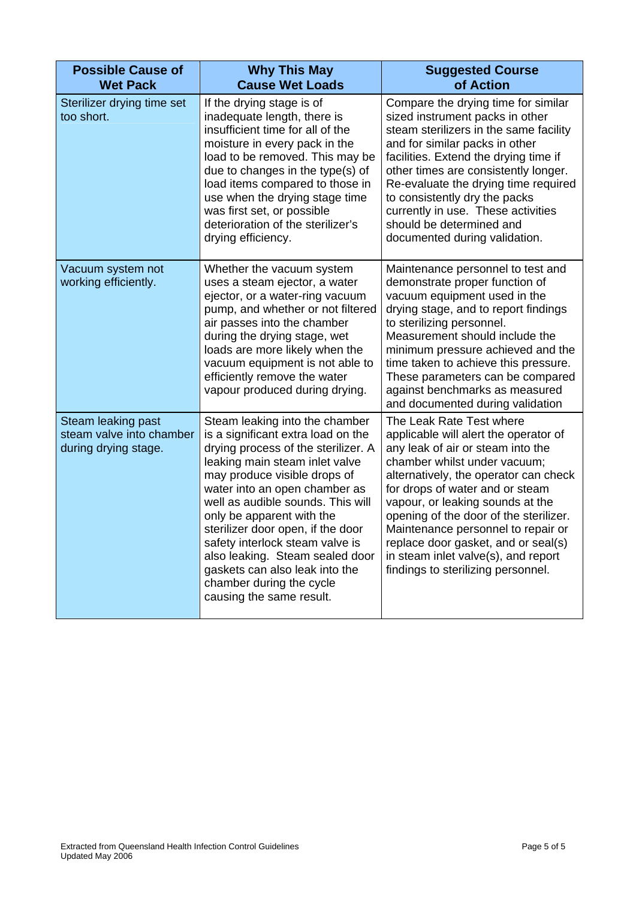| Possible Cause of Wet Pack | Why This May Cause Wet Loads | Suggested Course of Action |
|---|---|---|
| Sterilizer drying time set too short. | If the drying stage is of inadequate length, there is insufficient time for all of the moisture in every pack in the load to be removed. This may be due to changes in the type(s) of load items compared to those in use when the drying stage time was first set, or possible deterioration of the sterilizer's drying efficiency. | Compare the drying time for similar sized instrument packs in other steam sterilizers in the same facility and for similar packs in other facilities. Extend the drying time if other times are consistently longer. Re-evaluate the drying time required to consistently dry the packs currently in use. These activities should be determined and documented during validation. |
| Vacuum system not working efficiently. | Whether the vacuum system uses a steam ejector, a water ejector, or a water-ring vacuum pump, and whether or not filtered air passes into the chamber during the drying stage, wet loads are more likely when the vacuum equipment is not able to efficiently remove the water vapour produced during drying. | Maintenance personnel to test and demonstrate proper function of vacuum equipment used in the drying stage, and to report findings to sterilizing personnel. Measurement should include the minimum pressure achieved and the time taken to achieve this pressure. These parameters can be compared against benchmarks as measured and documented during validation |
| Steam leaking past steam valve into chamber during drying stage. | Steam leaking into the chamber is a significant extra load on the drying process of the sterilizer. A leaking main steam inlet valve may produce visible drops of water into an open chamber as well as audible sounds. This will only be apparent with the sterilizer door open, if the door safety interlock steam valve is also leaking. Steam sealed door gaskets can also leak into the chamber during the cycle causing the same result. | The Leak Rate Test where applicable will alert the operator of any leak of air or steam into the chamber whilst under vacuum; alternatively, the operator can check for drops of water and or steam vapour, or leaking sounds at the opening of the door of the sterilizer. Maintenance personnel to repair or replace door gasket, and or seal(s) in steam inlet valve(s), and report findings to sterilizing personnel. |

Extracted from Queensland Health Infection Control Guidelines
Updated May 2006